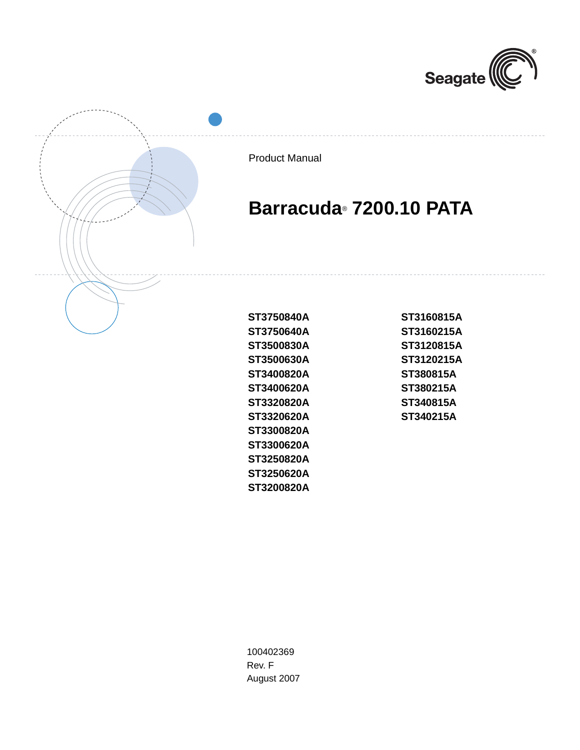Product Manual

# Barracuda® 7200.10 PATA

**ST3750840A**
**ST3750640A**
**ST3500830A**
**ST3500630A**
**ST3400820A**
**ST3400620A**
**ST3320820A**
**ST3320620A**
**ST3300820A**
**ST3300620A**
**ST3250820A**
**ST3250620A**
**ST3200820A**
**ST3160815A**
**ST3160215A**
**ST3120815A**
**ST3120215A**
**ST380815A**
**ST380215A**
**ST340815A**
**ST340215A**

100402369
Rev. F
August 2007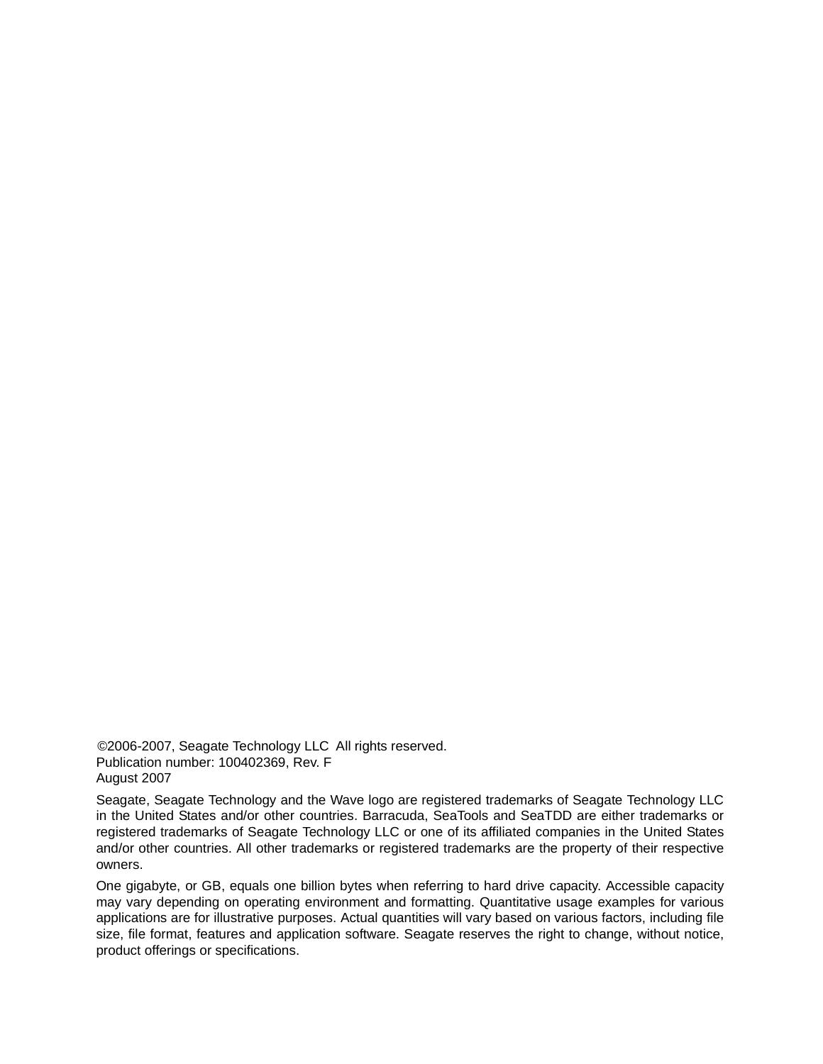©2006-2007, Seagate Technology LLC All rights reserved.
Publication number: 100402369, Rev. F
August 2007

Seagate, Seagate Technology and the Wave logo are registered trademarks of Seagate Technology LLC in the United States and/or other countries. Barracuda, SeaTools and SeaTDD are either trademarks or registered trademarks of Seagate Technology LLC or one of its affiliated companies in the United States and/or other countries. All other trademarks or registered trademarks are the property of their respective owners.

One gigabyte, or GB, equals one billion bytes when referring to hard drive capacity. Accessible capacity may vary depending on operating environment and formatting. Quantitative usage examples for various applications are for illustrative purposes. Actual quantities will vary based on various factors, including file size, file format, features and application software. Seagate reserves the right to change, without notice, product offerings or specifications.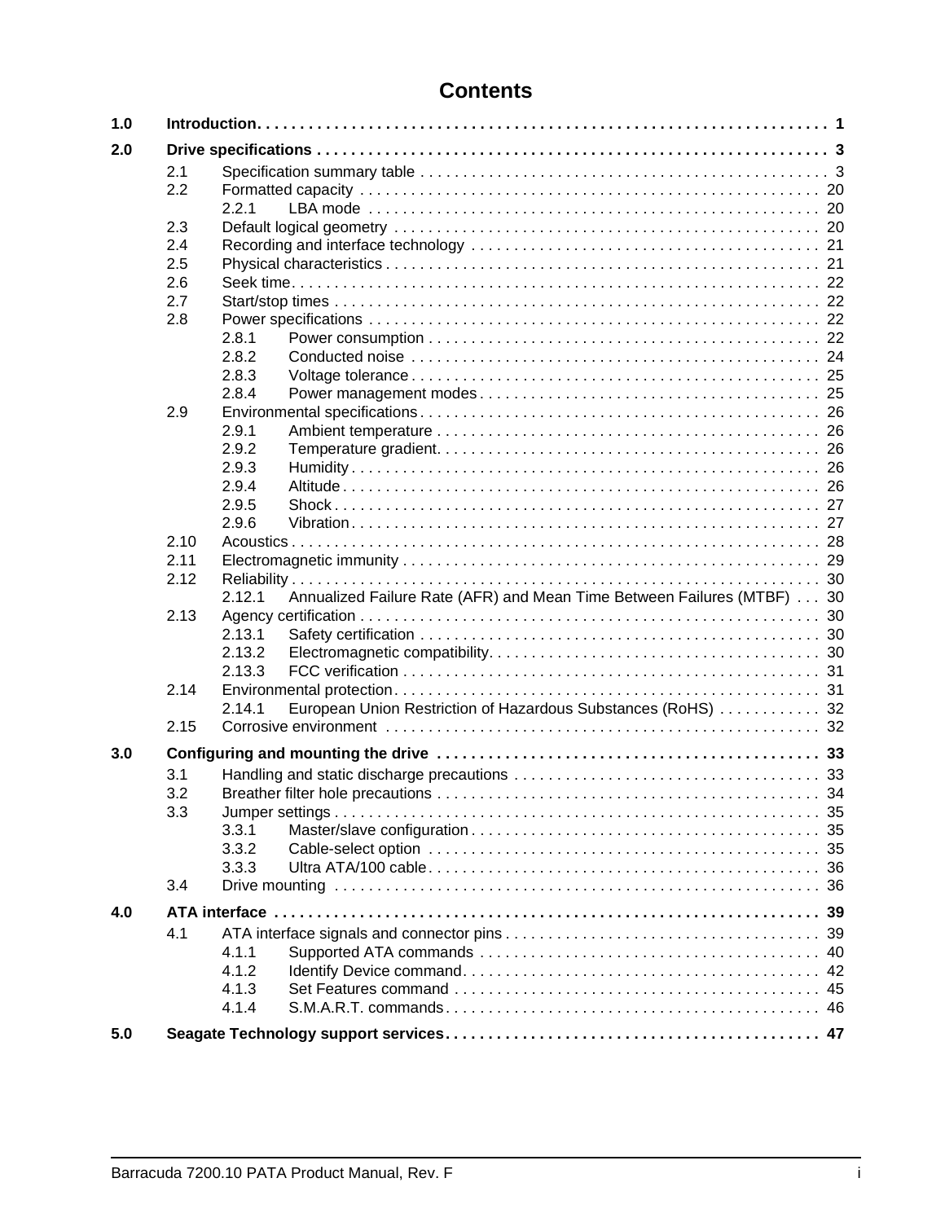# Contents

| | | | |
|---|---|---|---|
| **1.0** | **Introduction** | | **1** |
| **2.0** | **Drive specifications** | | **3** |
| | 2.1 | Specification summary table | 3 |
| | 2.2 | Formatted capacity | 20 |
| | | 2.2.1 LBA mode | 20 |
| | 2.3 | Default logical geometry | 20 |
| | 2.4 | Recording and interface technology | 21 |
| | 2.5 | Physical characteristics | 21 |
| | 2.6 | Seek time | 22 |
| | 2.7 | Start/stop times | 22 |
| | 2.8 | Power specifications | 22 |
| | | 2.8.1 Power consumption | 22 |
| | | 2.8.2 Conducted noise | 24 |
| | | 2.8.3 Voltage tolerance | 25 |
| | | 2.8.4 Power management modes | 25 |
| | 2.9 | Environmental specifications | 26 |
| | | 2.9.1 Ambient temperature | 26 |
| | | 2.9.2 Temperature gradient | 26 |
| | | 2.9.3 Humidity | 26 |
| | | 2.9.4 Altitude | 26 |
| | | 2.9.5 Shock | 27 |
| | | 2.9.6 Vibration | 27 |
| | 2.10 | Acoustics | 28 |
| | 2.11 | Electromagnetic immunity | 29 |
| | 2.12 | Reliability | 30 |
| | | 2.12.1 Annualized Failure Rate (AFR) and Mean Time Between Failures (MTBF) | 30 |
| | 2.13 | Agency certification | 30 |
| | | 2.13.1 Safety certification | 30 |
| | | 2.13.2 Electromagnetic compatibility | 30 |
| | | 2.13.3 FCC verification | 31 |
| | 2.14 | Environmental protection | 31 |
| | | 2.14.1 European Union Restriction of Hazardous Substances (RoHS) | 32 |
| | 2.15 | Corrosive environment | 32 |
| **3.0** | **Configuring and mounting the drive** | | **33** |
| | 3.1 | Handling and static discharge precautions | 33 |
| | 3.2 | Breather filter hole precautions | 34 |
| | 3.3 | Jumper settings | 35 |
| | | 3.3.1 Master/slave configuration | 35 |
| | | 3.3.2 Cable-select option | 35 |
| | | 3.3.3 Ultra ATA/100 cable | 36 |
| | 3.4 | Drive mounting | 36 |
| **4.0** | **ATA interface** | | **39** |
| | 4.1 | ATA interface signals and connector pins | 39 |
| | | 4.1.1 Supported ATA commands | 40 |
| | | 4.1.2 Identify Device command | 42 |
| | | 4.1.3 Set Features command | 45 |
| | | 4.1.4 S.M.A.R.T. commands | 46 |
| **5.0** | **Seagate Technology support services** | | **47** |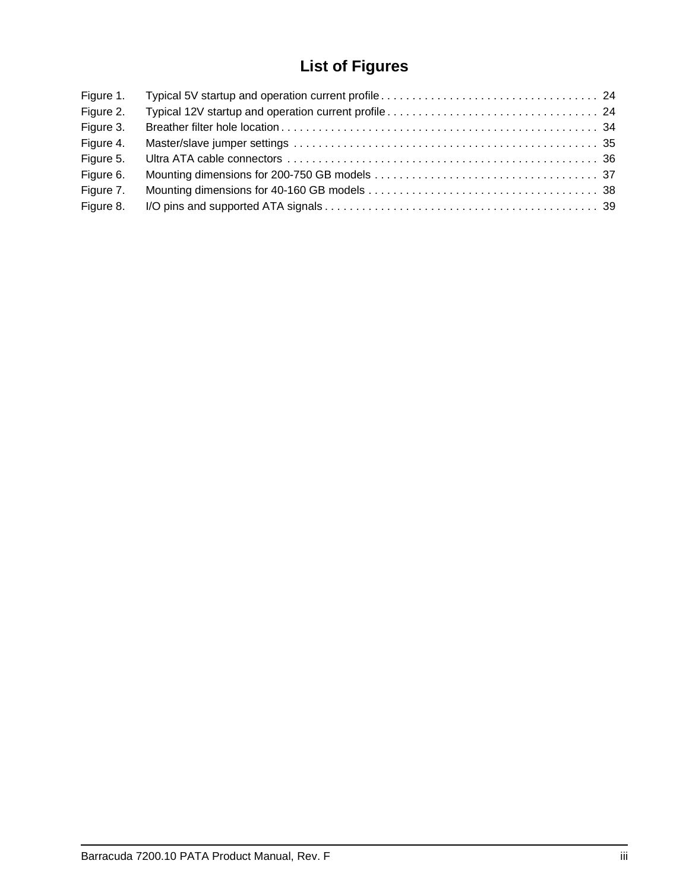# List of Figures

| | | |
|---|---|---|
| Figure 1. | Typical 5V startup and operation current profile | 24 |
| Figure 2. | Typical 12V startup and operation current profile | 24 |
| Figure 3. | Breather filter hole location | 34 |
| Figure 4. | Master/slave jumper settings | 35 |
| Figure 5. | Ultra ATA cable connectors | 36 |
| Figure 6. | Mounting dimensions for 200-750 GB models | 37 |
| Figure 7. | Mounting dimensions for 40-160 GB models | 38 |
| Figure 8. | I/O pins and supported ATA signals | 39 |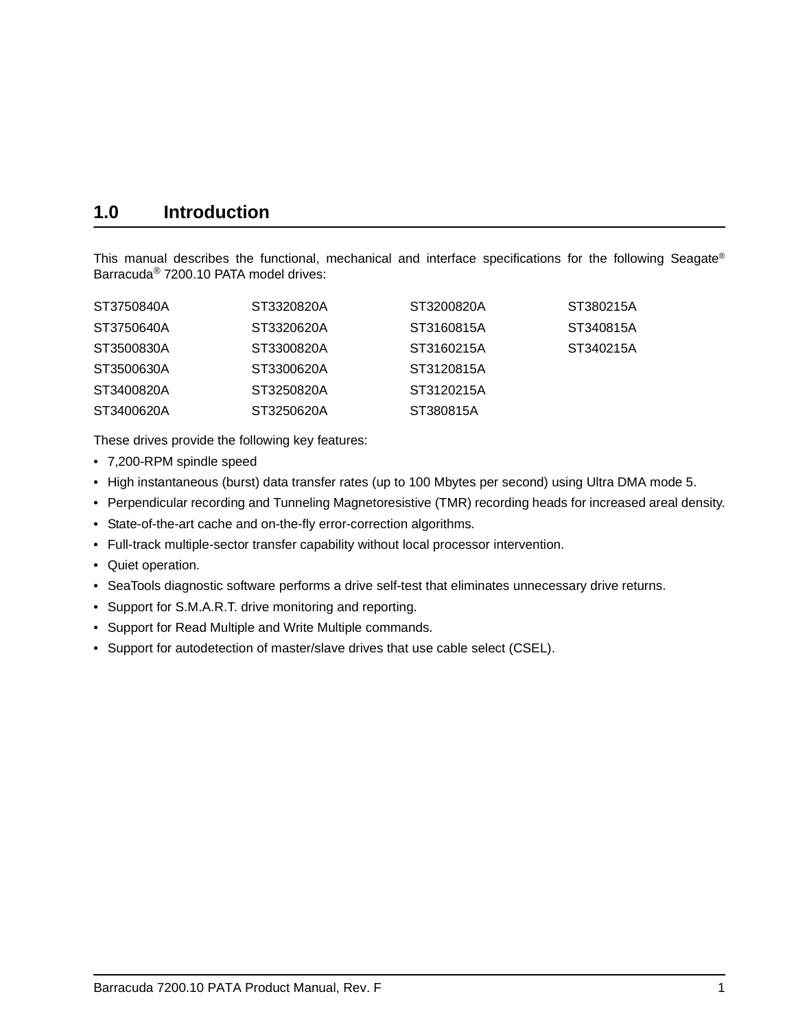# 1.0 Introduction

This manual describes the functional, mechanical and interface specifications for the following Seagate® Barracuda® 7200.10 PATA model drives:

| | | | |
|---|---|---|---|
| ST3750840A | ST3320820A | ST3200820A | ST380215A |
| ST3750640A | ST3320620A | ST3160815A | ST340815A |
| ST3500830A | ST3300820A | ST3160215A | ST340215A |
| ST3500630A | ST3300620A | ST3120815A | |
| ST3400820A | ST3250820A | ST3120215A | |
| ST3400620A | ST3250620A | ST380815A | |

These drives provide the following key features:

- 7,200-RPM spindle speed
- High instantaneous (burst) data transfer rates (up to 100 Mbytes per second) using Ultra DMA mode 5.
- Perpendicular recording and Tunneling Magnetoresistive (TMR) recording heads for increased areal density.
- State-of-the-art cache and on-the-fly error-correction algorithms.
- Full-track multiple-sector transfer capability without local processor intervention.
- Quiet operation.
- SeaTools diagnostic software performs a drive self-test that eliminates unnecessary drive returns.
- Support for S.M.A.R.T. drive monitoring and reporting.
- Support for Read Multiple and Write Multiple commands.
- Support for autodetection of master/slave drives that use cable select (CSEL).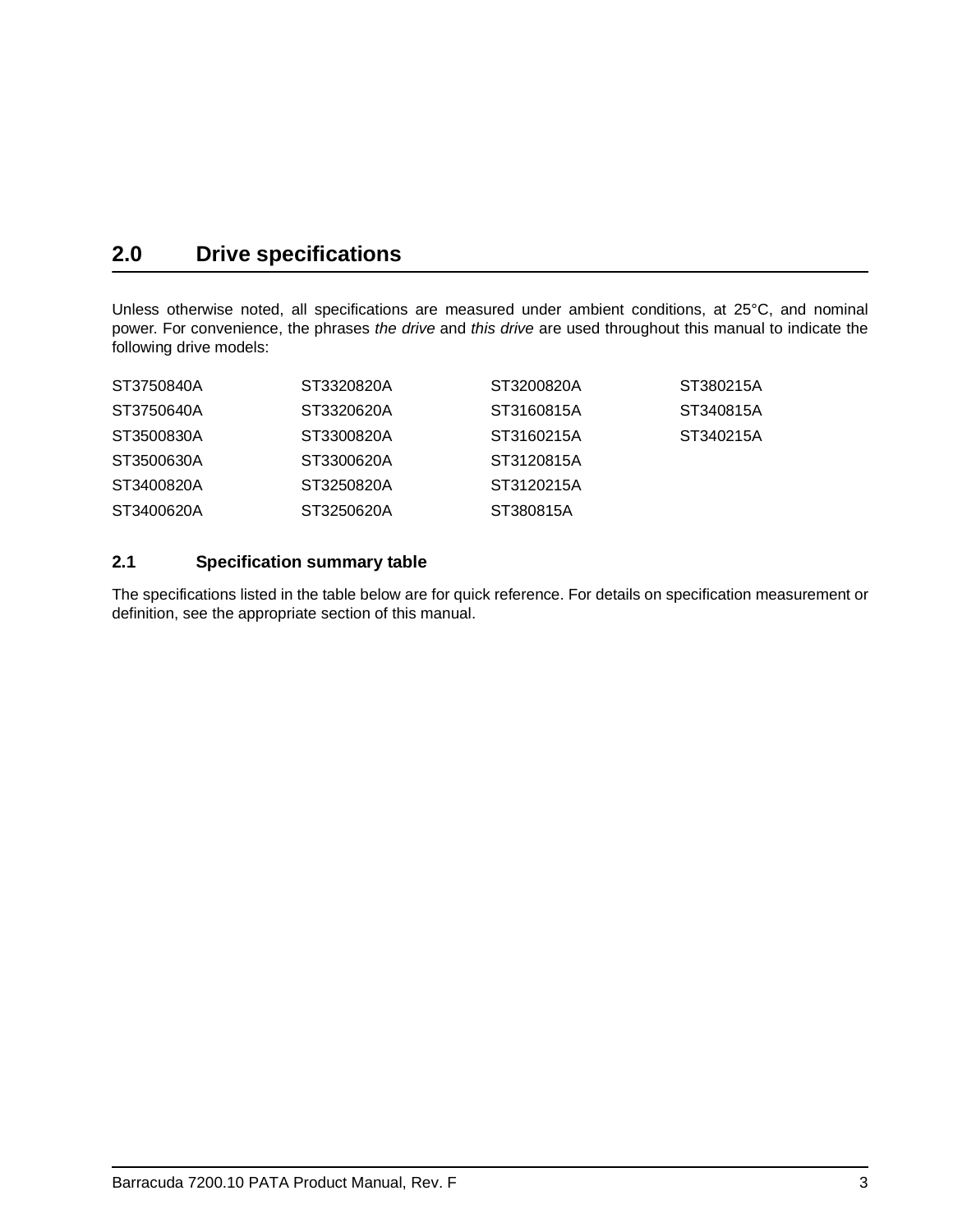## 2.0 Drive specifications

Unless otherwise noted, all specifications are measured under ambient conditions, at 25°C, and nominal power. For convenience, the phrases *the drive* and *this drive* are used throughout this manual to indicate the following drive models:

| | | | |
|---|---|---|---|
| ST3750840A | ST3320820A | ST3200820A | ST380215A |
| ST3750640A | ST3320620A | ST3160815A | ST340815A |
| ST3500830A | ST3300820A | ST3160215A | ST340215A |
| ST3500630A | ST3300620A | ST3120815A | |
| ST3400820A | ST3250820A | ST3120215A | |
| ST3400620A | ST3250620A | ST380815A | |

### 2.1 Specification summary table

The specifications listed in the table below are for quick reference. For details on specification measurement or definition, see the appropriate section of this manual.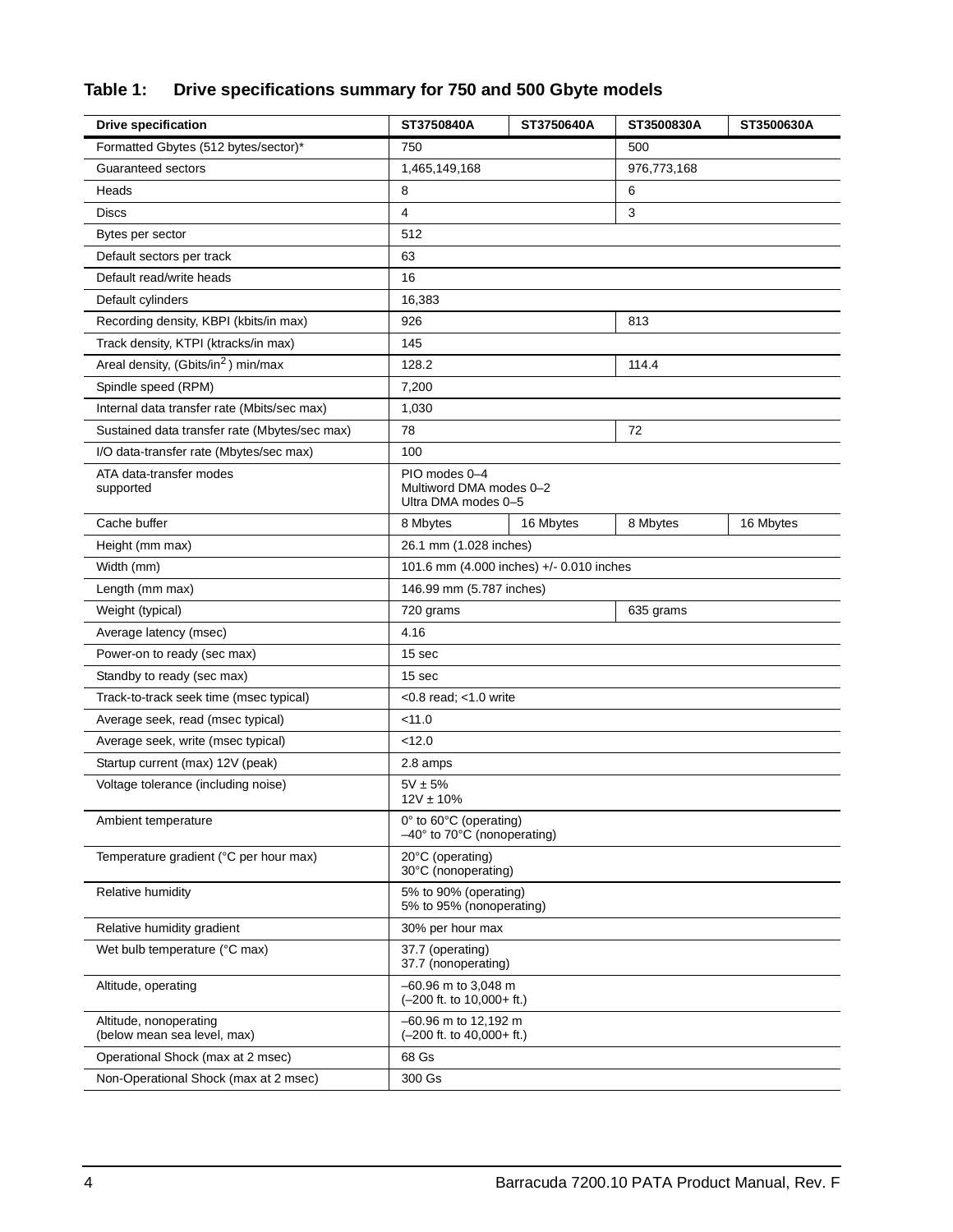### Table 1: Drive specifications summary for 750 and 500 Gbyte models

| Drive specification | ST3750840A | ST3750640A | ST3500830A | ST3500630A |
|---|---|---|---|---|
| Formatted Gbytes (512 bytes/sector)* | 750 | | 500 | |
| Guaranteed sectors | 1,465,149,168 | | 976,773,168 | |
| Heads | 8 | | 6 | |
| Discs | 4 | | 3 | |
| Bytes per sector | 512 | | | |
| Default sectors per track | 63 | | | |
| Default read/write heads | 16 | | | |
| Default cylinders | 16,383 | | | |
| Recording density, KBPI (kbits/in max) | 926 | | 813 | |
| Track density, KTPI (ktracks/in max) | 145 | | | |
| Areal density, (Gbits/in$^2$) min/max | 128.2 | | 114.4 | |
| Spindle speed (RPM) | 7,200 | | | |
| Internal data transfer rate (Mbits/sec max) | 1,030 | | | |
| Sustained data transfer rate (Mbytes/sec max) | 78 | | 72 | |
| I/O data-transfer rate (Mbytes/sec max) | 100 | | | |
| ATA data-transfer modes supported | PIO modes 0–4<br>Multiword DMA modes 0–2<br>Ultra DMA modes 0–5 | | | |
| Cache buffer | 8 Mbytes | 16 Mbytes | 8 Mbytes | 16 Mbytes |
| Height (mm max) | 26.1 mm (1.028 inches) | | | |
| Width (mm) | 101.6 mm (4.000 inches) +/- 0.010 inches | | | |
| Length (mm max) | 146.99 mm (5.787 inches) | | | |
| Weight (typical) | 720 grams | | 635 grams | |
| Average latency (msec) | 4.16 | | | |
| Power-on to ready (sec max) | 15 sec | | | |
| Standby to ready (sec max) | 15 sec | | | |
| Track-to-track seek time (msec typical) | <0.8 read; <1.0 write | | | |
| Average seek, read (msec typical) | <11.0 | | | |
| Average seek, write (msec typical) | <12.0 | | | |
| Startup current (max) 12V (peak) | 2.8 amps | | | |
| Voltage tolerance (including noise) | 5V ± 5%<br>12V ± 10% | | | |
| Ambient temperature | 0° to 60°C (operating)<br>–40° to 70°C (nonoperating) | | | |
| Temperature gradient (°C per hour max) | 20°C (operating)<br>30°C (nonoperating) | | | |
| Relative humidity | 5% to 90% (operating)<br>5% to 95% (nonoperating) | | | |
| Relative humidity gradient | 30% per hour max | | | |
| Wet bulb temperature (°C max) | 37.7 (operating)<br>37.7 (nonoperating) | | | |
| Altitude, operating | –60.96 m to 3,048 m<br>(–200 ft. to 10,000+ ft.) | | | |
| Altitude, nonoperating (below mean sea level, max) | –60.96 m to 12,192 m<br>(–200 ft. to 40,000+ ft.) | | | |
| Operational Shock (max at 2 msec) | 68 Gs | | | |
| Non-Operational Shock (max at 2 msec) | 300 Gs | | | |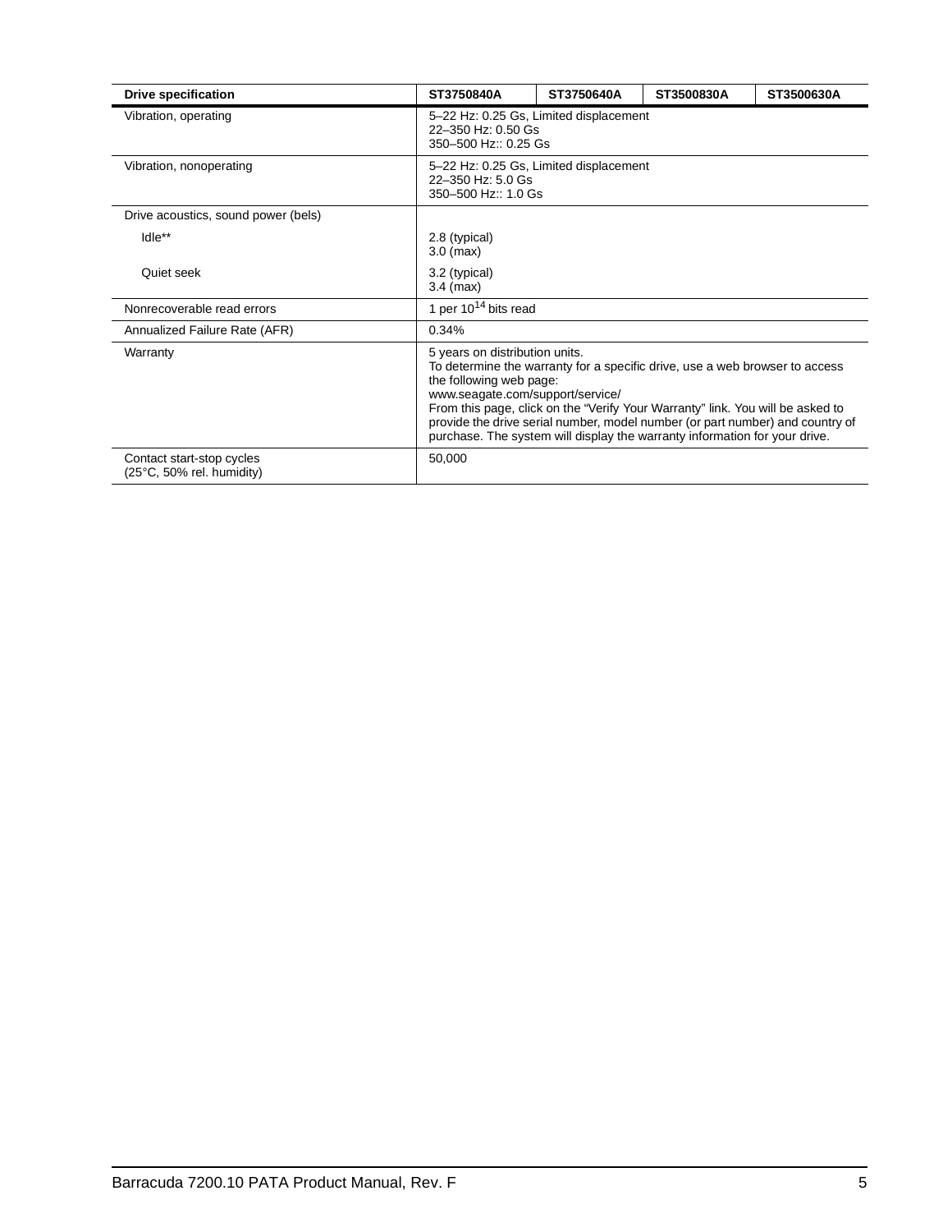| Drive specification | ST3750840A | ST3750640A | ST3500830A | ST3500630A |
|---|---|---|---|---|
| Vibration, operating | 5–22 Hz: 0.25 Gs, Limited displacement<br>22–350 Hz: 0.50 Gs<br>350–500 Hz:: 0.25 Gs | | | |
| Vibration, nonoperating | 5–22 Hz: 0.25 Gs, Limited displacement<br>22–350 Hz: 5.0 Gs<br>350–500 Hz:: 1.0 Gs | | | |
| Drive acoustics, sound power (bels) | | | | |
| Idle** | 2.8 (typical)<br>3.0 (max) | | | |
| Quiet seek | 3.2 (typical)<br>3.4 (max) | | | |
| Nonrecoverable read errors | 1 per $10^{14}$ bits read | | | |
| Annualized Failure Rate (AFR) | 0.34% | | | |
| Warranty | 5 years on distribution units.<br>To determine the warranty for a specific drive, use a web browser to access the following web page:<br>www.seagate.com/support/service/<br>From this page, click on the "Verify Your Warranty" link. You will be asked to provide the drive serial number, model number (or part number) and country of purchase. The system will display the warranty information for your drive. | | | |
| Contact start-stop cycles (25°C, 50% rel. humidity) | 50,000 | | | |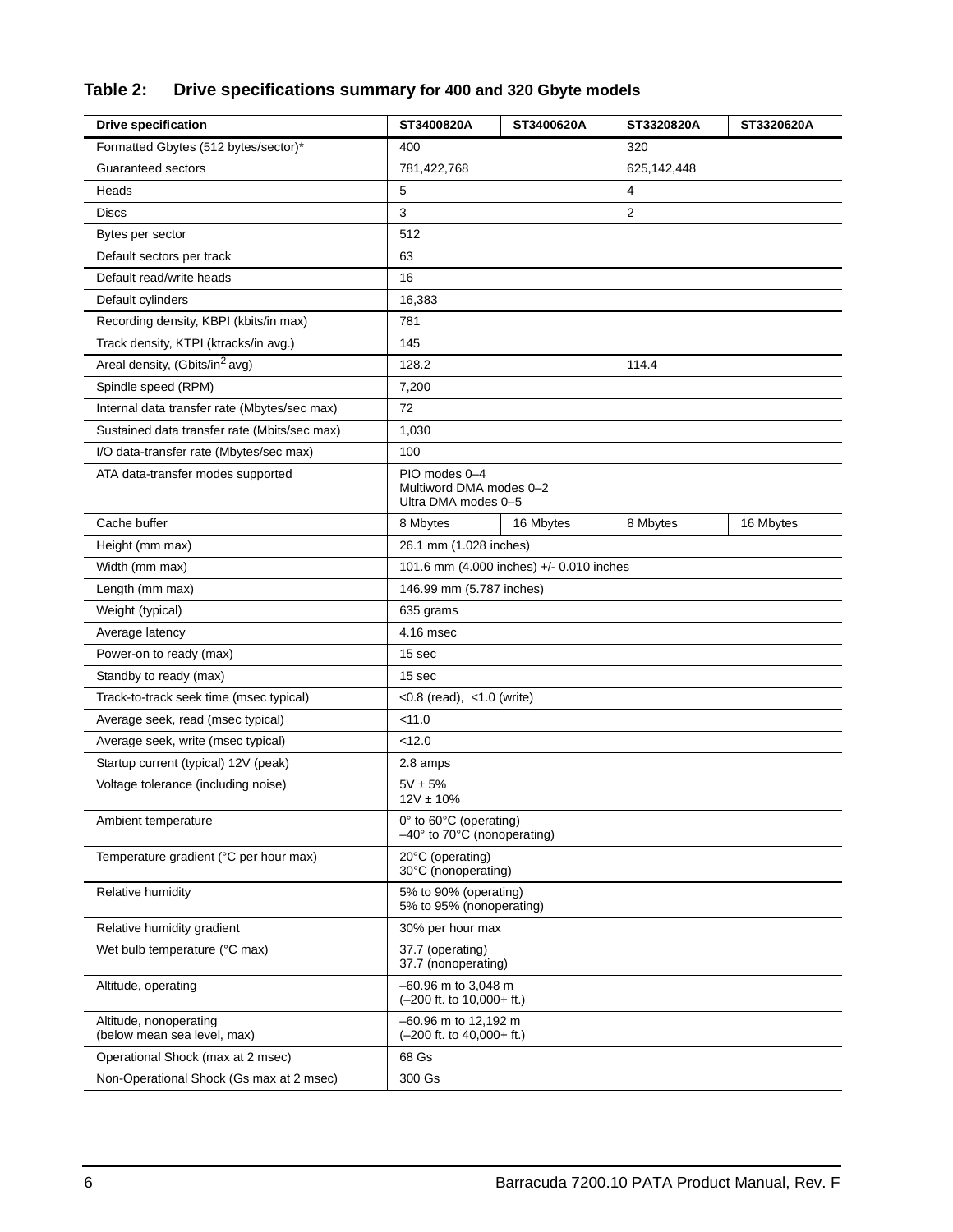**Table 2: Drive specifications summary for 400 and 320 Gbyte models**

| Drive specification | ST3400820A | ST3400620A | ST3320820A | ST3320620A |
|---|---|---|---|---|
| Formatted Gbytes (512 bytes/sector)* | 400 | | 320 | |
| Guaranteed sectors | 781,422,768 | | 625,142,448 | |
| Heads | 5 | | 4 | |
| Discs | 3 | | 2 | |
| Bytes per sector | 512 | | | |
| Default sectors per track | 63 | | | |
| Default read/write heads | 16 | | | |
| Default cylinders | 16,383 | | | |
| Recording density, KBPI (kbits/in max) | 781 | | | |
| Track density, KTPI (ktracks/in avg.) | 145 | | | |
| Areal density, (Gbits/in$^2$ avg) | 128.2 | | 114.4 | |
| Spindle speed (RPM) | 7,200 | | | |
| Internal data transfer rate (Mbytes/sec max) | 72 | | | |
| Sustained data transfer rate (Mbits/sec max) | 1,030 | | | |
| I/O data-transfer rate (Mbytes/sec max) | 100 | | | |
| ATA data-transfer modes supported | PIO modes 0–4<br>Multiword DMA modes 0–2<br>Ultra DMA modes 0–5 | | | |
| Cache buffer | 8 Mbytes | 16 Mbytes | 8 Mbytes | 16 Mbytes |
| Height (mm max) | 26.1 mm (1.028 inches) | | | |
| Width (mm max) | 101.6 mm (4.000 inches) +/- 0.010 inches | | | |
| Length (mm max) | 146.99 mm (5.787 inches) | | | |
| Weight (typical) | 635 grams | | | |
| Average latency | 4.16 msec | | | |
| Power-on to ready (max) | 15 sec | | | |
| Standby to ready (max) | 15 sec | | | |
| Track-to-track seek time (msec typical) | <0.8 (read), <1.0 (write) | | | |
| Average seek, read (msec typical) | <11.0 | | | |
| Average seek, write (msec typical) | <12.0 | | | |
| Startup current (typical) 12V (peak) | 2.8 amps | | | |
| Voltage tolerance (including noise) | 5V ± 5%<br>12V ± 10% | | | |
| Ambient temperature | 0° to 60°C (operating)<br>–40° to 70°C (nonoperating) | | | |
| Temperature gradient (°C per hour max) | 20°C (operating)<br>30°C (nonoperating) | | | |
| Relative humidity | 5% to 90% (operating)<br>5% to 95% (nonoperating) | | | |
| Relative humidity gradient | 30% per hour max | | | |
| Wet bulb temperature (°C max) | 37.7 (operating)<br>37.7 (nonoperating) | | | |
| Altitude, operating | –60.96 m to 3,048 m<br>(–200 ft. to 10,000+ ft.) | | | |
| Altitude, nonoperating<br>(below mean sea level, max) | –60.96 m to 12,192 m<br>(–200 ft. to 40,000+ ft.) | | | |
| Operational Shock (max at 2 msec) | 68 Gs | | | |
| Non-Operational Shock (Gs max at 2 msec) | 300 Gs | | | |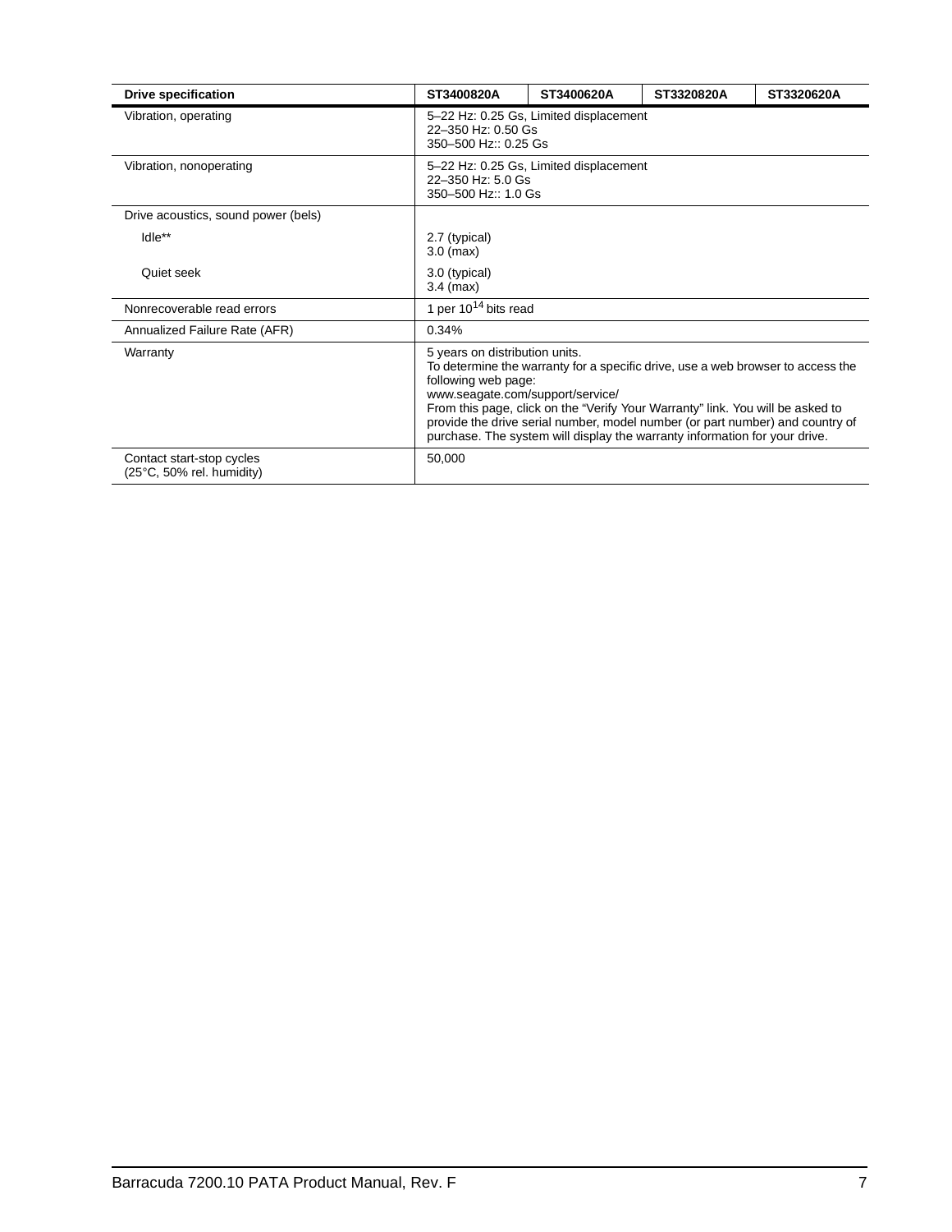| Drive specification | ST3400820A | ST3400620A | ST3320820A | ST3320620A |
|---|---|---|---|---|
| Vibration, operating | 5–22 Hz: 0.25 Gs, Limited displacement<br>22–350 Hz: 0.50 Gs<br>350–500 Hz:: 0.25 Gs | | | |
| Vibration, nonoperating | 5–22 Hz: 0.25 Gs, Limited displacement<br>22–350 Hz: 5.0 Gs<br>350–500 Hz:: 1.0 Gs | | | |
| Drive acoustics, sound power (bels) | | | | |
| Idle** | 2.7 (typical)<br>3.0 (max) | | | |
| Quiet seek | 3.0 (typical)<br>3.4 (max) | | | |
| Nonrecoverable read errors | 1 per $10^{14}$ bits read | | | |
| Annualized Failure Rate (AFR) | 0.34% | | | |
| Warranty | 5 years on distribution units.<br>To determine the warranty for a specific drive, use a web browser to access the following web page:<br>www.seagate.com/support/service/<br>From this page, click on the “Verify Your Warranty” link. You will be asked to provide the drive serial number, model number (or part number) and country of purchase. The system will display the warranty information for your drive. | | | |
| Contact start-stop cycles<br>(25°C, 50% rel. humidity) | 50,000 | | | |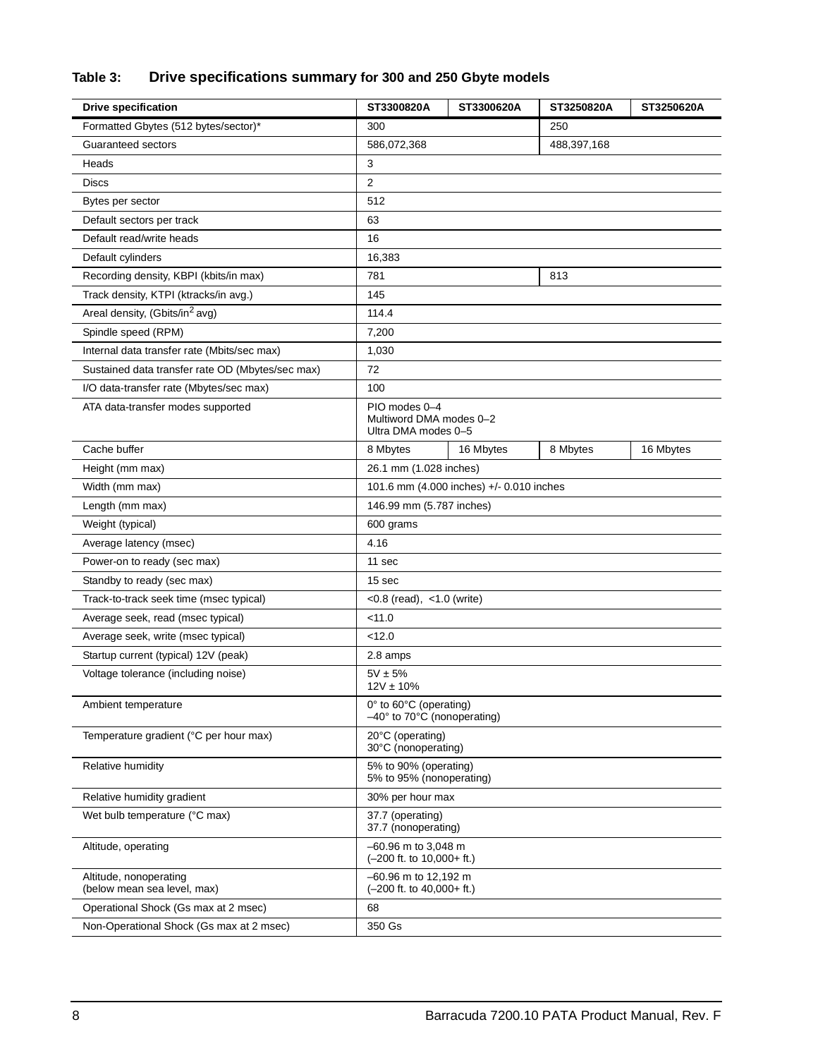**Table 3: Drive specifications summary for 300 and 250 Gbyte models**

| Drive specification | ST3300820A | ST3300620A | ST3250820A | ST3250620A |
|---|---|---|---|---|
| Formatted Gbytes (512 bytes/sector)* | 300 | | 250 | |
| Guaranteed sectors | 586,072,368 | | 488,397,168 | |
| Heads | 3 | | | |
| Discs | 2 | | | |
| Bytes per sector | 512 | | | |
| Default sectors per track | 63 | | | |
| Default read/write heads | 16 | | | |
| Default cylinders | 16,383 | | | |
| Recording density, KBPI (kbits/in max) | 781 | | 813 | |
| Track density, KTPI (ktracks/in avg.) | 145 | | | |
| Areal density, (Gbits/in$^2$ avg) | 114.4 | | | |
| Spindle speed (RPM) | 7,200 | | | |
| Internal data transfer rate (Mbits/sec max) | 1,030 | | | |
| Sustained data transfer rate OD (Mbytes/sec max) | 72 | | | |
| I/O data-transfer rate (Mbytes/sec max) | 100 | | | |
| ATA data-transfer modes supported | PIO modes 0–4<br>Multiword DMA modes 0–2<br>Ultra DMA modes 0–5 | | | |
| Cache buffer | 8 Mbytes | 16 Mbytes | 8 Mbytes | 16 Mbytes |
| Height (mm max) | 26.1 mm (1.028 inches) | | | |
| Width (mm max) | 101.6 mm (4.000 inches) +/- 0.010 inches | | | |
| Length (mm max) | 146.99 mm (5.787 inches) | | | |
| Weight (typical) | 600 grams | | | |
| Average latency (msec) | 4.16 | | | |
| Power-on to ready (sec max) | 11 sec | | | |
| Standby to ready (sec max) | 15 sec | | | |
| Track-to-track seek time (msec typical) | <0.8 (read), <1.0 (write) | | | |
| Average seek, read (msec typical) | <11.0 | | | |
| Average seek, write (msec typical) | <12.0 | | | |
| Startup current (typical) 12V (peak) | 2.8 amps | | | |
| Voltage tolerance (including noise) | 5V ± 5%<br>12V ± 10% | | | |
| Ambient temperature | 0° to 60°C (operating)<br>–40° to 70°C (nonoperating) | | | |
| Temperature gradient (°C per hour max) | 20°C (operating)<br>30°C (nonoperating) | | | |
| Relative humidity | 5% to 90% (operating)<br>5% to 95% (nonoperating) | | | |
| Relative humidity gradient | 30% per hour max | | | |
| Wet bulb temperature (°C max) | 37.7 (operating)<br>37.7 (nonoperating) | | | |
| Altitude, operating | –60.96 m to 3,048 m<br>(–200 ft. to 10,000+ ft.) | | | |
| Altitude, nonoperating<br>(below mean sea level, max) | –60.96 m to 12,192 m<br>(–200 ft. to 40,000+ ft.) | | | |
| Operational Shock (Gs max at 2 msec) | 68 | | | |
| Non-Operational Shock (Gs max at 2 msec) | 350 Gs | | | |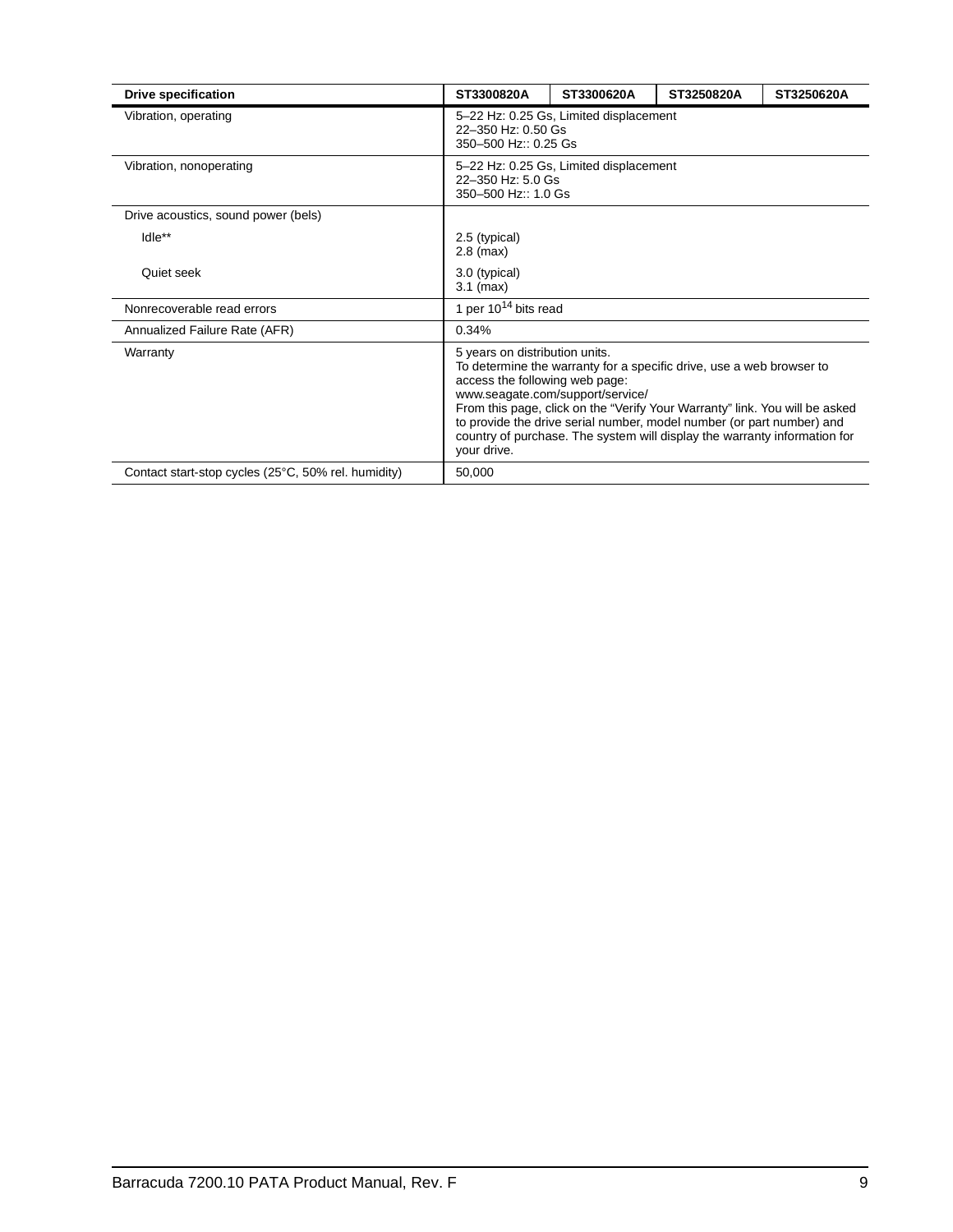| Drive specification | ST3300820A | ST3300620A | ST3250820A | ST3250620A |
|---|---|---|---|---|
| Vibration, operating | 5–22 Hz: 0.25 Gs, Limited displacement<br>22–350 Hz: 0.50 Gs<br>350–500 Hz:: 0.25 Gs | | | |
| Vibration, nonoperating | 5–22 Hz: 0.25 Gs, Limited displacement<br>22–350 Hz: 5.0 Gs<br>350–500 Hz:: 1.0 Gs | | | |
| Drive acoustics, sound power (bels) | | | | |
| Idle** | 2.5 (typical)<br>2.8 (max) | | | |
| Quiet seek | 3.0 (typical)<br>3.1 (max) | | | |
| Nonrecoverable read errors | 1 per $10^{14}$ bits read | | | |
| Annualized Failure Rate (AFR) | 0.34% | | | |
| Warranty | 5 years on distribution units.<br>To determine the warranty for a specific drive, use a web browser to access the following web page:<br>www.seagate.com/support/service/<br>From this page, click on the “Verify Your Warranty” link. You will be asked to provide the drive serial number, model number (or part number) and country of purchase. The system will display the warranty information for your drive. | | | |
| Contact start-stop cycles (25°C, 50% rel. humidity) | 50,000 | | | |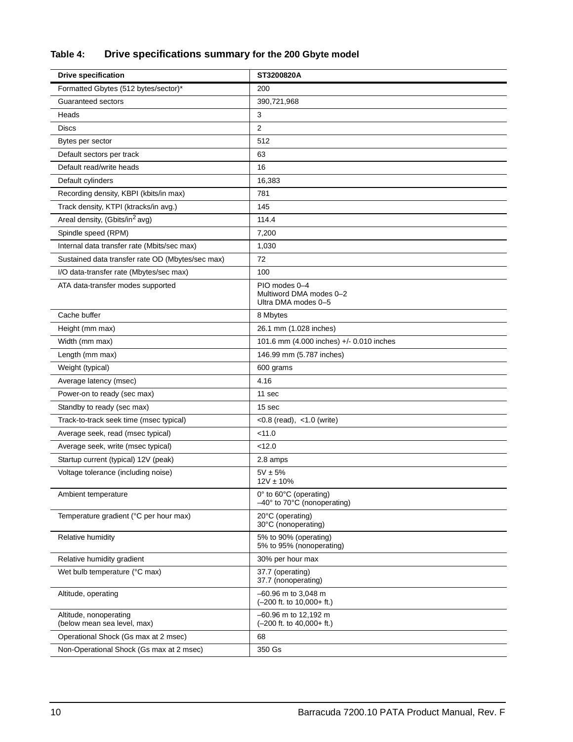**Table 4: Drive specifications summary for the 200 Gbyte model**

| Drive specification | ST3200820A |
| --- | --- |
| Formatted Gbytes (512 bytes/sector)* | 200 |
| Guaranteed sectors | 390,721,968 |
| Heads | 3 |
| Discs | 2 |
| Bytes per sector | 512 |
| Default sectors per track | 63 |
| Default read/write heads | 16 |
| Default cylinders | 16,383 |
| Recording density, KBPI (kbits/in max) | 781 |
| Track density, KTPI (ktracks/in avg.) | 145 |
| Areal density, (Gbits/in$^2$ avg) | 114.4 |
| Spindle speed (RPM) | 7,200 |
| Internal data transfer rate (Mbits/sec max) | 1,030 |
| Sustained data transfer rate OD (Mbytes/sec max) | 72 |
| I/O data-transfer rate (Mbytes/sec max) | 100 |
| ATA data-transfer modes supported | PIO modes 0–4<br>Multiword DMA modes 0–2<br>Ultra DMA modes 0–5 |
| Cache buffer | 8 Mbytes |
| Height (mm max) | 26.1 mm (1.028 inches) |
| Width (mm max) | 101.6 mm (4.000 inches) +/- 0.010 inches |
| Length (mm max) | 146.99 mm (5.787 inches) |
| Weight (typical) | 600 grams |
| Average latency (msec) | 4.16 |
| Power-on to ready (sec max) | 11 sec |
| Standby to ready (sec max) | 15 sec |
| Track-to-track seek time (msec typical) | <0.8 (read), <1.0 (write) |
| Average seek, read (msec typical) | <11.0 |
| Average seek, write (msec typical) | <12.0 |
| Startup current (typical) 12V (peak) | 2.8 amps |
| Voltage tolerance (including noise) | 5V ± 5%<br>12V ± 10% |
| Ambient temperature | 0° to 60°C (operating)<br>–40° to 70°C (nonoperating) |
| Temperature gradient (°C per hour max) | 20°C (operating)<br>30°C (nonoperating) |
| Relative humidity | 5% to 90% (operating)<br>5% to 95% (nonoperating) |
| Relative humidity gradient | 30% per hour max |
| Wet bulb temperature (°C max) | 37.7 (operating)<br>37.7 (nonoperating) |
| Altitude, operating | –60.96 m to 3,048 m<br>(–200 ft. to 10,000+ ft.) |
| Altitude, nonoperating<br>(below mean sea level, max) | –60.96 m to 12,192 m<br>(–200 ft. to 40,000+ ft.) |
| Operational Shock (Gs max at 2 msec) | 68 |
| Non-Operational Shock (Gs max at 2 msec) | 350 Gs |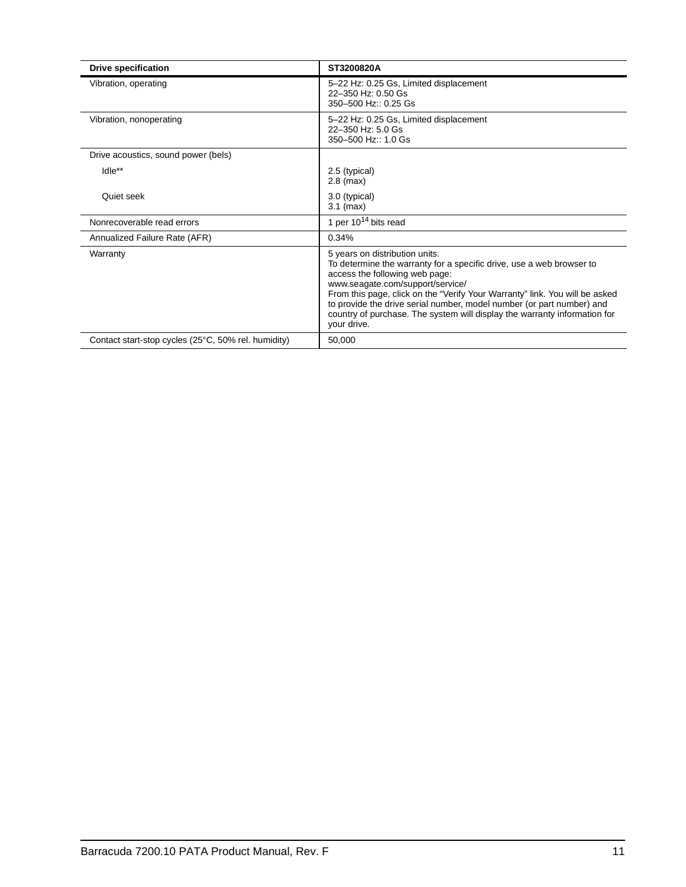| Drive specification | ST3200820A |
|---|---|
| Vibration, operating | 5–22 Hz: 0.25 Gs, Limited displacement<br>22–350 Hz: 0.50 Gs<br>350–500 Hz:: 0.25 Gs |
| Vibration, nonoperating | 5–22 Hz: 0.25 Gs, Limited displacement<br>22–350 Hz: 5.0 Gs<br>350–500 Hz:: 1.0 Gs |
| Drive acoustics, sound power (bels) | |
| Idle** | 2.5 (typical)<br>2.8 (max) |
| Quiet seek | 3.0 (typical)<br>3.1 (max) |
| Nonrecoverable read errors | 1 per $10^{14}$ bits read |
| Annualized Failure Rate (AFR) | 0.34% |
| Warranty | 5 years on distribution units.<br>To determine the warranty for a specific drive, use a web browser to access the following web page:<br>www.seagate.com/support/service/<br>From this page, click on the “Verify Your Warranty” link. You will be asked to provide the drive serial number, model number (or part number) and country of purchase. The system will display the warranty information for your drive. |
| Contact start-stop cycles (25°C, 50% rel. humidity) | 50,000 |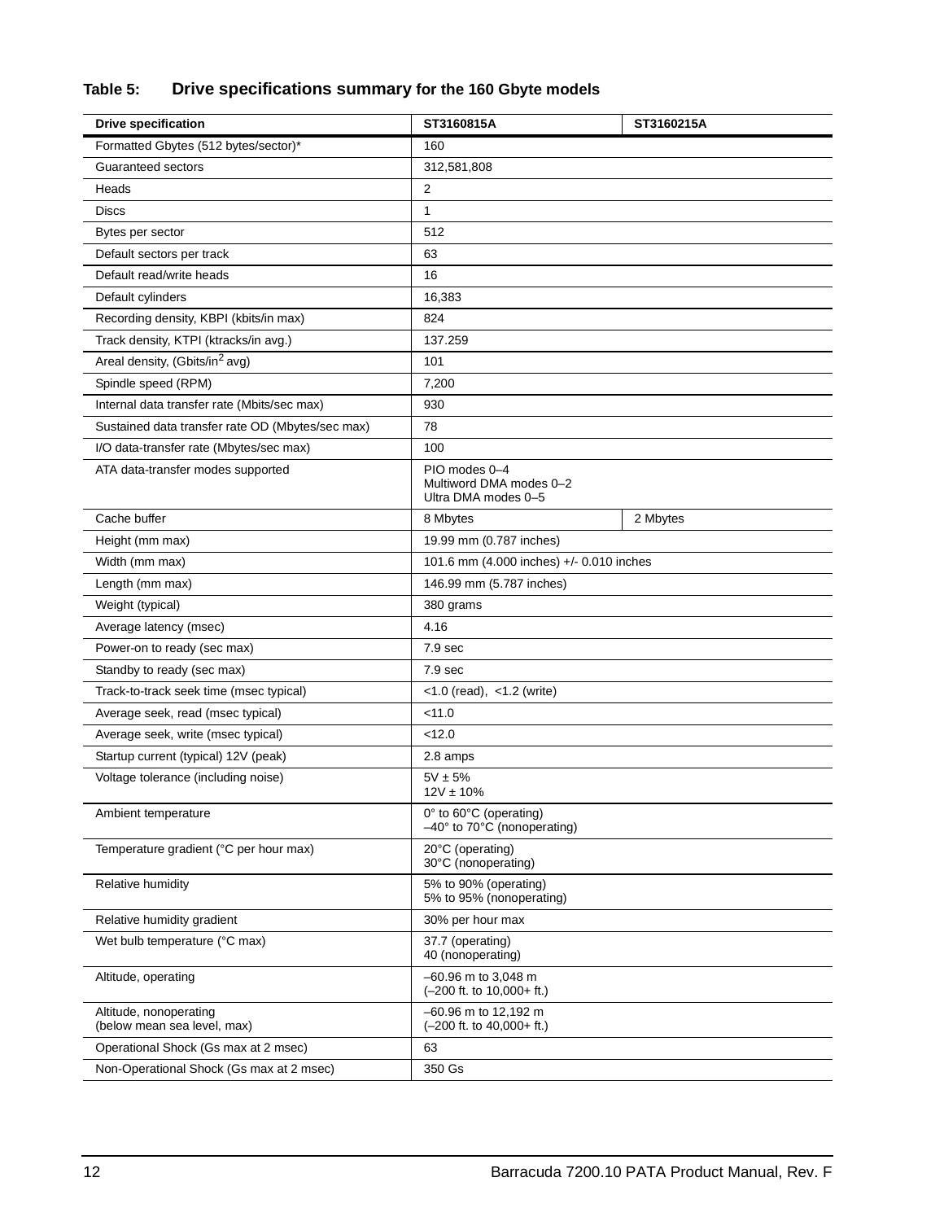**Table 5: Drive specifications summary for the 160 Gbyte models**

| Drive specification | ST3160815A | ST3160215A |
|---|---|---|
| Formatted Gbytes (512 bytes/sector)* | 160 | |
| Guaranteed sectors | 312,581,808 | |
| Heads | 2 | |
| Discs | 1 | |
| Bytes per sector | 512 | |
| Default sectors per track | 63 | |
| Default read/write heads | 16 | |
| Default cylinders | 16,383 | |
| Recording density, KBPI (kbits/in max) | 824 | |
| Track density, KTPI (ktracks/in avg.) | 137.259 | |
| Areal density, (Gbits/in$^2$ avg) | 101 | |
| Spindle speed (RPM) | 7,200 | |
| Internal data transfer rate (Mbits/sec max) | 930 | |
| Sustained data transfer rate OD (Mbytes/sec max) | 78 | |
| I/O data-transfer rate (Mbytes/sec max) | 100 | |
| ATA data-transfer modes supported | PIO modes 0–4<br>Multiword DMA modes 0–2<br>Ultra DMA modes 0–5 | |
| Cache buffer | 8 Mbytes | 2 Mbytes |
| Height (mm max) | 19.99 mm (0.787 inches) | |
| Width (mm max) | 101.6 mm (4.000 inches) +/- 0.010 inches | |
| Length (mm max) | 146.99 mm (5.787 inches) | |
| Weight (typical) | 380 grams | |
| Average latency (msec) | 4.16 | |
| Power-on to ready (sec max) | 7.9 sec | |
| Standby to ready (sec max) | 7.9 sec | |
| Track-to-track seek time (msec typical) | <1.0 (read), <1.2 (write) | |
| Average seek, read (msec typical) | <11.0 | |
| Average seek, write (msec typical) | <12.0 | |
| Startup current (typical) 12V (peak) | 2.8 amps | |
| Voltage tolerance (including noise) | 5V ± 5%<br>12V ± 10% | |
| Ambient temperature | 0° to 60°C (operating)<br>–40° to 70°C (nonoperating) | |
| Temperature gradient (°C per hour max) | 20°C (operating)<br>30°C (nonoperating) | |
| Relative humidity | 5% to 90% (operating)<br>5% to 95% (nonoperating) | |
| Relative humidity gradient | 30% per hour max | |
| Wet bulb temperature (°C max) | 37.7 (operating)<br>40 (nonoperating) | |
| Altitude, operating | –60.96 m to 3,048 m<br>(–200 ft. to 10,000+ ft.) | |
| Altitude, nonoperating<br>(below mean sea level, max) | –60.96 m to 12,192 m<br>(–200 ft. to 40,000+ ft.) | |
| Operational Shock (Gs max at 2 msec) | 63 | |
| Non-Operational Shock (Gs max at 2 msec) | 350 Gs | |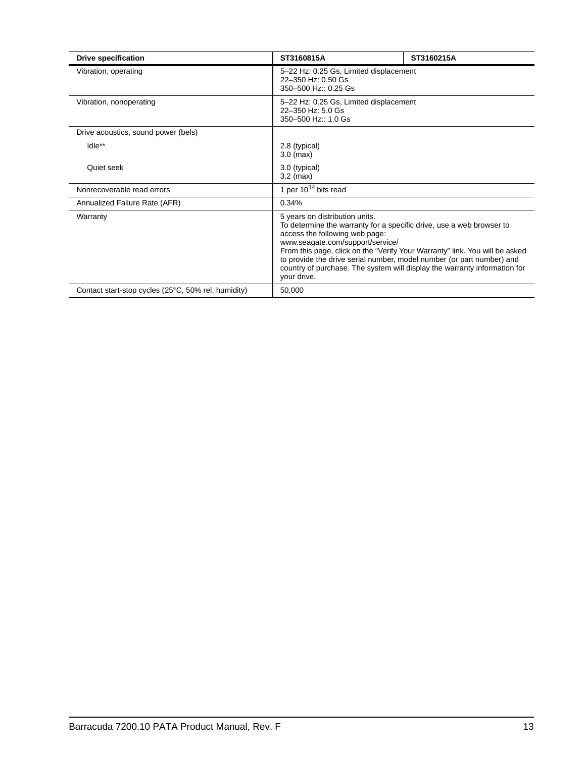| Drive specification | ST3160815A | ST3160215A |
|---|---|---|
| Vibration, operating | 5–22 Hz: 0.25 Gs, Limited displacement<br>22–350 Hz: 0.50 Gs<br>350–500 Hz:: 0.25 Gs | |
| Vibration, nonoperating | 5–22 Hz: 0.25 Gs, Limited displacement<br>22–350 Hz: 5.0 Gs<br>350–500 Hz:: 1.0 Gs | |
| Drive acoustics, sound power (bels) | | |
| Idle** | 2.8 (typical)<br>3.0 (max) | |
| Quiet seek | 3.0 (typical)<br>3.2 (max) | |
| Nonrecoverable read errors | 1 per $10^{14}$ bits read | |
| Annualized Failure Rate (AFR) | 0.34% | |
| Warranty | 5 years on distribution units.<br>To determine the warranty for a specific drive, use a web browser to access the following web page:<br>www.seagate.com/support/service/<br>From this page, click on the “Verify Your Warranty” link. You will be asked to provide the drive serial number, model number (or part number) and country of purchase. The system will display the warranty information for your drive. | |
| Contact start-stop cycles (25°C, 50% rel. humidity) | 50,000 | |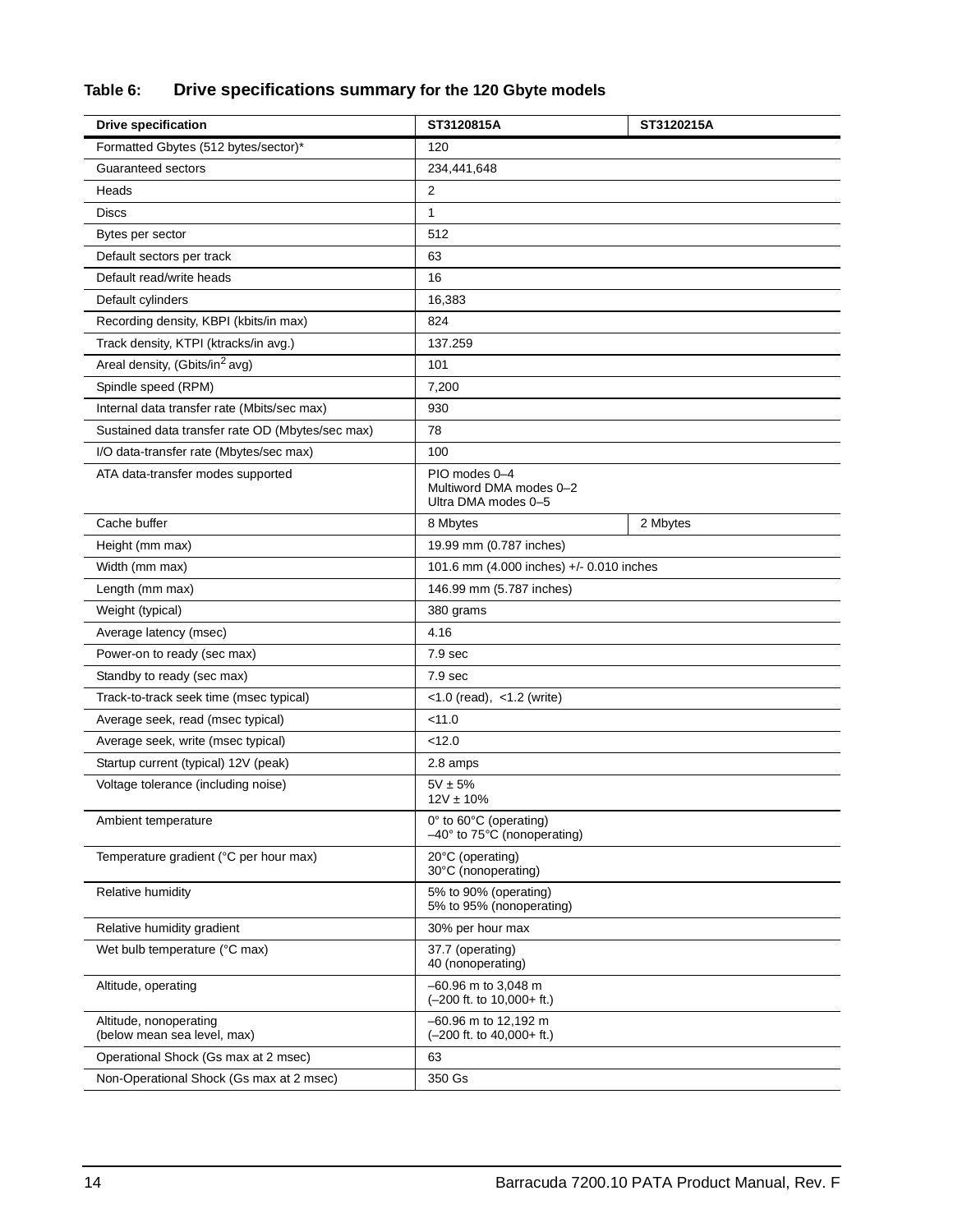**Table 6: Drive specifications summary for the 120 Gbyte models**

| Drive specification | ST3120815A | ST3120215A |
|---|---|---|
| Formatted Gbytes (512 bytes/sector)* | 120 | |
| Guaranteed sectors | 234,441,648 | |
| Heads | 2 | |
| Discs | 1 | |
| Bytes per sector | 512 | |
| Default sectors per track | 63 | |
| Default read/write heads | 16 | |
| Default cylinders | 16,383 | |
| Recording density, KBPI (kbits/in max) | 824 | |
| Track density, KTPI (ktracks/in avg.) | 137.259 | |
| Areal density, (Gbits/in$^2$ avg) | 101 | |
| Spindle speed (RPM) | 7,200 | |
| Internal data transfer rate (Mbits/sec max) | 930 | |
| Sustained data transfer rate OD (Mbytes/sec max) | 78 | |
| I/O data-transfer rate (Mbytes/sec max) | 100 | |
| ATA data-transfer modes supported | PIO modes 0–4<br>Multiword DMA modes 0–2<br>Ultra DMA modes 0–5 | |
| Cache buffer | 8 Mbytes | 2 Mbytes |
| Height (mm max) | 19.99 mm (0.787 inches) | |
| Width (mm max) | 101.6 mm (4.000 inches) +/- 0.010 inches | |
| Length (mm max) | 146.99 mm (5.787 inches) | |
| Weight (typical) | 380 grams | |
| Average latency (msec) | 4.16 | |
| Power-on to ready (sec max) | 7.9 sec | |
| Standby to ready (sec max) | 7.9 sec | |
| Track-to-track seek time (msec typical) | <1.0 (read), <1.2 (write) | |
| Average seek, read (msec typical) | <11.0 | |
| Average seek, write (msec typical) | <12.0 | |
| Startup current (typical) 12V (peak) | 2.8 amps | |
| Voltage tolerance (including noise) | 5V ± 5%<br>12V ± 10% | |
| Ambient temperature | 0° to 60°C (operating)<br>–40° to 75°C (nonoperating) | |
| Temperature gradient (°C per hour max) | 20°C (operating)<br>30°C (nonoperating) | |
| Relative humidity | 5% to 90% (operating)<br>5% to 95% (nonoperating) | |
| Relative humidity gradient | 30% per hour max | |
| Wet bulb temperature (°C max) | 37.7 (operating)<br>40 (nonoperating) | |
| Altitude, operating | –60.96 m to 3,048 m<br>(–200 ft. to 10,000+ ft.) | |
| Altitude, nonoperating<br>(below mean sea level, max) | –60.96 m to 12,192 m<br>(–200 ft. to 40,000+ ft.) | |
| Operational Shock (Gs max at 2 msec) | 63 | |
| Non-Operational Shock (Gs max at 2 msec) | 350 Gs | |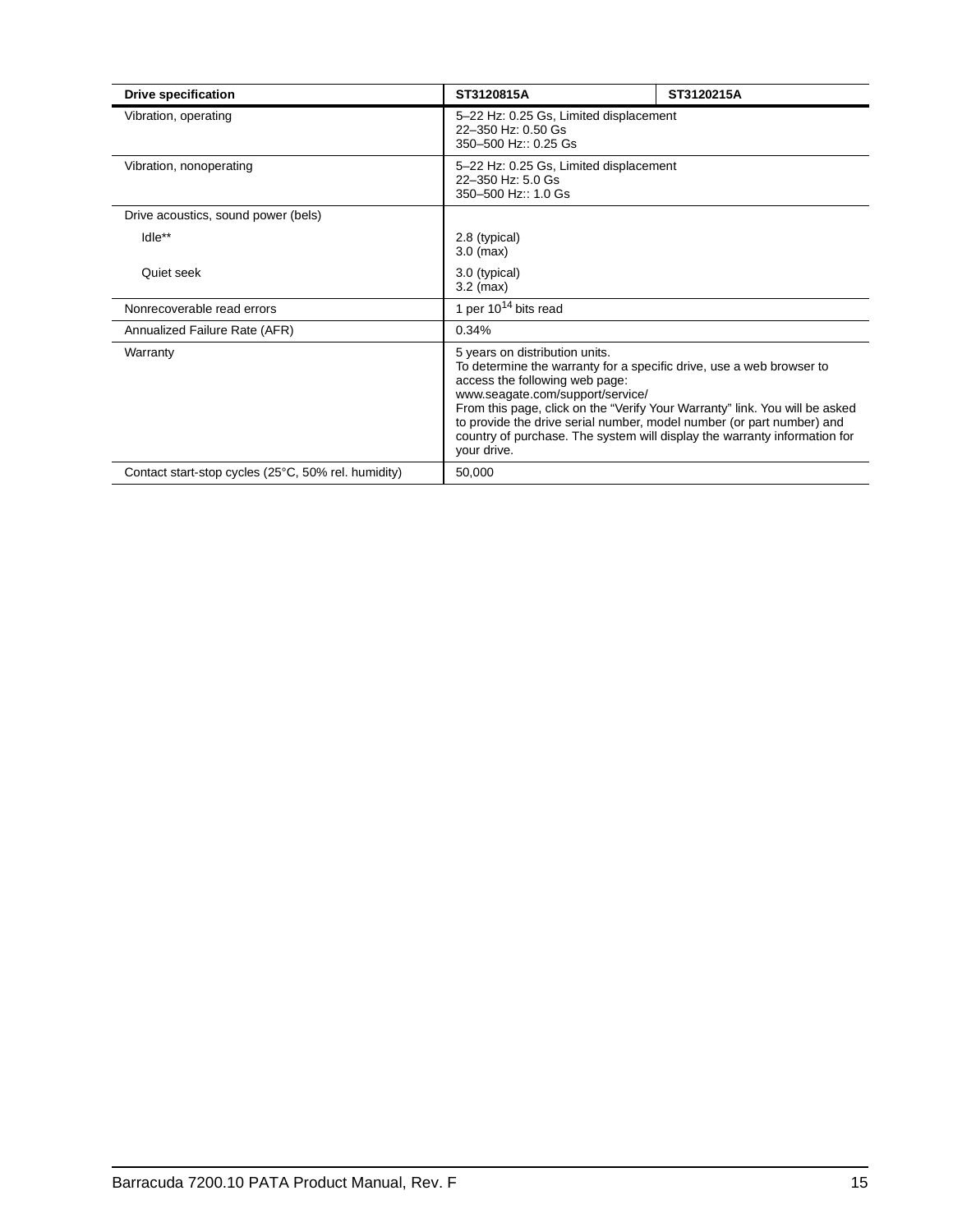| Drive specification | ST3120815A | ST3120215A |
|---|---|---|
| Vibration, operating | 5–22 Hz: 0.25 Gs, Limited displacement<br>22–350 Hz: 0.50 Gs<br>350–500 Hz:: 0.25 Gs | |
| Vibration, nonoperating | 5–22 Hz: 0.25 Gs, Limited displacement<br>22–350 Hz: 5.0 Gs<br>350–500 Hz:: 1.0 Gs | |
| Drive acoustics, sound power (bels) | | |
| Idle** | 2.8 (typical)<br>3.0 (max) | |
| Quiet seek | 3.0 (typical)<br>3.2 (max) | |
| Nonrecoverable read errors | 1 per $10^{14}$ bits read | |
| Annualized Failure Rate (AFR) | 0.34% | |
| Warranty | 5 years on distribution units.<br>To determine the warranty for a specific drive, use a web browser to access the following web page:<br>www.seagate.com/support/service/<br>From this page, click on the “Verify Your Warranty” link. You will be asked to provide the drive serial number, model number (or part number) and country of purchase. The system will display the warranty information for your drive. | |
| Contact start-stop cycles (25°C, 50% rel. humidity) | 50,000 | |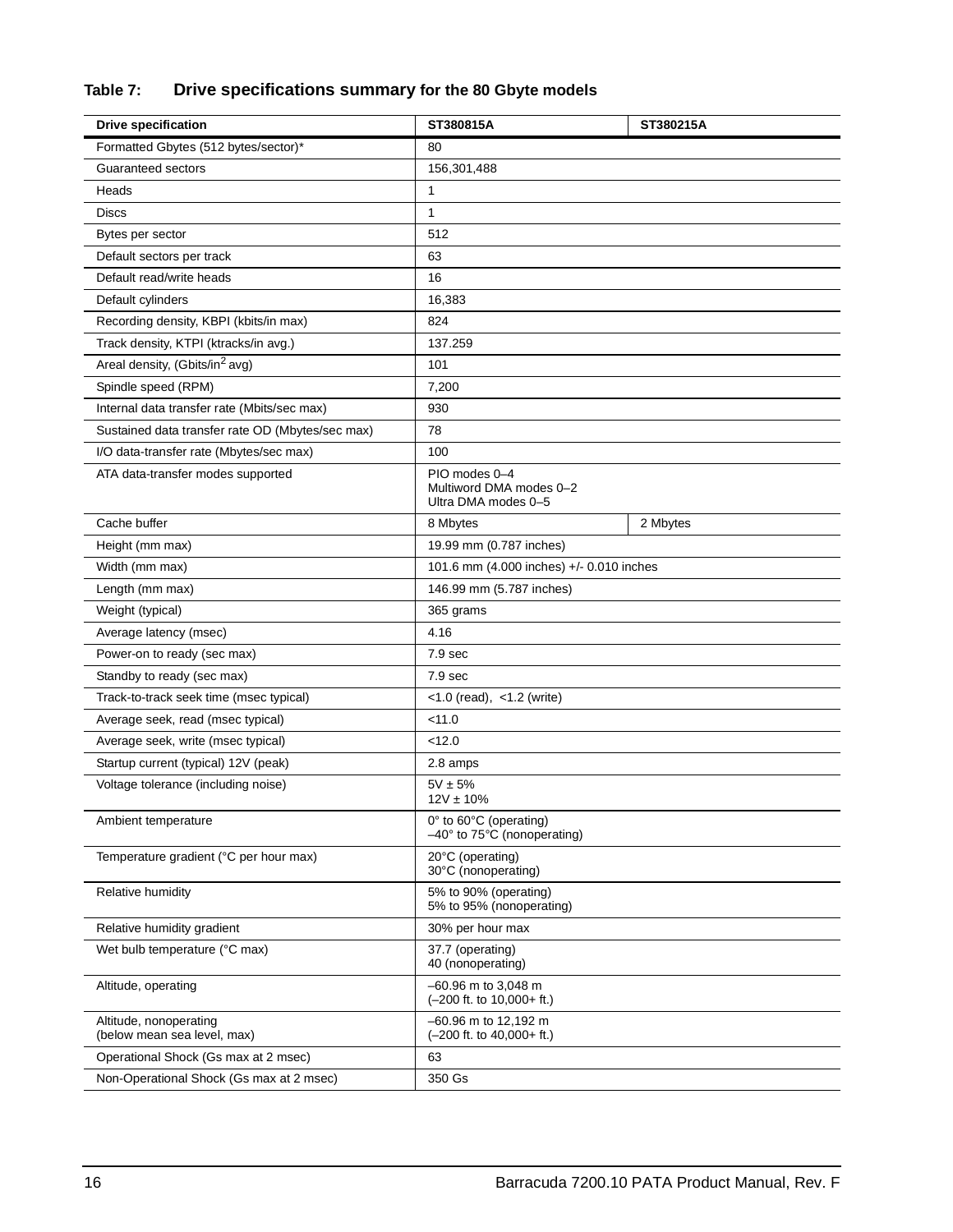**Table 7: Drive specifications summary for the 80 Gbyte models**

| Drive specification | ST380815A | ST380215A |
|---|---|---|
| Formatted Gbytes (512 bytes/sector)* | 80 | |
| Guaranteed sectors | 156,301,488 | |
| Heads | 1 | |
| Discs | 1 | |
| Bytes per sector | 512 | |
| Default sectors per track | 63 | |
| Default read/write heads | 16 | |
| Default cylinders | 16,383 | |
| Recording density, KBPI (kbits/in max) | 824 | |
| Track density, KTPI (ktracks/in avg.) | 137.259 | |
| Areal density, (Gbits/in$^2$ avg) | 101 | |
| Spindle speed (RPM) | 7,200 | |
| Internal data transfer rate (Mbits/sec max) | 930 | |
| Sustained data transfer rate OD (Mbytes/sec max) | 78 | |
| I/O data-transfer rate (Mbytes/sec max) | 100 | |
| ATA data-transfer modes supported | PIO modes 0–4<br>Multiword DMA modes 0–2<br>Ultra DMA modes 0–5 | |
| Cache buffer | 8 Mbytes | 2 Mbytes |
| Height (mm max) | 19.99 mm (0.787 inches) | |
| Width (mm max) | 101.6 mm (4.000 inches) +/- 0.010 inches | |
| Length (mm max) | 146.99 mm (5.787 inches) | |
| Weight (typical) | 365 grams | |
| Average latency (msec) | 4.16 | |
| Power-on to ready (sec max) | 7.9 sec | |
| Standby to ready (sec max) | 7.9 sec | |
| Track-to-track seek time (msec typical) | <1.0 (read), <1.2 (write) | |
| Average seek, read (msec typical) | <11.0 | |
| Average seek, write (msec typical) | <12.0 | |
| Startup current (typical) 12V (peak) | 2.8 amps | |
| Voltage tolerance (including noise) | 5V ± 5%<br>12V ± 10% | |
| Ambient temperature | 0° to 60°C (operating)<br>–40° to 75°C (nonoperating) | |
| Temperature gradient (°C per hour max) | 20°C (operating)<br>30°C (nonoperating) | |
| Relative humidity | 5% to 90% (operating)<br>5% to 95% (nonoperating) | |
| Relative humidity gradient | 30% per hour max | |
| Wet bulb temperature (°C max) | 37.7 (operating)<br>40 (nonoperating) | |
| Altitude, operating | –60.96 m to 3,048 m<br>(–200 ft. to 10,000+ ft.) | |
| Altitude, nonoperating<br>(below mean sea level, max) | –60.96 m to 12,192 m<br>(–200 ft. to 40,000+ ft.) | |
| Operational Shock (Gs max at 2 msec) | 63 | |
| Non-Operational Shock (Gs max at 2 msec) | 350 Gs | |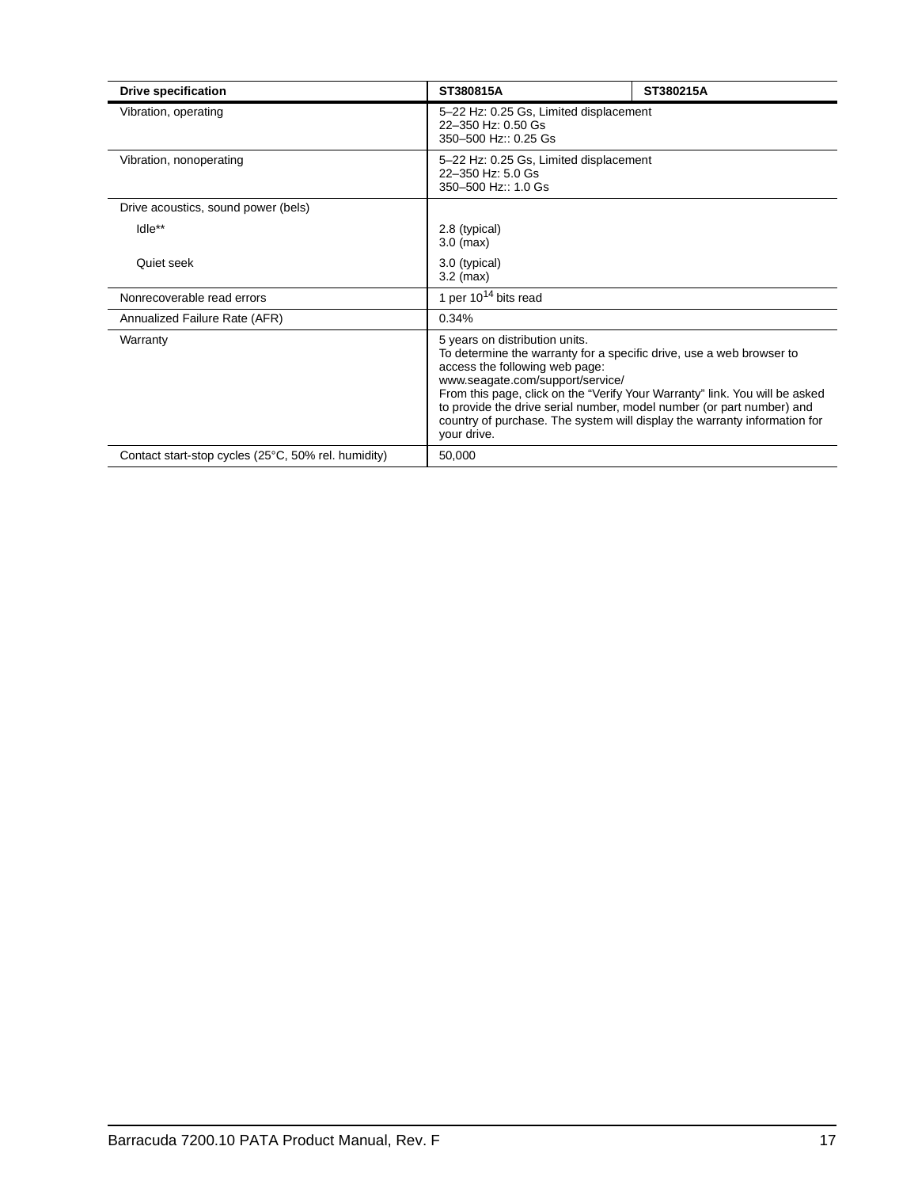| Drive specification | ST380815A | ST380215A |
| --- | --- | --- |
| Vibration, operating | 5–22 Hz: 0.25 Gs, Limited displacement<br>22–350 Hz: 0.50 Gs<br>350–500 Hz:: 0.25 Gs | |
| Vibration, nonoperating | 5–22 Hz: 0.25 Gs, Limited displacement<br>22–350 Hz: 5.0 Gs<br>350–500 Hz:: 1.0 Gs | |
| Drive acoustics, sound power (bels) | | |
| Idle** | 2.8 (typical)<br>3.0 (max) | |
| Quiet seek | 3.0 (typical)<br>3.2 (max) | |
| Nonrecoverable read errors | 1 per $10^{14}$ bits read | |
| Annualized Failure Rate (AFR) | 0.34% | |
| Warranty | 5 years on distribution units.<br>To determine the warranty for a specific drive, use a web browser to access the following web page:<br>www.seagate.com/support/service/<br>From this page, click on the “Verify Your Warranty” link. You will be asked to provide the drive serial number, model number (or part number) and country of purchase. The system will display the warranty information for your drive. | |
| Contact start-stop cycles (25°C, 50% rel. humidity) | 50,000 | |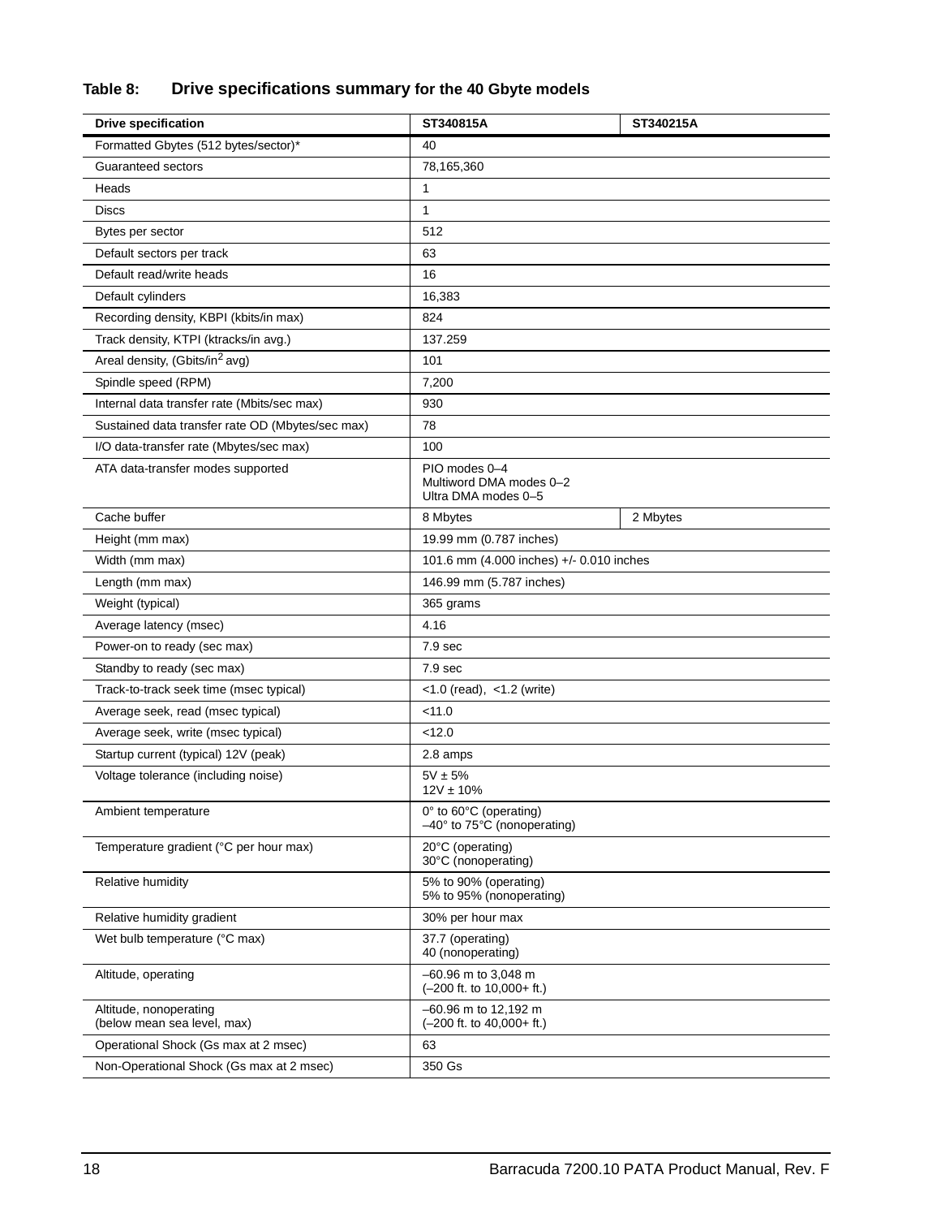**Table 8: Drive specifications summary for the 40 Gbyte models**

| Drive specification | ST340815A | ST340215A |
|---|---|---|
| Formatted Gbytes (512 bytes/sector)* | 40 | |
| Guaranteed sectors | 78,165,360 | |
| Heads | 1 | |
| Discs | 1 | |
| Bytes per sector | 512 | |
| Default sectors per track | 63 | |
| Default read/write heads | 16 | |
| Default cylinders | 16,383 | |
| Recording density, KBPI (kbits/in max) | 824 | |
| Track density, KTPI (ktracks/in avg.) | 137.259 | |
| Areal density, (Gbits/in$^2$ avg) | 101 | |
| Spindle speed (RPM) | 7,200 | |
| Internal data transfer rate (Mbits/sec max) | 930 | |
| Sustained data transfer rate OD (Mbytes/sec max) | 78 | |
| I/O data-transfer rate (Mbytes/sec max) | 100 | |
| ATA data-transfer modes supported | PIO modes 0–4<br>Multiword DMA modes 0–2<br>Ultra DMA modes 0–5 | |
| Cache buffer | 8 Mbytes | 2 Mbytes |
| Height (mm max) | 19.99 mm (0.787 inches) | |
| Width (mm max) | 101.6 mm (4.000 inches) +/- 0.010 inches | |
| Length (mm max) | 146.99 mm (5.787 inches) | |
| Weight (typical) | 365 grams | |
| Average latency (msec) | 4.16 | |
| Power-on to ready (sec max) | 7.9 sec | |
| Standby to ready (sec max) | 7.9 sec | |
| Track-to-track seek time (msec typical) | <1.0 (read), <1.2 (write) | |
| Average seek, read (msec typical) | <11.0 | |
| Average seek, write (msec typical) | <12.0 | |
| Startup current (typical) 12V (peak) | 2.8 amps | |
| Voltage tolerance (including noise) | 5V ± 5%<br>12V ± 10% | |
| Ambient temperature | 0° to 60°C (operating)<br>–40° to 75°C (nonoperating) | |
| Temperature gradient (°C per hour max) | 20°C (operating)<br>30°C (nonoperating) | |
| Relative humidity | 5% to 90% (operating)<br>5% to 95% (nonoperating) | |
| Relative humidity gradient | 30% per hour max | |
| Wet bulb temperature (°C max) | 37.7 (operating)<br>40 (nonoperating) | |
| Altitude, operating | –60.96 m to 3,048 m<br>(–200 ft. to 10,000+ ft.) | |
| Altitude, nonoperating<br>(below mean sea level, max) | –60.96 m to 12,192 m<br>(–200 ft. to 40,000+ ft.) | |
| Operational Shock (Gs max at 2 msec) | 63 | |
| Non-Operational Shock (Gs max at 2 msec) | 350 Gs | |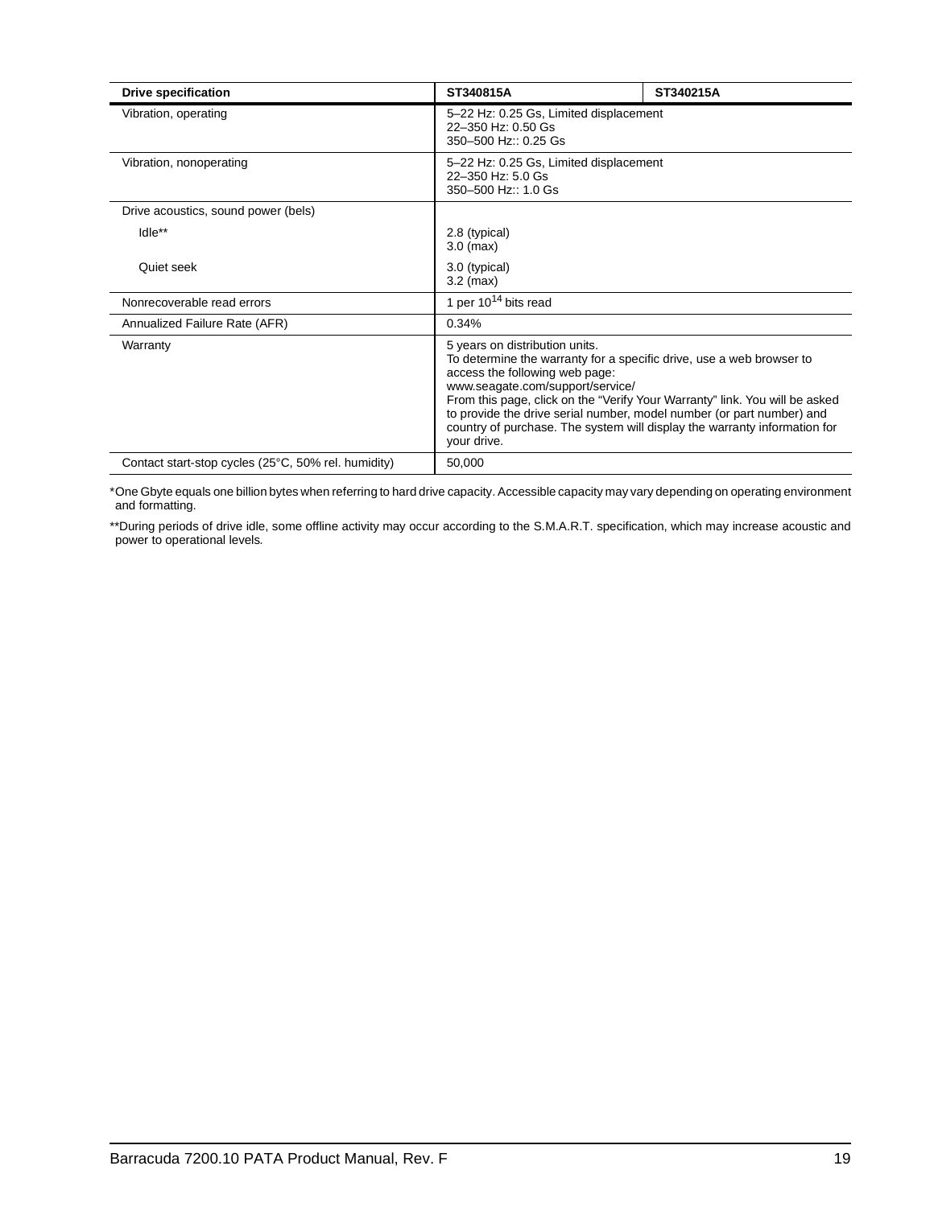| Drive specification | ST340815A | ST340215A |
|---|---|---|
| Vibration, operating | 5–22 Hz: 0.25 Gs, Limited displacement<br>22–350 Hz: 0.50 Gs<br>350–500 Hz:: 0.25 Gs | |
| Vibration, nonoperating | 5–22 Hz: 0.25 Gs, Limited displacement<br>22–350 Hz: 5.0 Gs<br>350–500 Hz:: 1.0 Gs | |
| Drive acoustics, sound power (bels) | | |
| Idle** | 2.8 (typical)<br>3.0 (max) | |
| Quiet seek | 3.0 (typical)<br>3.2 (max) | |
| Nonrecoverable read errors | 1 per $10^{14}$ bits read | |
| Annualized Failure Rate (AFR) | 0.34% | |
| Warranty | 5 years on distribution units.<br>To determine the warranty for a specific drive, use a web browser to access the following web page:<br>www.seagate.com/support/service/<br>From this page, click on the “Verify Your Warranty” link. You will be asked to provide the drive serial number, model number (or part number) and country of purchase. The system will display the warranty information for your drive. | |
| Contact start-stop cycles (25°C, 50% rel. humidity) | 50,000 | |

*One Gbyte equals one billion bytes when referring to hard drive capacity. Accessible capacity may vary depending on operating environment and formatting.

**During periods of drive idle, some offline activity may occur according to the S.M.A.R.T. specification, which may increase acoustic and power to operational levels.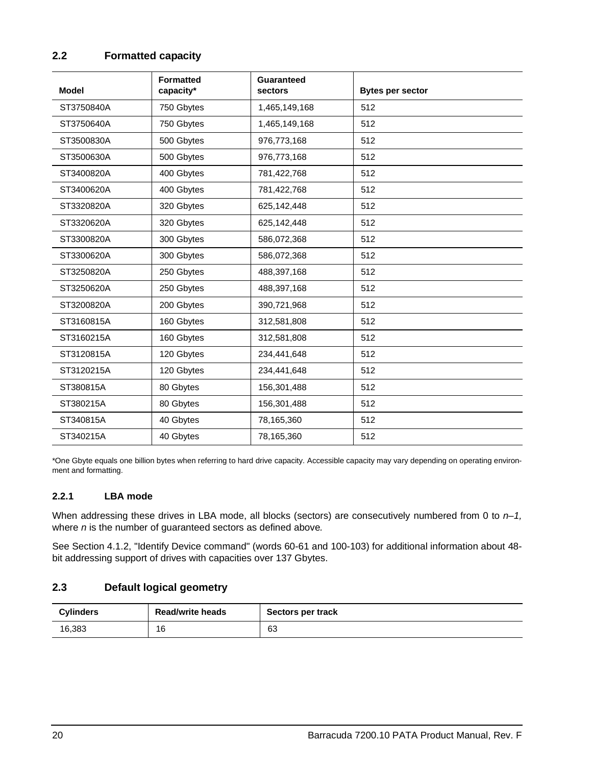## 2.2 Formatted capacity

| Model | Formatted capacity* | Guaranteed sectors | Bytes per sector |
|---|---|---|---|
| ST3750840A | 750 Gbytes | 1,465,149,168 | 512 |
| ST3750640A | 750 Gbytes | 1,465,149,168 | 512 |
| ST3500830A | 500 Gbytes | 976,773,168 | 512 |
| ST3500630A | 500 Gbytes | 976,773,168 | 512 |
| ST3400820A | 400 Gbytes | 781,422,768 | 512 |
| ST3400620A | 400 Gbytes | 781,422,768 | 512 |
| ST3320820A | 320 Gbytes | 625,142,448 | 512 |
| ST3320620A | 320 Gbytes | 625,142,448 | 512 |
| ST3300820A | 300 Gbytes | 586,072,368 | 512 |
| ST3300620A | 300 Gbytes | 586,072,368 | 512 |
| ST3250820A | 250 Gbytes | 488,397,168 | 512 |
| ST3250620A | 250 Gbytes | 488,397,168 | 512 |
| ST3200820A | 200 Gbytes | 390,721,968 | 512 |
| ST3160815A | 160 Gbytes | 312,581,808 | 512 |
| ST3160215A | 160 Gbytes | 312,581,808 | 512 |
| ST3120815A | 120 Gbytes | 234,441,648 | 512 |
| ST3120215A | 120 Gbytes | 234,441,648 | 512 |
| ST380815A | 80 Gbytes | 156,301,488 | 512 |
| ST380215A | 80 Gbytes | 156,301,488 | 512 |
| ST340815A | 40 Gbytes | 78,165,360 | 512 |
| ST340215A | 40 Gbytes | 78,165,360 | 512 |

*One Gbyte equals one billion bytes when referring to hard drive capacity. Accessible capacity may vary depending on operating environment and formatting.

### 2.2.1 LBA mode

When addressing these drives in LBA mode, all blocks (sectors) are consecutively numbered from 0 to *n–1,* where *n* is the number of guaranteed sectors as defined above*.*

See Section 4.1.2, "Identify Device command" (words 60-61 and 100-103) for additional information about 48-bit addressing support of drives with capacities over 137 Gbytes.

## 2.3 Default logical geometry

| Cylinders | Read/write heads | Sectors per track |
|---|---|---|
| 16,383 | 16 | 63 |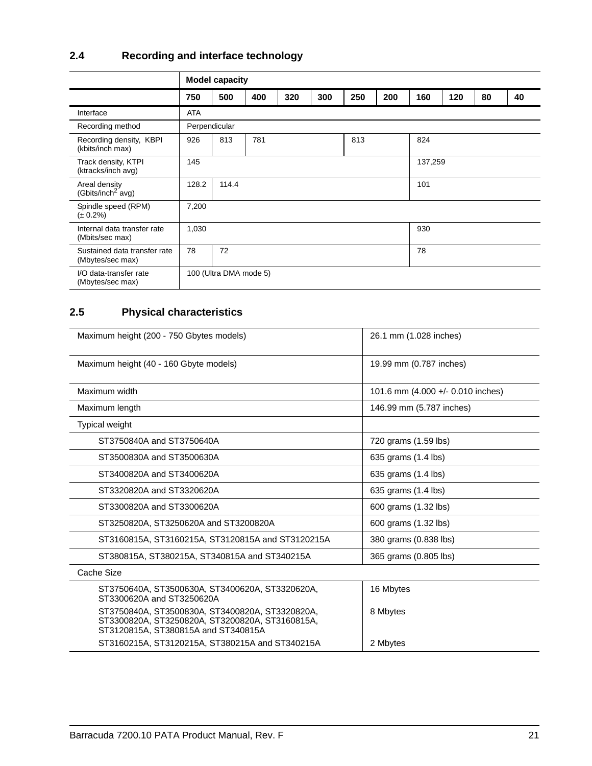## 2.4 Recording and interface technology

| | Model capacity | | | | | | | | | | |
|---|---|---|---|---|---|---|---|---|---|---|---|
| | 750 | 500 | 400 | 320 | 300 | 250 | 200 | 160 | 120 | 80 | 40 |
| Interface | ATA | | | | | | | | | | |
| Recording method | Perpendicular | | | | | | | | | | |
| Recording density, KBPI (kbits/inch max) | 926 | 813 | 781 | | | 813 | | 824 | | | |
| Track density, KTPI (ktracks/inch avg) | 145 | | | | | | | 137,259 | | | |
| Areal density (Gbits/inch$^2$ avg) | 128.2 | 114.4 | | | | | | 101 | | | |
| Spindle speed (RPM) (± 0.2%) | 7,200 | | | | | | | | | | |
| Internal data transfer rate (Mbits/sec max) | 1,030 | | | | | | | 930 | | | |
| Sustained data transfer rate (Mbytes/sec max) | 78 | 72 | | | | | | 78 | | | |
| I/O data-transfer rate (Mbytes/sec max) | 100 (Ultra DMA mode 5) | | | | | | | | | | |

## 2.5 Physical characteristics

| | |
|---|---|
| Maximum height (200 - 750 Gbytes models) | 26.1 mm (1.028 inches) |
| Maximum height (40 - 160 Gbyte models) | 19.99 mm (0.787 inches) |
| Maximum width | 101.6 mm (4.000 +/- 0.010 inches) |
| Maximum length | 146.99 mm (5.787 inches) |
| Typical weight | |
| ST3750840A and ST3750640A | 720 grams (1.59 lbs) |
| ST3500830A and ST3500630A | 635 grams (1.4 lbs) |
| ST3400820A and ST3400620A | 635 grams (1.4 lbs) |
| ST3320820A and ST3320620A | 635 grams (1.4 lbs) |
| ST3300820A and ST3300620A | 600 grams (1.32 lbs) |
| ST3250820A, ST3250620A and ST3200820A | 600 grams (1.32 lbs) |
| ST3160815A, ST3160215A, ST3120815A and ST3120215A | 380 grams (0.838 lbs) |
| ST380815A, ST380215A, ST340815A and ST340215A | 365 grams (0.805 lbs) |
| Cache Size | |
| ST3750640A, ST3500630A, ST3400620A, ST3320620A, ST3300620A and ST3250620A | 16 Mbytes |
| ST3750840A, ST3500830A, ST3400820A, ST3320820A, ST3300820A, ST3250820A, ST3200820A, ST3160815A, ST3120815A, ST380815A and ST340815A | 8 Mbytes |
| ST3160215A, ST3120215A, ST380215A and ST340215A | 2 Mbytes |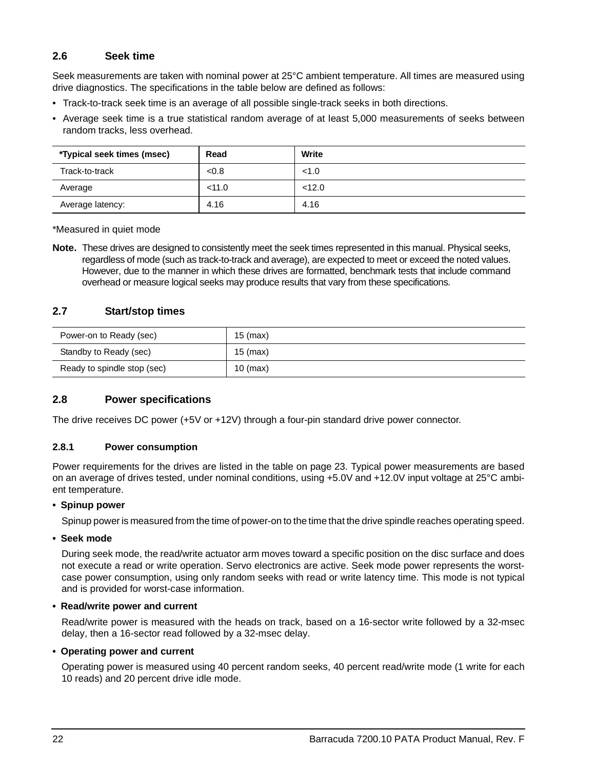## 2.6 Seek time

Seek measurements are taken with nominal power at 25°C ambient temperature. All times are measured using drive diagnostics. The specifications in the table below are defined as follows:

- Track-to-track seek time is an average of all possible single-track seeks in both directions.
- Average seek time is a true statistical random average of at least 5,000 measurements of seeks between random tracks, less overhead.

| *Typical seek times (msec) | Read | Write |
|---|---|---|
| Track-to-track | <0.8 | <1.0 |
| Average | <11.0 | <12.0 |
| Average latency: | 4.16 | 4.16 |

*Measured in quiet mode

**Note.** These drives are designed to consistently meet the seek times represented in this manual. Physical seeks, regardless of mode (such as track-to-track and average), are expected to meet or exceed the noted values. However, due to the manner in which these drives are formatted, benchmark tests that include command overhead or measure logical seeks may produce results that vary from these specifications.

## 2.7 Start/stop times

| | |
|---|---|
| Power-on to Ready (sec) | 15 (max) |
| Standby to Ready (sec) | 15 (max) |
| Ready to spindle stop (sec) | 10 (max) |

## 2.8 Power specifications

The drive receives DC power (+5V or +12V) through a four-pin standard drive power connector.

### 2.8.1 Power consumption

Power requirements for the drives are listed in the table on page 23. Typical power measurements are based on an average of drives tested, under nominal conditions, using +5.0V and +12.0V input voltage at 25°C ambient temperature.

- **Spinup power**

  Spinup power is measured from the time of power-on to the time that the drive spindle reaches operating speed.

- **Seek mode**

  During seek mode, the read/write actuator arm moves toward a specific position on the disc surface and does not execute a read or write operation. Servo electronics are active. Seek mode power represents the worst-case power consumption, using only random seeks with read or write latency time. This mode is not typical and is provided for worst-case information.

- **Read/write power and current**

  Read/write power is measured with the heads on track, based on a 16-sector write followed by a 32-msec delay, then a 16-sector read followed by a 32-msec delay.

- **Operating power and current**

  Operating power is measured using 40 percent random seeks, 40 percent read/write mode (1 write for each 10 reads) and 20 percent drive idle mode.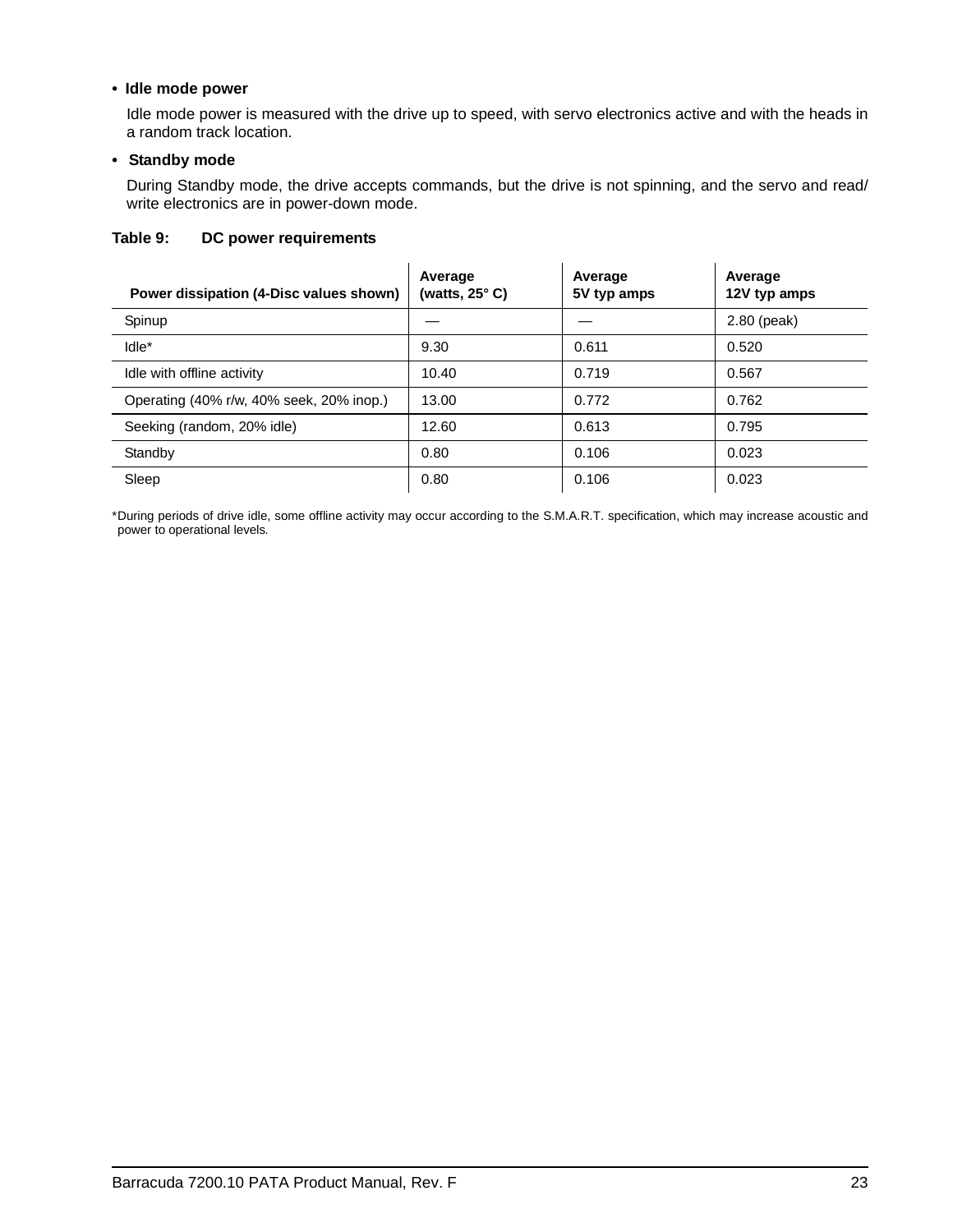- **Idle mode power**

  Idle mode power is measured with the drive up to speed, with servo electronics active and with the heads in a random track location.

- **Standby mode**

  During Standby mode, the drive accepts commands, but the drive is not spinning, and the servo and read/write electronics are in power-down mode.

**Table 9: DC power requirements**

| Power dissipation (4-Disc values shown) | Average (watts, 25° C) | Average 5V typ amps | Average 12V typ amps |
|---|---|---|---|
| Spinup | — | — | 2.80 (peak) |
| Idle* | 9.30 | 0.611 | 0.520 |
| Idle with offline activity | 10.40 | 0.719 | 0.567 |
| Operating (40% r/w, 40% seek, 20% inop.) | 13.00 | 0.772 | 0.762 |
| Seeking (random, 20% idle) | 12.60 | 0.613 | 0.795 |
| Standby | 0.80 | 0.106 | 0.023 |
| Sleep | 0.80 | 0.106 | 0.023 |

*During periods of drive idle, some offline activity may occur according to the S.M.A.R.T. specification, which may increase acoustic and power to operational levels.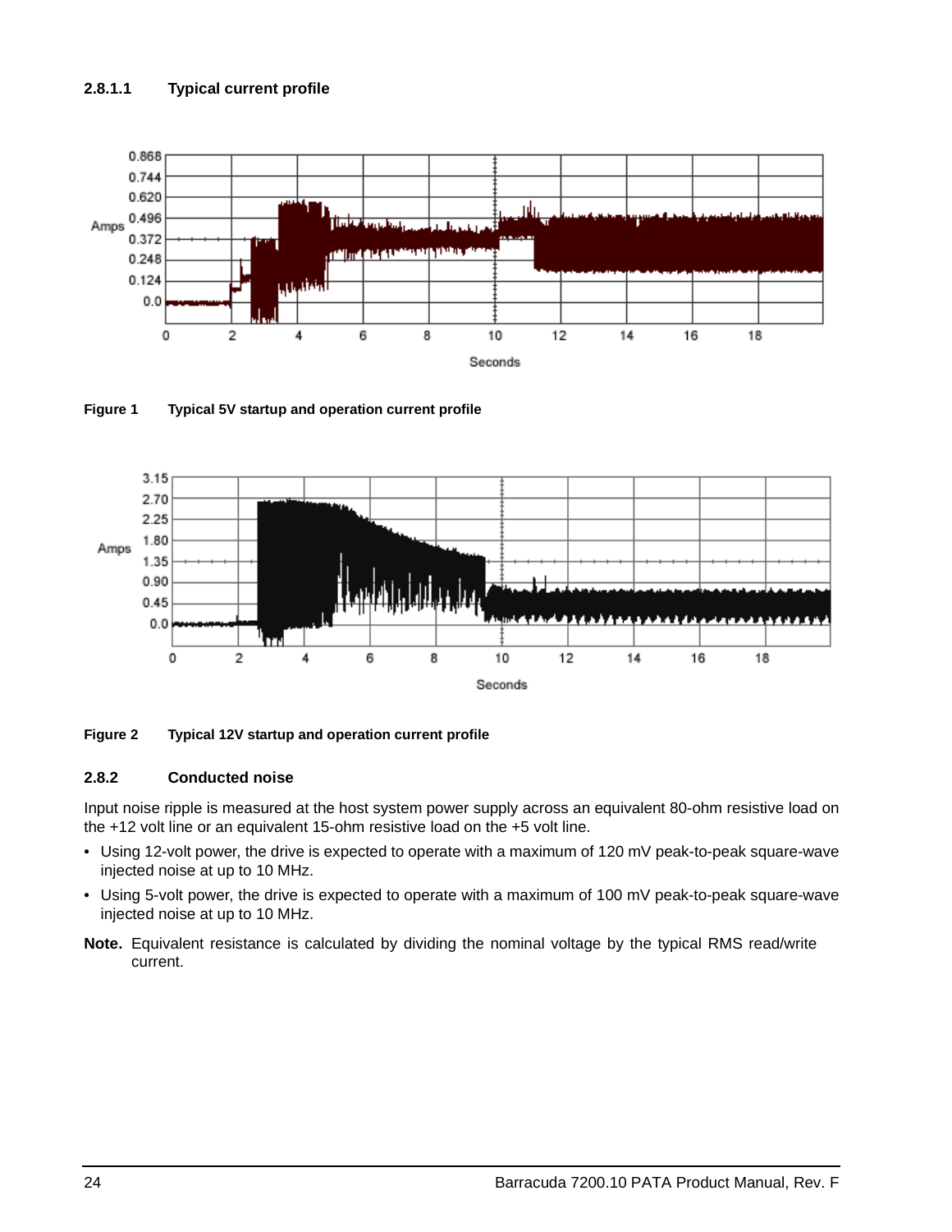#### 2.8.1.1 Typical current profile

**Figure 1** Typical 5V startup and operation current profile

**Figure 2** Typical 12V startup and operation current profile

### 2.8.2 Conducted noise

Input noise ripple is measured at the host system power supply across an equivalent 80-ohm resistive load on the +12 volt line or an equivalent 15-ohm resistive load on the +5 volt line.

- Using 12-volt power, the drive is expected to operate with a maximum of 120 mV peak-to-peak square-wave injected noise at up to 10 MHz.
- Using 5-volt power, the drive is expected to operate with a maximum of 100 mV peak-to-peak square-wave injected noise at up to 10 MHz.

**Note.** Equivalent resistance is calculated by dividing the nominal voltage by the typical RMS read/write current.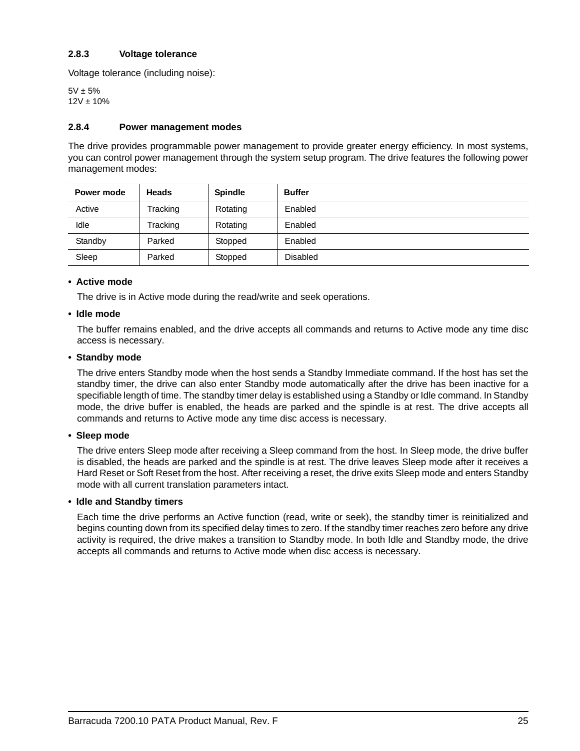### 2.8.3 Voltage tolerance

Voltage tolerance (including noise):

5V ± 5%
12V ± 10%

### 2.8.4 Power management modes

The drive provides programmable power management to provide greater energy efficiency. In most systems, you can control power management through the system setup program. The drive features the following power management modes:

| Power mode | Heads | Spindle | Buffer |
|---|---|---|---|
| Active | Tracking | Rotating | Enabled |
| Idle | Tracking | Rotating | Enabled |
| Standby | Parked | Stopped | Enabled |
| Sleep | Parked | Stopped | Disabled |

- **Active mode**

  The drive is in Active mode during the read/write and seek operations.

- **Idle mode**

  The buffer remains enabled, and the drive accepts all commands and returns to Active mode any time disc access is necessary.

- **Standby mode**

  The drive enters Standby mode when the host sends a Standby Immediate command. If the host has set the standby timer, the drive can also enter Standby mode automatically after the drive has been inactive for a specifiable length of time. The standby timer delay is established using a Standby or Idle command. In Standby mode, the drive buffer is enabled, the heads are parked and the spindle is at rest. The drive accepts all commands and returns to Active mode any time disc access is necessary.

- **Sleep mode**

  The drive enters Sleep mode after receiving a Sleep command from the host. In Sleep mode, the drive buffer is disabled, the heads are parked and the spindle is at rest. The drive leaves Sleep mode after it receives a Hard Reset or Soft Reset from the host. After receiving a reset, the drive exits Sleep mode and enters Standby mode with all current translation parameters intact.

- **Idle and Standby timers**

  Each time the drive performs an Active function (read, write or seek), the standby timer is reinitialized and begins counting down from its specified delay times to zero. If the standby timer reaches zero before any drive activity is required, the drive makes a transition to Standby mode. In both Idle and Standby mode, the drive accepts all commands and returns to Active mode when disc access is necessary.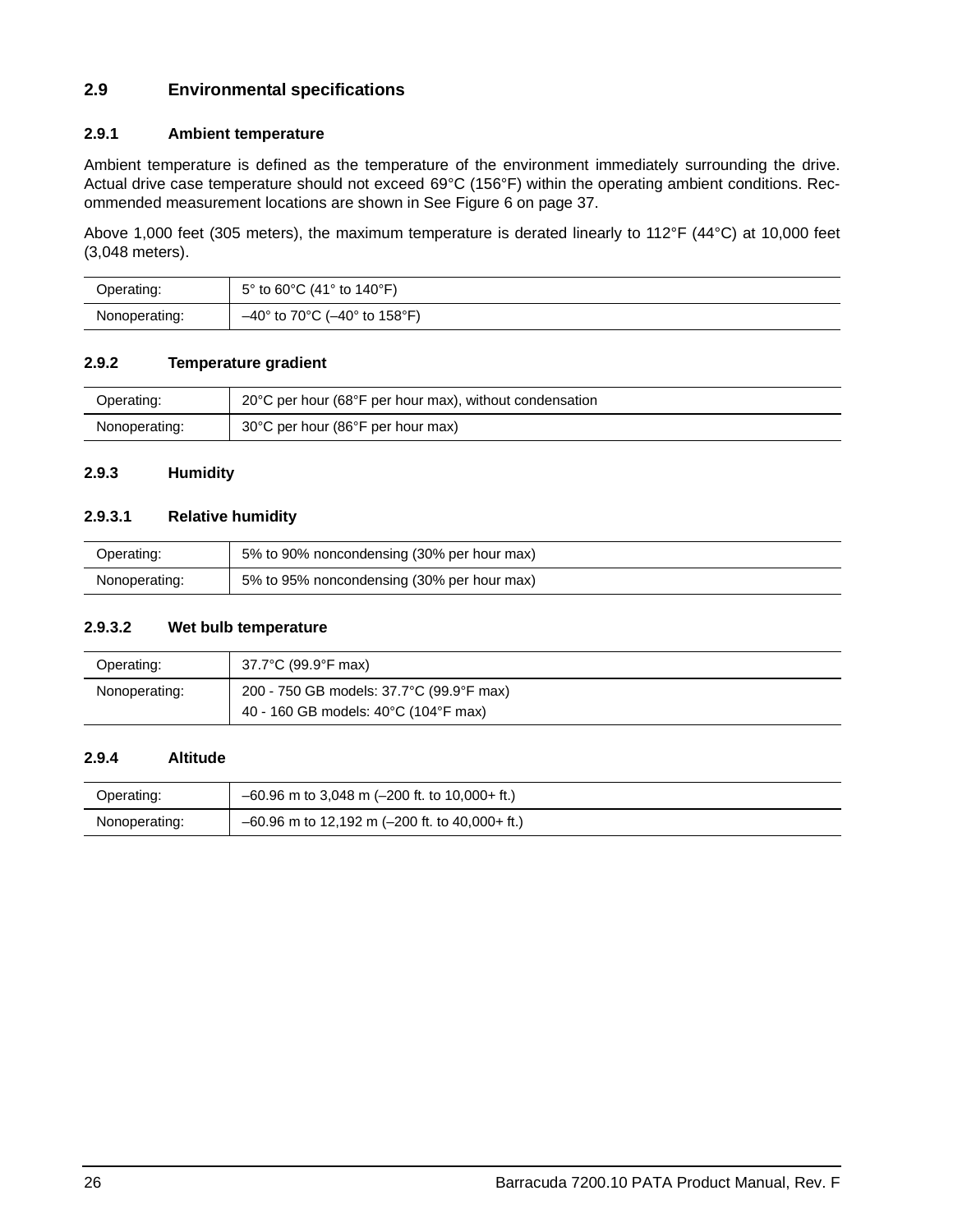## 2.9 Environmental specifications

### 2.9.1 Ambient temperature

Ambient temperature is defined as the temperature of the environment immediately surrounding the drive. Actual drive case temperature should not exceed 69°C (156°F) within the operating ambient conditions. Recommended measurement locations are shown in See Figure 6 on page 37.

Above 1,000 feet (305 meters), the maximum temperature is derated linearly to 112°F (44°C) at 10,000 feet (3,048 meters).

| | |
|---|---|
| Operating: | 5° to 60°C (41° to 140°F) |
| Nonoperating: | –40° to 70°C (–40° to 158°F) |

### 2.9.2 Temperature gradient

| | |
|---|---|
| Operating: | 20°C per hour (68°F per hour max), without condensation |
| Nonoperating: | 30°C per hour (86°F per hour max) |

### 2.9.3 Humidity

#### 2.9.3.1 Relative humidity

| | |
|---|---|
| Operating: | 5% to 90% noncondensing (30% per hour max) |
| Nonoperating: | 5% to 95% noncondensing (30% per hour max) |

#### 2.9.3.2 Wet bulb temperature

| | |
|---|---|
| Operating: | 37.7°C (99.9°F max) |
| Nonoperating: | 200 - 750 GB models: 37.7°C (99.9°F max)<br>40 - 160 GB models: 40°C (104°F max) |

### 2.9.4 Altitude

| | |
|---|---|
| Operating: | –60.96 m to 3,048 m (–200 ft. to 10,000+ ft.) |
| Nonoperating: | –60.96 m to 12,192 m (–200 ft. to 40,000+ ft.) |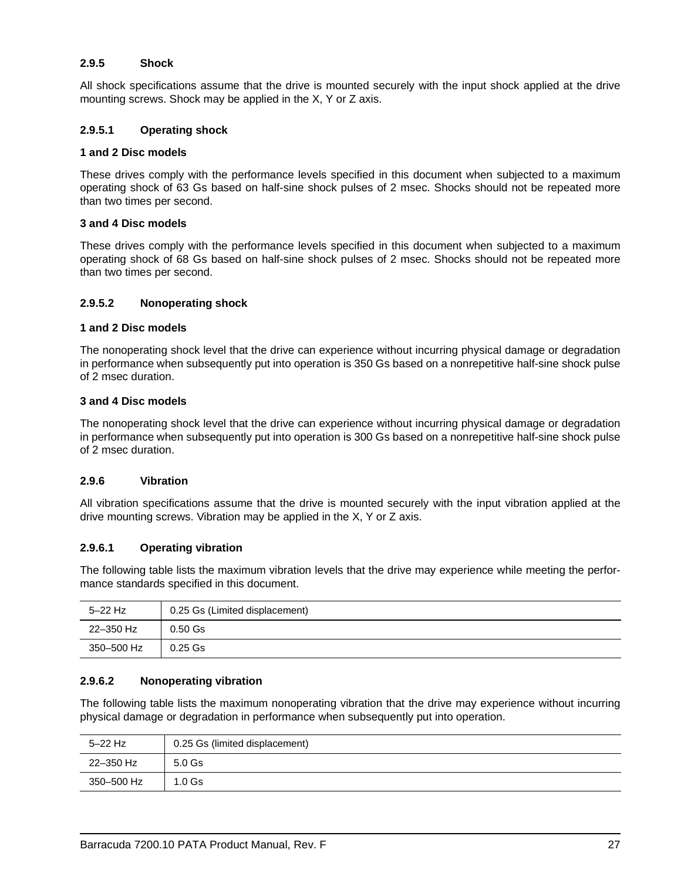### 2.9.5 Shock

All shock specifications assume that the drive is mounted securely with the input shock applied at the drive mounting screws. Shock may be applied in the X, Y or Z axis.

#### 2.9.5.1 Operating shock

**1 and 2 Disc models**

These drives comply with the performance levels specified in this document when subjected to a maximum operating shock of 63 Gs based on half-sine shock pulses of 2 msec. Shocks should not be repeated more than two times per second.

**3 and 4 Disc models**

These drives comply with the performance levels specified in this document when subjected to a maximum operating shock of 68 Gs based on half-sine shock pulses of 2 msec. Shocks should not be repeated more than two times per second.

#### 2.9.5.2 Nonoperating shock

**1 and 2 Disc models**

The nonoperating shock level that the drive can experience without incurring physical damage or degradation in performance when subsequently put into operation is 350 Gs based on a nonrepetitive half-sine shock pulse of 2 msec duration.

**3 and 4 Disc models**

The nonoperating shock level that the drive can experience without incurring physical damage or degradation in performance when subsequently put into operation is 300 Gs based on a nonrepetitive half-sine shock pulse of 2 msec duration.

### 2.9.6 Vibration

All vibration specifications assume that the drive is mounted securely with the input vibration applied at the drive mounting screws. Vibration may be applied in the X, Y or Z axis.

#### 2.9.6.1 Operating vibration

The following table lists the maximum vibration levels that the drive may experience while meeting the performance standards specified in this document.

| 5–22 Hz | 0.25 Gs (Limited displacement) |
|---|---|
| 22–350 Hz | 0.50 Gs |
| 350–500 Hz | 0.25 Gs |

#### 2.9.6.2 Nonoperating vibration

The following table lists the maximum nonoperating vibration that the drive may experience without incurring physical damage or degradation in performance when subsequently put into operation.

| 5–22 Hz | 0.25 Gs (limited displacement) |
|---|---|
| 22–350 Hz | 5.0 Gs |
| 350–500 Hz | 1.0 Gs |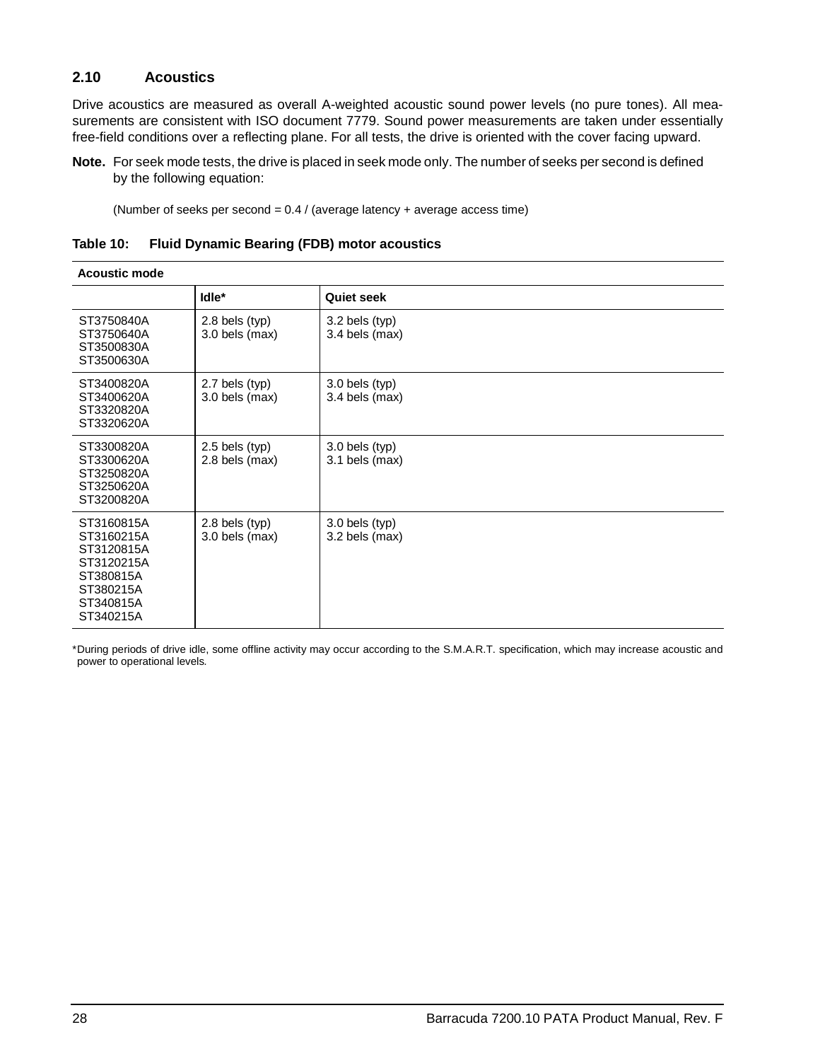## 2.10 Acoustics

Drive acoustics are measured as overall A-weighted acoustic sound power levels (no pure tones). All measurements are consistent with ISO document 7779. Sound power measurements are taken under essentially free-field conditions over a reflecting plane. For all tests, the drive is oriented with the cover facing upward.

**Note.** For seek mode tests, the drive is placed in seek mode only. The number of seeks per second is defined by the following equation:

(Number of seeks per second = 0.4 / (average latency + average access time)

**Table 10: Fluid Dynamic Bearing (FDB) motor acoustics**

| Acoustic mode | | |
|---|---|---|
| | **Idle*** | **Quiet seek** |
| ST3750840A<br>ST3750640A<br>ST3500830A<br>ST3500630A | 2.8 bels (typ)<br>3.0 bels (max) | 3.2 bels (typ)<br>3.4 bels (max) |
| ST3400820A<br>ST3400620A<br>ST3320820A<br>ST3320620A | 2.7 bels (typ)<br>3.0 bels (max) | 3.0 bels (typ)<br>3.4 bels (max) |
| ST3300820A<br>ST3300620A<br>ST3250820A<br>ST3250620A<br>ST3200820A | 2.5 bels (typ)<br>2.8 bels (max) | 3.0 bels (typ)<br>3.1 bels (max) |
| ST3160815A<br>ST3160215A<br>ST3120815A<br>ST3120215A<br>ST380815A<br>ST380215A<br>ST340815A<br>ST340215A | 2.8 bels (typ)<br>3.0 bels (max) | 3.0 bels (typ)<br>3.2 bels (max) |

*During periods of drive idle, some offline activity may occur according to the S.M.A.R.T. specification, which may increase acoustic and power to operational levels.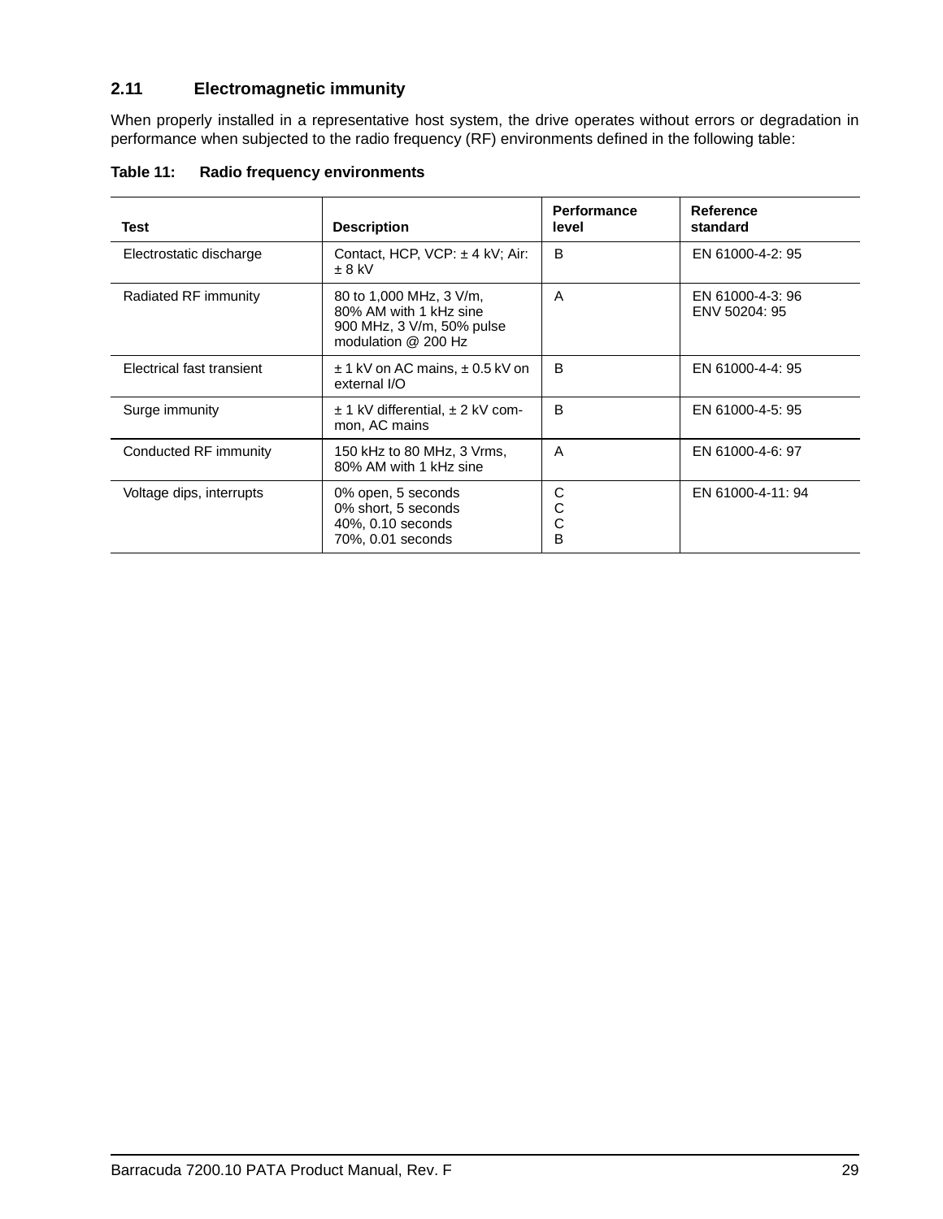## 2.11 Electromagnetic immunity

When properly installed in a representative host system, the drive operates without errors or degradation in performance when subjected to the radio frequency (RF) environments defined in the following table:

**Table 11: Radio frequency environments**

| Test | Description | Performance level | Reference standard |
|---|---|---|---|
| Electrostatic discharge | Contact, HCP, VCP: ± 4 kV; Air: ± 8 kV | B | EN 61000-4-2: 95 |
| Radiated RF immunity | 80 to 1,000 MHz, 3 V/m, 80% AM with 1 kHz sine<br>900 MHz, 3 V/m, 50% pulse modulation @ 200 Hz | A | EN 61000-4-3: 96<br>ENV 50204: 95 |
| Electrical fast transient | ± 1 kV on AC mains, ± 0.5 kV on external I/O | B | EN 61000-4-4: 95 |
| Surge immunity | ± 1 kV differential, ± 2 kV common, AC mains | B | EN 61000-4-5: 95 |
| Conducted RF immunity | 150 kHz to 80 MHz, 3 Vrms, 80% AM with 1 kHz sine | A | EN 61000-4-6: 97 |
| Voltage dips, interrupts | 0% open, 5 seconds<br>0% short, 5 seconds<br>40%, 0.10 seconds<br>70%, 0.01 seconds | C<br>C<br>C<br>B | EN 61000-4-11: 94 |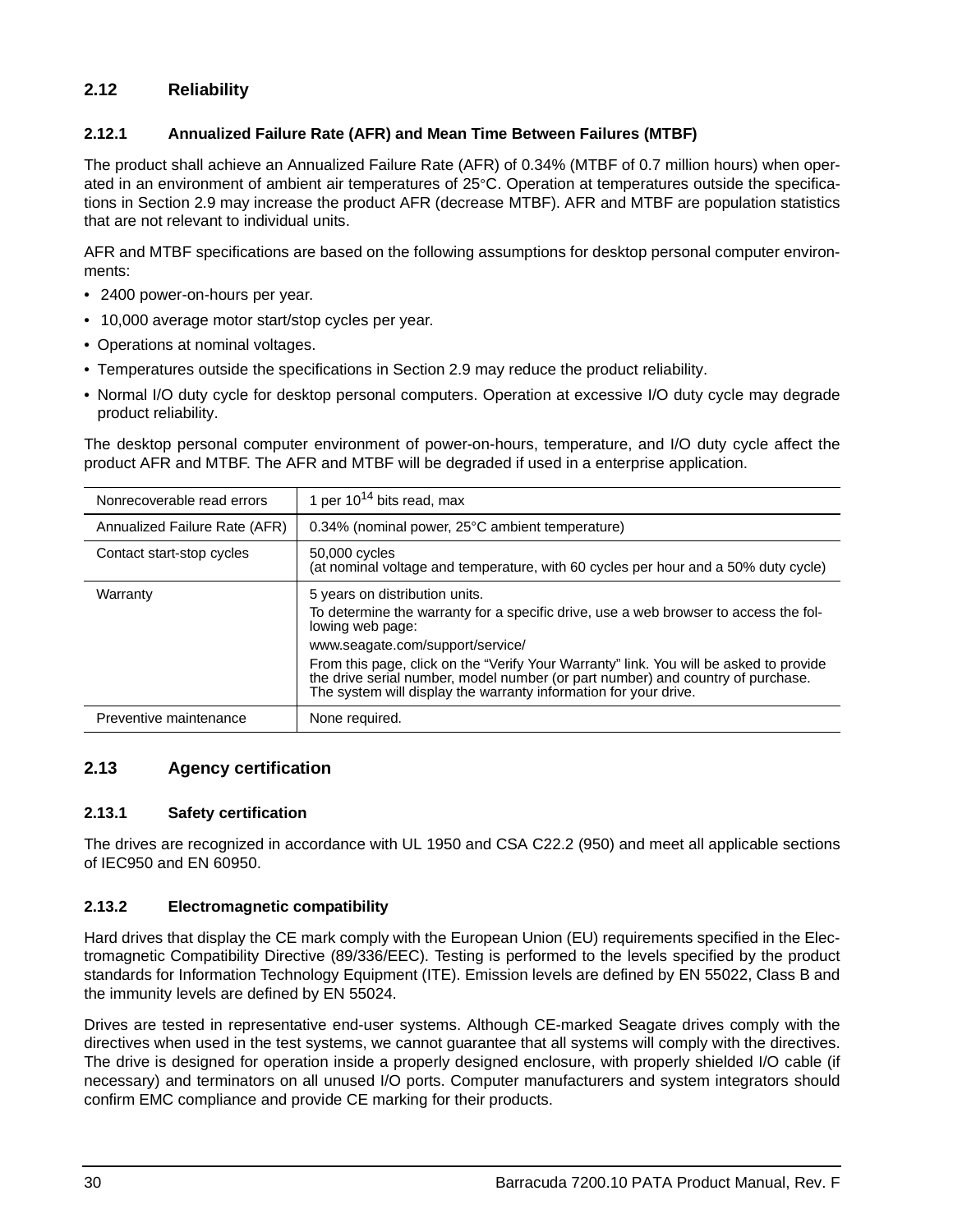## 2.12 Reliability

### 2.12.1 Annualized Failure Rate (AFR) and Mean Time Between Failures (MTBF)

The product shall achieve an Annualized Failure Rate (AFR) of 0.34% (MTBF of 0.7 million hours) when operated in an environment of ambient air temperatures of 25°C. Operation at temperatures outside the specifications in Section 2.9 may increase the product AFR (decrease MTBF). AFR and MTBF are population statistics that are not relevant to individual units.

AFR and MTBF specifications are based on the following assumptions for desktop personal computer environments:

- 2400 power-on-hours per year.
- 10,000 average motor start/stop cycles per year.
- Operations at nominal voltages.
- Temperatures outside the specifications in Section 2.9 may reduce the product reliability.
- Normal I/O duty cycle for desktop personal computers. Operation at excessive I/O duty cycle may degrade product reliability.

The desktop personal computer environment of power-on-hours, temperature, and I/O duty cycle affect the product AFR and MTBF. The AFR and MTBF will be degraded if used in a enterprise application.

| | |
|---|---|
| Nonrecoverable read errors | 1 per $10^{14}$ bits read, max |
| Annualized Failure Rate (AFR) | 0.34% (nominal power, 25°C ambient temperature) |
| Contact start-stop cycles | 50,000 cycles<br>(at nominal voltage and temperature, with 60 cycles per hour and a 50% duty cycle) |
| Warranty | 5 years on distribution units.<br>To determine the warranty for a specific drive, use a web browser to access the following web page:<br>www.seagate.com/support/service/<br>From this page, click on the "Verify Your Warranty" link. You will be asked to provide the drive serial number, model number (or part number) and country of purchase. The system will display the warranty information for your drive. |
| Preventive maintenance | None required. |

## 2.13 Agency certification

### 2.13.1 Safety certification

The drives are recognized in accordance with UL 1950 and CSA C22.2 (950) and meet all applicable sections of IEC950 and EN 60950.

### 2.13.2 Electromagnetic compatibility

Hard drives that display the CE mark comply with the European Union (EU) requirements specified in the Electromagnetic Compatibility Directive (89/336/EEC). Testing is performed to the levels specified by the product standards for Information Technology Equipment (ITE). Emission levels are defined by EN 55022, Class B and the immunity levels are defined by EN 55024.

Drives are tested in representative end-user systems. Although CE-marked Seagate drives comply with the directives when used in the test systems, we cannot guarantee that all systems will comply with the directives. The drive is designed for operation inside a properly designed enclosure, with properly shielded I/O cable (if necessary) and terminators on all unused I/O ports. Computer manufacturers and system integrators should confirm EMC compliance and provide CE marking for their products.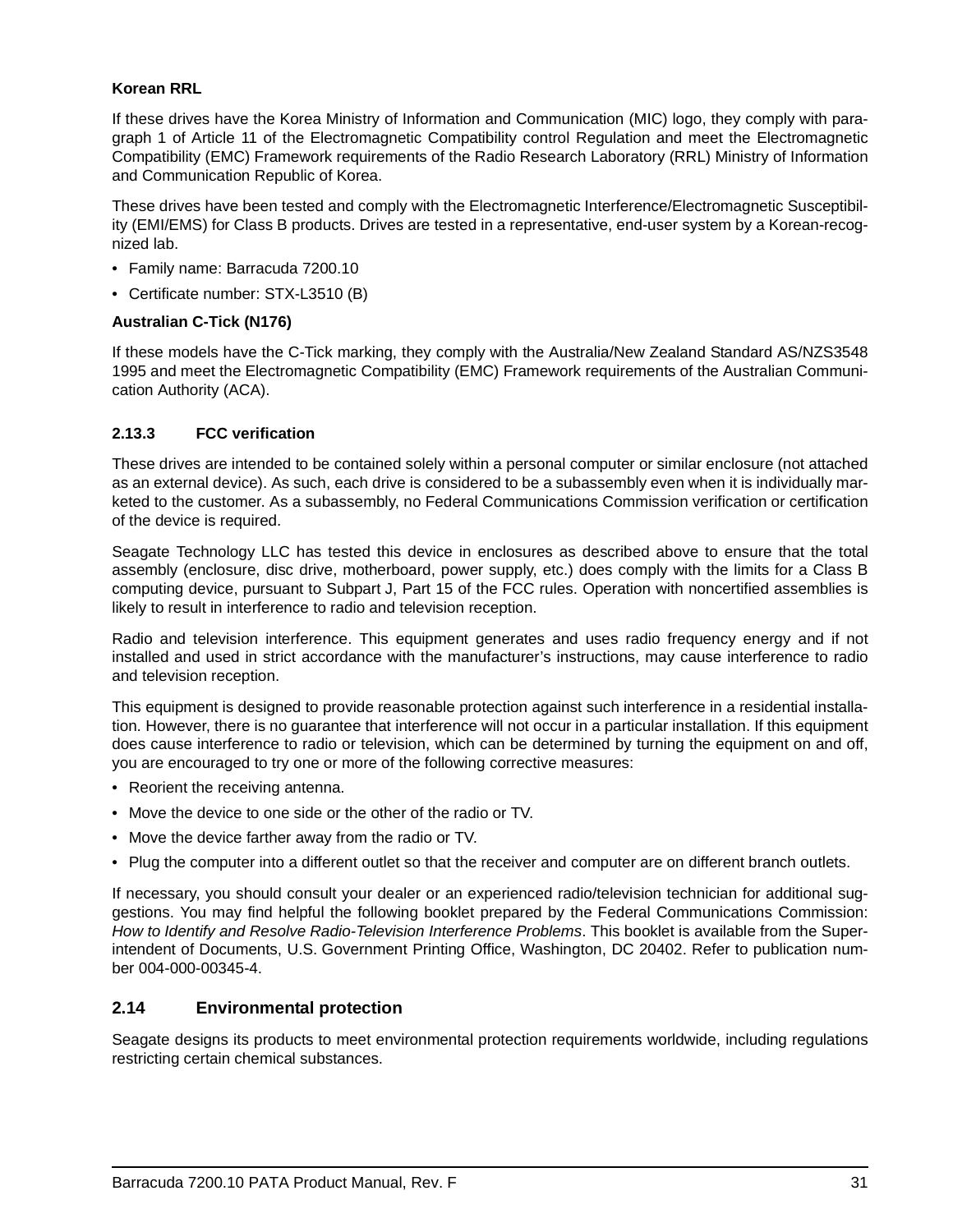**Korean RRL**

If these drives have the Korea Ministry of Information and Communication (MIC) logo, they comply with paragraph 1 of Article 11 of the Electromagnetic Compatibility control Regulation and meet the Electromagnetic Compatibility (EMC) Framework requirements of the Radio Research Laboratory (RRL) Ministry of Information and Communication Republic of Korea.

These drives have been tested and comply with the Electromagnetic Interference/Electromagnetic Susceptibility (EMI/EMS) for Class B products. Drives are tested in a representative, end-user system by a Korean-recognized lab.

- Family name: Barracuda 7200.10
- Certificate number: STX-L3510 (B)

**Australian C-Tick (N176)**

If these models have the C-Tick marking, they comply with the Australia/New Zealand Standard AS/NZS3548 1995 and meet the Electromagnetic Compatibility (EMC) Framework requirements of the Australian Communication Authority (ACA).

### 2.13.3 FCC verification

These drives are intended to be contained solely within a personal computer or similar enclosure (not attached as an external device). As such, each drive is considered to be a subassembly even when it is individually marketed to the customer. As a subassembly, no Federal Communications Commission verification or certification of the device is required.

Seagate Technology LLC has tested this device in enclosures as described above to ensure that the total assembly (enclosure, disc drive, motherboard, power supply, etc.) does comply with the limits for a Class B computing device, pursuant to Subpart J, Part 15 of the FCC rules. Operation with noncertified assemblies is likely to result in interference to radio and television reception.

Radio and television interference. This equipment generates and uses radio frequency energy and if not installed and used in strict accordance with the manufacturer's instructions, may cause interference to radio and television reception.

This equipment is designed to provide reasonable protection against such interference in a residential installation. However, there is no guarantee that interference will not occur in a particular installation. If this equipment does cause interference to radio or television, which can be determined by turning the equipment on and off, you are encouraged to try one or more of the following corrective measures:

- Reorient the receiving antenna.
- Move the device to one side or the other of the radio or TV.
- Move the device farther away from the radio or TV.
- Plug the computer into a different outlet so that the receiver and computer are on different branch outlets.

If necessary, you should consult your dealer or an experienced radio/television technician for additional suggestions. You may find helpful the following booklet prepared by the Federal Communications Commission: *How to Identify and Resolve Radio-Television Interference Problems*. This booklet is available from the Superintendent of Documents, U.S. Government Printing Office, Washington, DC 20402. Refer to publication number 004-000-00345-4.

## 2.14 Environmental protection

Seagate designs its products to meet environmental protection requirements worldwide, including regulations restricting certain chemical substances.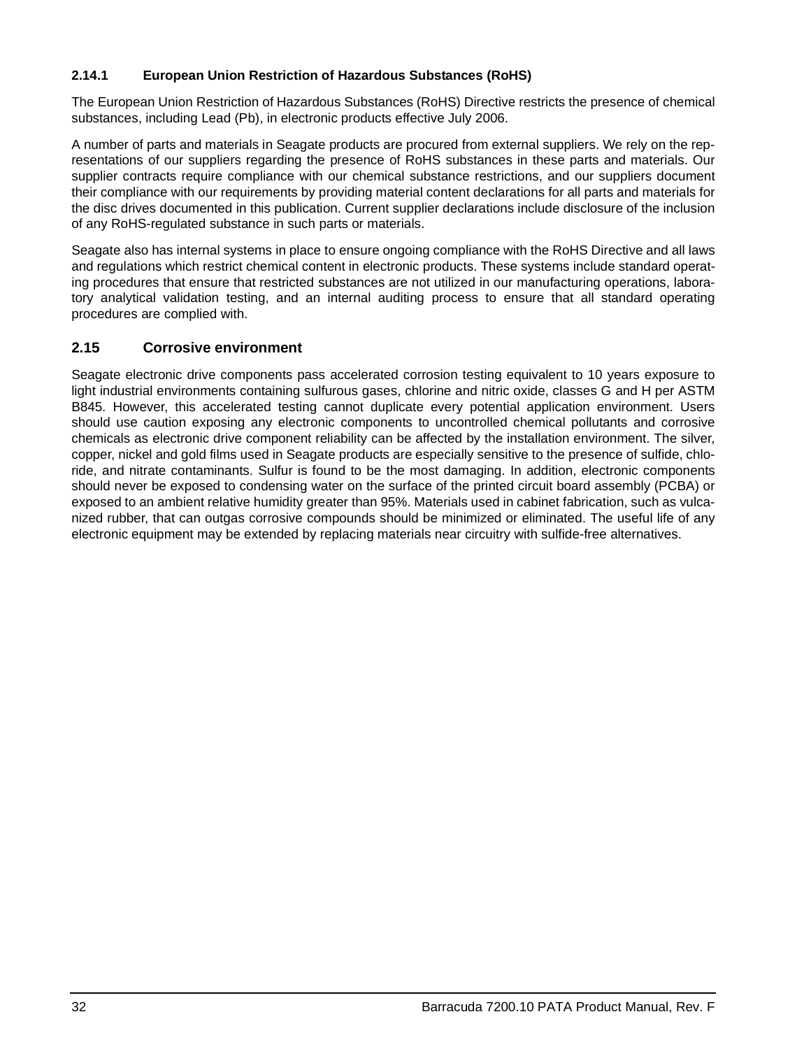### 2.14.1 European Union Restriction of Hazardous Substances (RoHS)

The European Union Restriction of Hazardous Substances (RoHS) Directive restricts the presence of chemical substances, including Lead (Pb), in electronic products effective July 2006.

A number of parts and materials in Seagate products are procured from external suppliers. We rely on the representations of our suppliers regarding the presence of RoHS substances in these parts and materials. Our supplier contracts require compliance with our chemical substance restrictions, and our suppliers document their compliance with our requirements by providing material content declarations for all parts and materials for the disc drives documented in this publication. Current supplier declarations include disclosure of the inclusion of any RoHS-regulated substance in such parts or materials.

Seagate also has internal systems in place to ensure ongoing compliance with the RoHS Directive and all laws and regulations which restrict chemical content in electronic products. These systems include standard operating procedures that ensure that restricted substances are not utilized in our manufacturing operations, laboratory analytical validation testing, and an internal auditing process to ensure that all standard operating procedures are complied with.

## 2.15 Corrosive environment

Seagate electronic drive components pass accelerated corrosion testing equivalent to 10 years exposure to light industrial environments containing sulfurous gases, chlorine and nitric oxide, classes G and H per ASTM B845. However, this accelerated testing cannot duplicate every potential application environment. Users should use caution exposing any electronic components to uncontrolled chemical pollutants and corrosive chemicals as electronic drive component reliability can be affected by the installation environment. The silver, copper, nickel and gold films used in Seagate products are especially sensitive to the presence of sulfide, chloride, and nitrate contaminants. Sulfur is found to be the most damaging. In addition, electronic components should never be exposed to condensing water on the surface of the printed circuit board assembly (PCBA) or exposed to an ambient relative humidity greater than 95%. Materials used in cabinet fabrication, such as vulcanized rubber, that can outgas corrosive compounds should be minimized or eliminated. The useful life of any electronic equipment may be extended by replacing materials near circuitry with sulfide-free alternatives.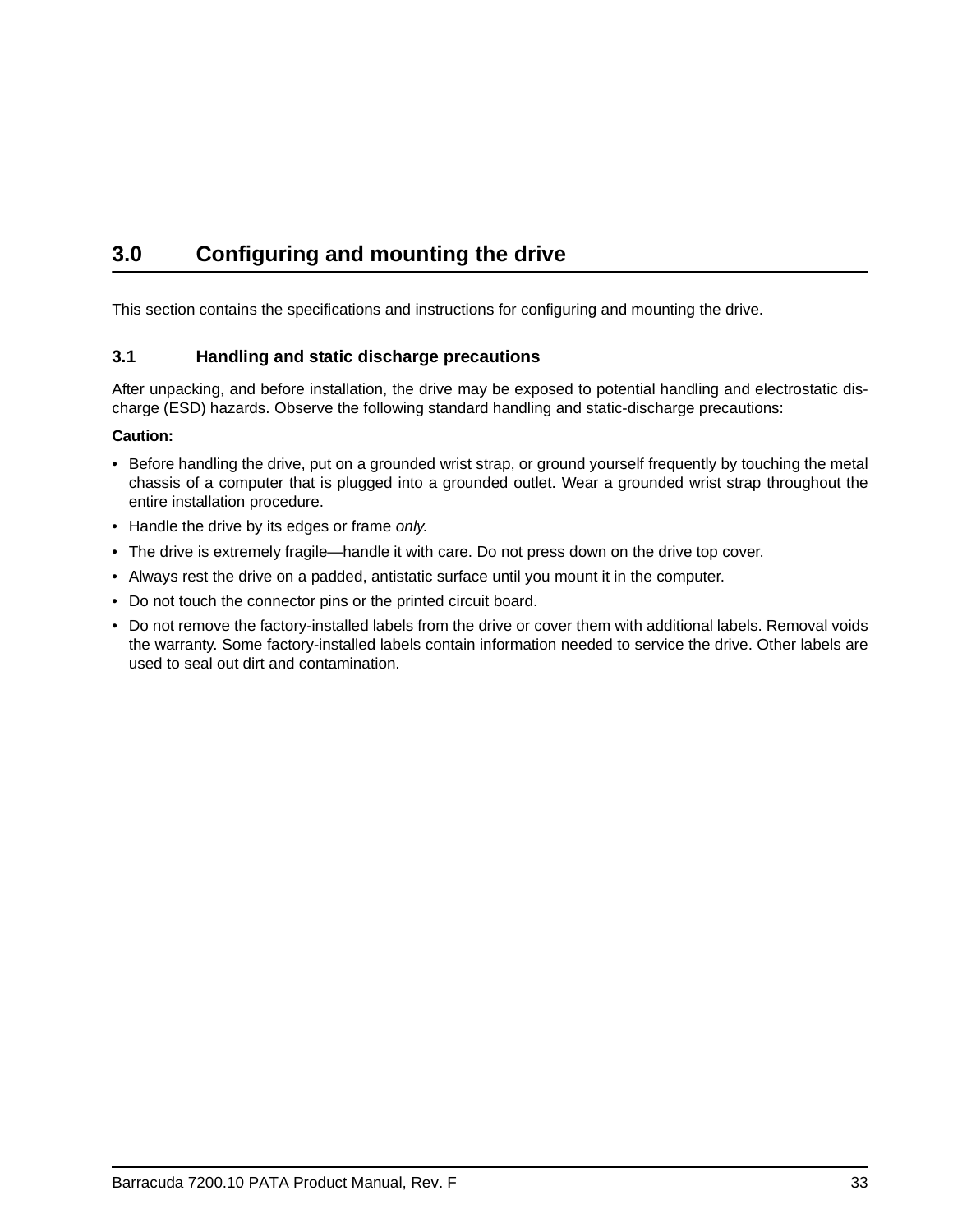# 3.0 Configuring and mounting the drive

This section contains the specifications and instructions for configuring and mounting the drive.

## 3.1 Handling and static discharge precautions

After unpacking, and before installation, the drive may be exposed to potential handling and electrostatic discharge (ESD) hazards. Observe the following standard handling and static-discharge precautions:

**Caution:**

- Before handling the drive, put on a grounded wrist strap, or ground yourself frequently by touching the metal chassis of a computer that is plugged into a grounded outlet. Wear a grounded wrist strap throughout the entire installation procedure.
- Handle the drive by its edges or frame *only.*
- The drive is extremely fragile—handle it with care. Do not press down on the drive top cover.
- Always rest the drive on a padded, antistatic surface until you mount it in the computer.
- Do not touch the connector pins or the printed circuit board.
- Do not remove the factory-installed labels from the drive or cover them with additional labels. Removal voids the warranty. Some factory-installed labels contain information needed to service the drive. Other labels are used to seal out dirt and contamination.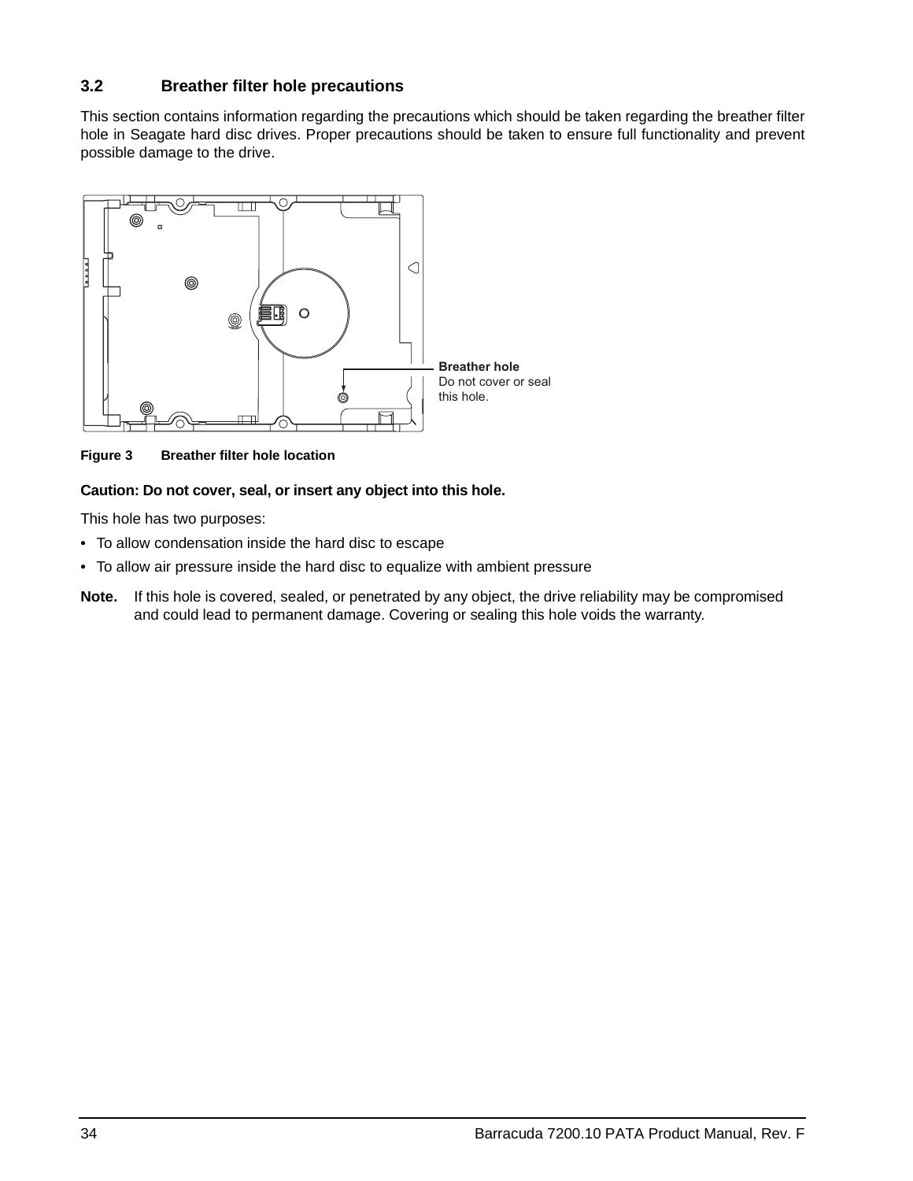### 3.2 Breather filter hole precautions

This section contains information regarding the precautions which should be taken regarding the breather filter hole in Seagate hard disc drives. Proper precautions should be taken to ensure full functionality and prevent possible damage to the drive.

Breather hole
Do not cover or seal this hole.

**Figure 3 Breather filter hole location**

**Caution: Do not cover, seal, or insert any object into this hole.**

This hole has two purposes:

- To allow condensation inside the hard disc to escape
- To allow air pressure inside the hard disc to equalize with ambient pressure

**Note.** If this hole is covered, sealed, or penetrated by any object, the drive reliability may be compromised and could lead to permanent damage. Covering or sealing this hole voids the warranty.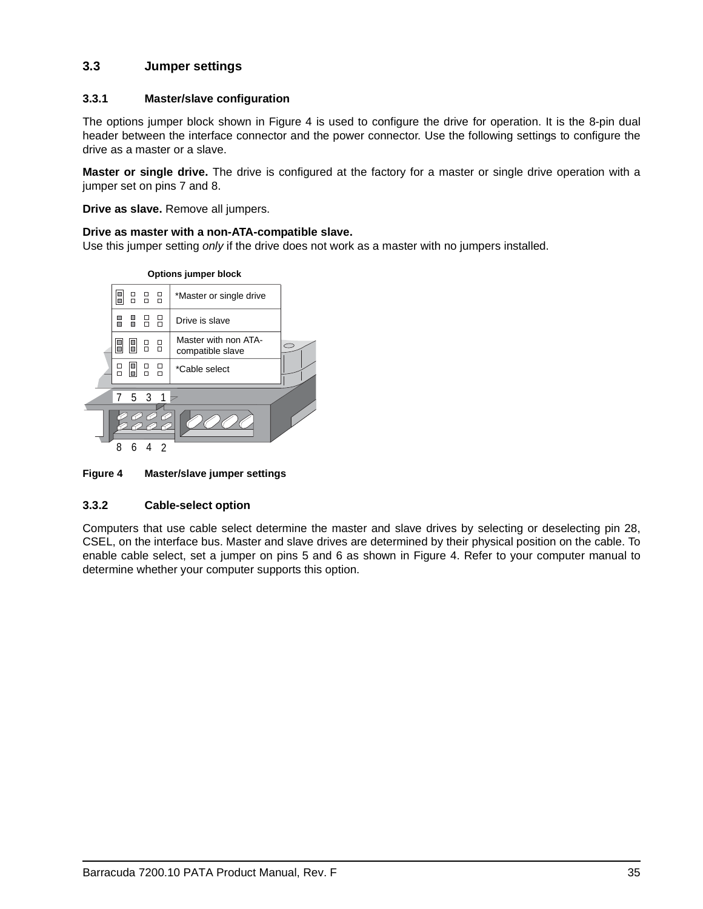### 3.3 Jumper settings

#### 3.3.1 Master/slave configuration

The options jumper block shown in Figure 4 is used to configure the drive for operation. It is the 8-pin dual header between the interface connector and the power connector. Use the following settings to configure the drive as a master or a slave.

**Master or single drive.** The drive is configured at the factory for a master or single drive operation with a jumper set on pins 7 and 8.

**Drive as slave.** Remove all jumpers.

**Drive as master with a non-ATA-compatible slave.**
Use this jumper setting *only* if the drive does not work as a master with no jumpers installed.

**Options jumper block**

*Master or single drive

Drive is slave

Master with non ATA-compatible slave

*Cable select

7 5 3 1

8 6 4 2

**Figure 4 Master/slave jumper settings**

#### 3.3.2 Cable-select option

Computers that use cable select determine the master and slave drives by selecting or deselecting pin 28, CSEL, on the interface bus. Master and slave drives are determined by their physical position on the cable. To enable cable select, set a jumper on pins 5 and 6 as shown in Figure 4. Refer to your computer manual to determine whether your computer supports this option.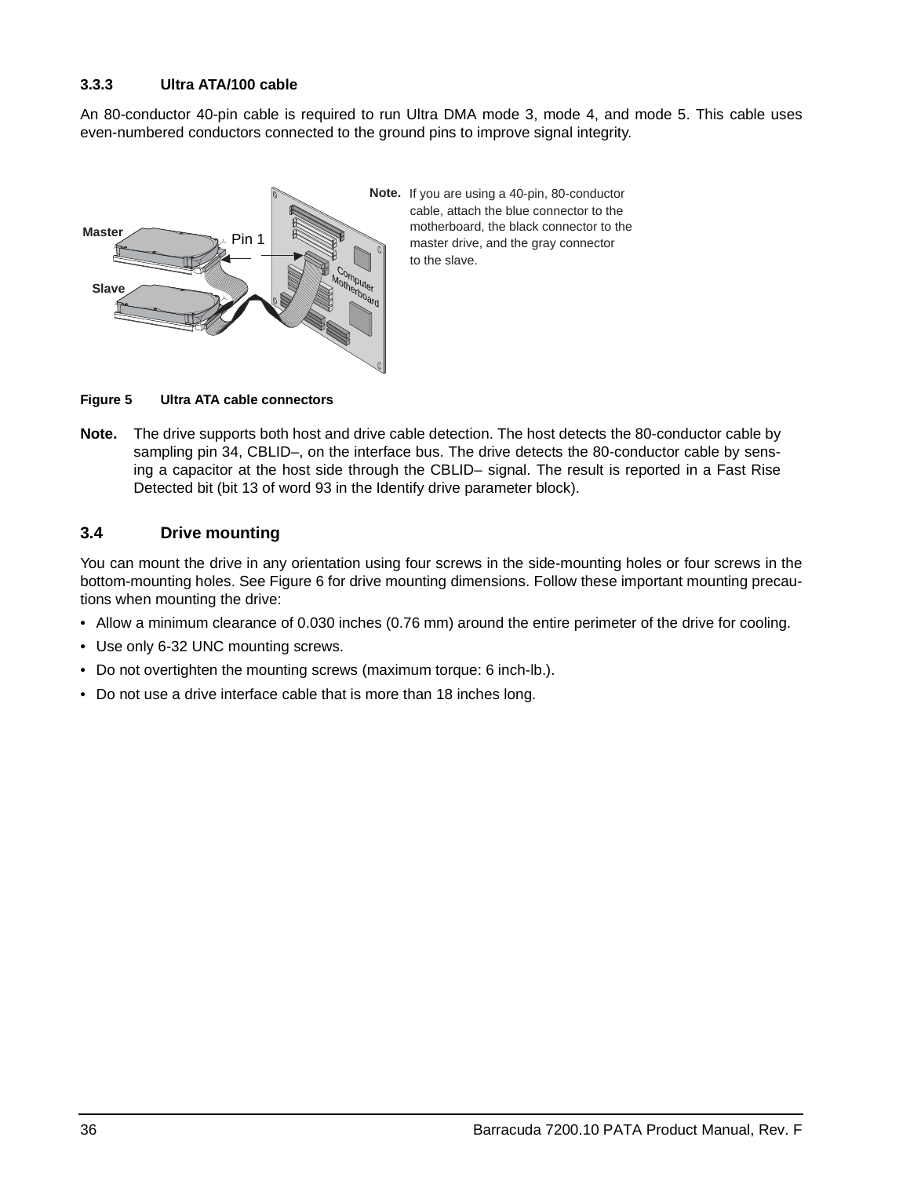### 3.3.3 Ultra ATA/100 cable

An 80-conductor 40-pin cable is required to run Ultra DMA mode 3, mode 4, and mode 5. This cable uses even-numbered conductors connected to the ground pins to improve signal integrity.

**Note.** If you are using a 40-pin, 80-conductor cable, attach the blue connector to the motherboard, the black connector to the master drive, and the gray connector to the slave.

**Figure 5 Ultra ATA cable connectors**

**Note.** The drive supports both host and drive cable detection. The host detects the 80-conductor cable by sampling pin 34, CBLID–, on the interface bus. The drive detects the 80-conductor cable by sensing a capacitor at the host side through the CBLID– signal. The result is reported in a Fast Rise Detected bit (bit 13 of word 93 in the Identify drive parameter block).

## 3.4 Drive mounting

You can mount the drive in any orientation using four screws in the side-mounting holes or four screws in the bottom-mounting holes. See Figure 6 for drive mounting dimensions. Follow these important mounting precautions when mounting the drive:

- Allow a minimum clearance of 0.030 inches (0.76 mm) around the entire perimeter of the drive for cooling.
- Use only 6-32 UNC mounting screws.
- Do not overtighten the mounting screws (maximum torque: 6 inch-lb.).
- Do not use a drive interface cable that is more than 18 inches long.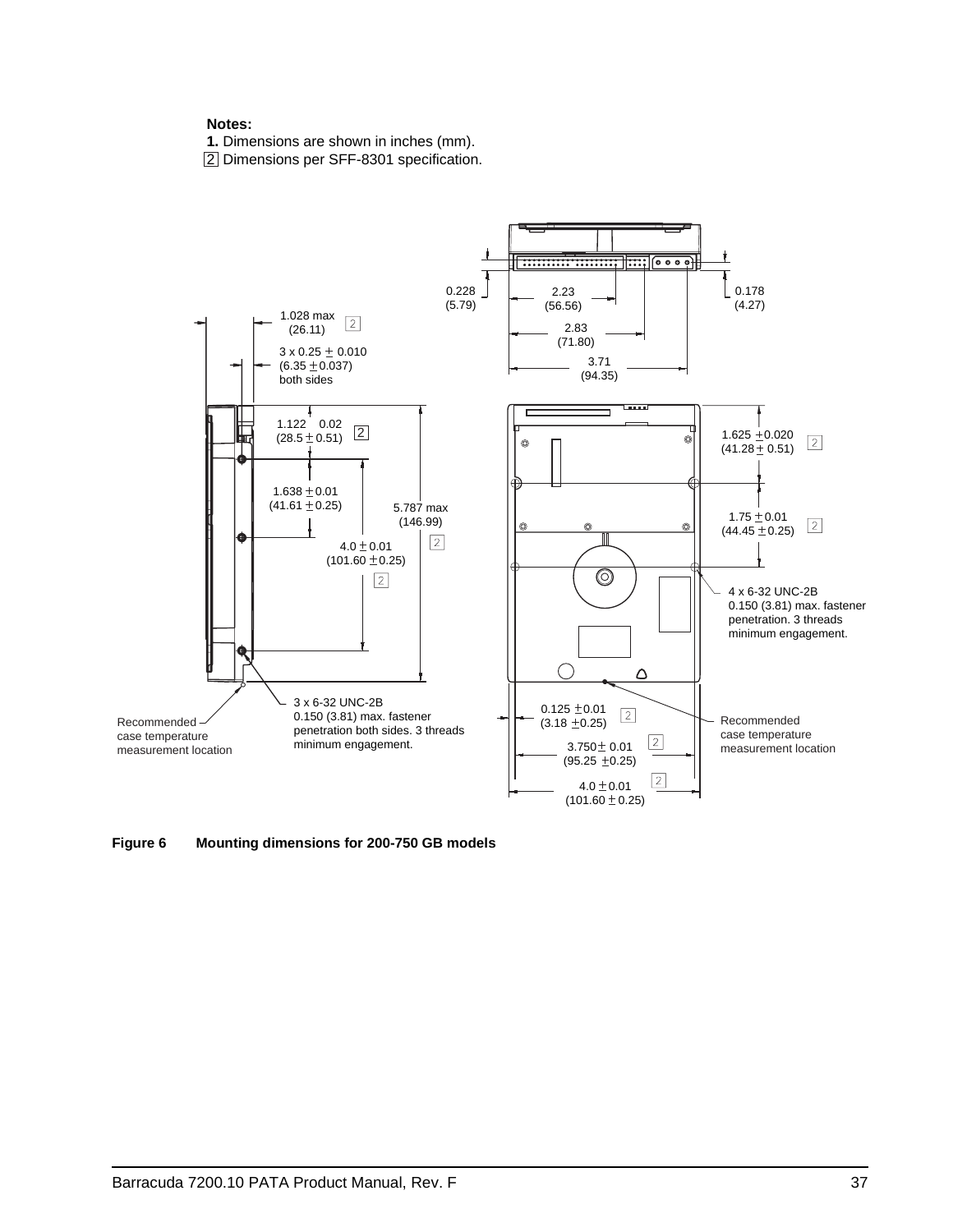**Notes:**

**1.** Dimensions are shown in inches (mm).

2 Dimensions per SFF-8301 specification.

0.228 (5.79)

2.23 (56.56)

0.178 (4.27)

2.83 (71.80)

3.71 (94.35)

1.028 max (26.11) 2

3 x 0.25 ± 0.010 (6.35 ± 0.037) both sides

1.122 ± 0.02 (28.5 ± 0.51) 2

1.625 ± 0.020 (41.28 ± 0.51) 2

1.638 ± 0.01 (41.61 ± 0.25)

5.787 max (146.99) 2

1.75 ± 0.01 (44.45 ± 0.25) 2

4.0 ± 0.01 (101.60 ± 0.25) 2

4 x 6-32 UNC-2B 0.150 (3.81) max. fastener penetration. 3 threads minimum engagement.

3 x 6-32 UNC-2B 0.150 (3.81) max. fastener penetration both sides. 3 threads minimum engagement.

Recommended case temperature measurement location

0.125 ± 0.01 (3.18 ± 0.25) 2

Recommended case temperature measurement location

3.750 ± 0.01 (95.25 ± 0.25) 2

4.0 ± 0.01 (101.60 ± 0.25) 2

**Figure 6 Mounting dimensions for 200-750 GB models**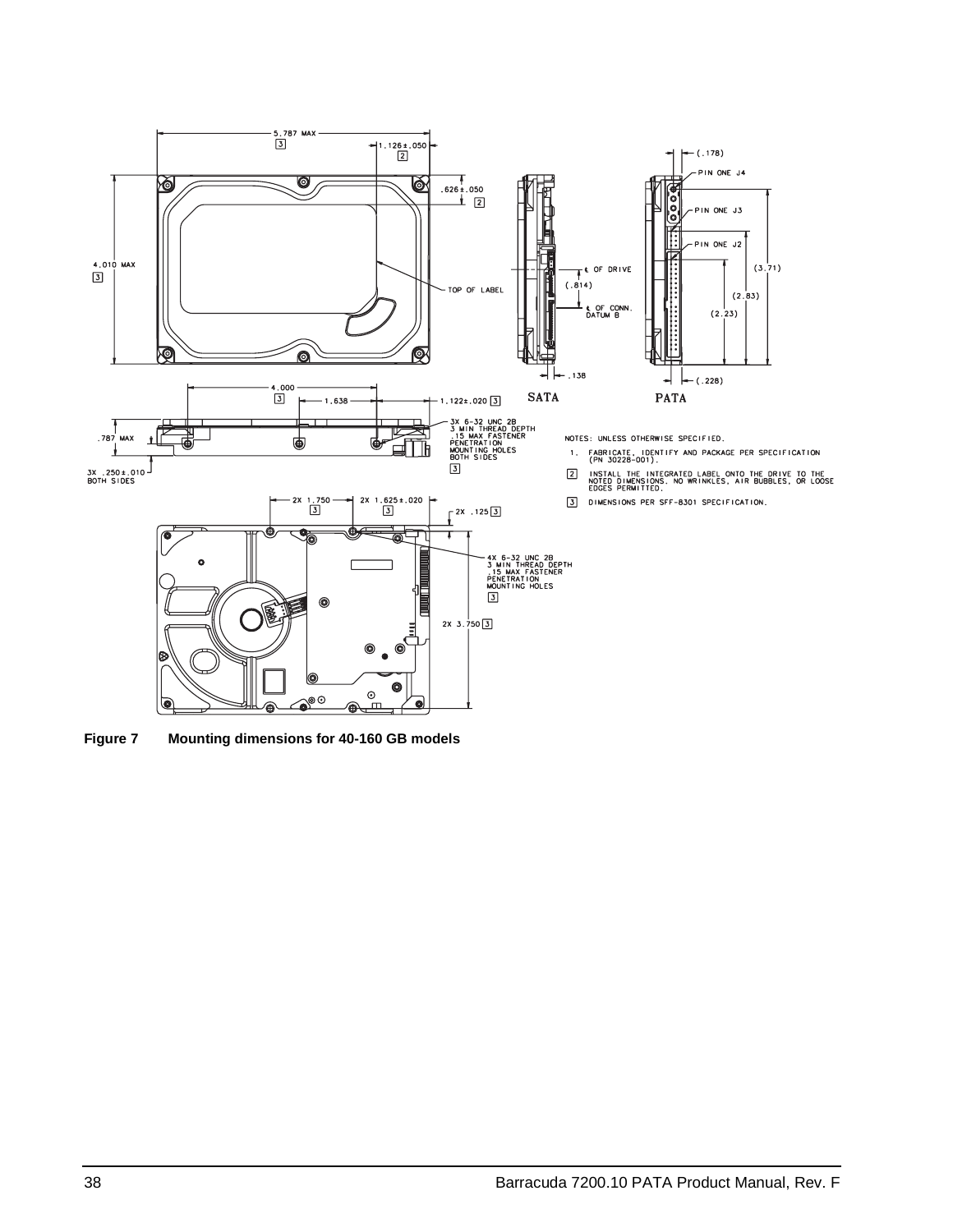**Figure 7 Mounting dimensions for 40-160 GB models**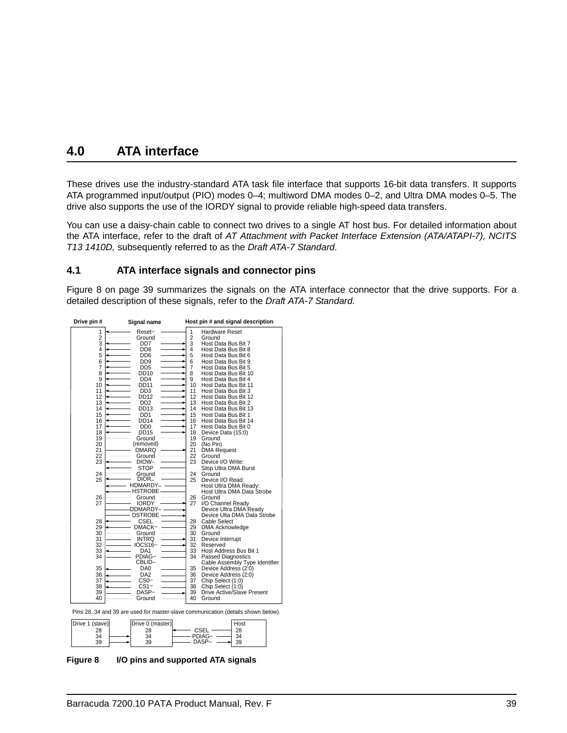# 4.0 ATA interface

These drives use the industry-standard ATA task file interface that supports 16-bit data transfers. It supports ATA programmed input/output (PIO) modes 0–4; multiword DMA modes 0–2, and Ultra DMA modes 0–5. The drive also supports the use of the IORDY signal to provide reliable high-speed data transfers.

You can use a daisy-chain cable to connect two drives to a single AT host bus. For detailed information about the ATA interface, refer to the draft of *AT Attachment with Packet Interface Extension (ATA/ATAPI-7), NCITS T13 1410D,* subsequently referred to as the *Draft ATA-7 Standard*.

## 4.1 ATA interface signals and connector pins

Figure 8 on page 39 summarizes the signals on the ATA interface connector that the drive supports. For a detailed description of these signals, refer to the *Draft ATA-7 Standard*.

| Drive pin # | Signal name | Host pin # and signal description |
|---|---|---|
| 1 | Reset– | 1 Hardware Reset |
| 2 | Ground | 2 Ground |
| 3 | DD7 | 3 Host Data Bus Bit 7 |
| 4 | DD8 | 4 Host Data Bus Bit 8 |
| 5 | DD6 | 5 Host Data Bus Bit 6 |
| 6 | DD9 | 6 Host Data Bus Bit 9 |
| 7 | DD5 | 7 Host Data Bus Bit 5 |
| 8 | DD10 | 8 Host Data Bus Bit 10 |
| 9 | DD4 | 9 Host Data Bus Bit 4 |
| 10 | DD11 | 10 Host Data Bus Bit 11 |
| 11 | DD3 | 11 Host Data Bus Bit 3 |
| 12 | DD12 | 12 Host Data Bus Bit 12 |
| 13 | DD2 | 13 Host Data Bus Bit 2 |
| 14 | DD13 | 14 Host Data Bus Bit 13 |
| 15 | DD1 | 15 Host Data Bus Bit 1 |
| 16 | DD14 | 16 Host Data Bus Bit 14 |
| 17 | DD0 | 17 Host Data Bus Bit 0 |
| 18 | DD15 | 18 Device Data (15:0) |
| 19 | Ground | 19 Ground |
| 20 | (removed) | 20 (No Pin) |
| 21 | DMARQ | 21 DMA Request |
| 22 | Ground | 22 Ground |
| 23 | DIOW– | 23 Device I/O Write: |
| | STOP | Stop Ultra DMA Burst |
| 24 | Ground | 24 Ground |
| 25 | DIOR– | 25 Device I/O Read: |
| | HDMARDY– | Host Ultra DMA Ready: |
| | HSTROBE | Host Ultra DMA Data Strobe |
| 26 | Ground | 26 Ground |
| 27 | IORDY | 27 I/O Channel Ready |
| | DDMARDY– | Device Ultra DMA Ready |
| | DSTROBE | Device Ulta DMA Data Strobe |
| 28 | CSEL | 28 Cable Select |
| 29 | DMACK– | 29 DMA Acknowledge |
| 30 | Ground | 30 Ground |
| 31 | INTRQ | 31 Device Interrupt |
| 32 | IOCS16– | 32 Reserved |
| 33 | DA1 | 33 Host Address Bus Bit 1 |
| 34 | PDIAG– | 34 Passed Diagnostics |
| | CBLID– | Cable Assembly Type Identifier |
| 35 | DA0 | 35 Device Address (2:0) |
| 36 | DA2 | 36 Device Address (2:0) |
| 37 | CS0– | 37 Chip Select (1:0) |
| 38 | CS1– | 38 Chip Select (1:0) |
| 39 | DASP– | 39 Drive Active/Slave Present |
| 40 | Ground | 40 Ground |

Pins 28, 34 and 39 are used for master-slave communication (details shown below).

| Drive 1 (slave) | Drive 0 (master) | Signal | Host |
|---|---|---|---|
| 28 | 28 | CSEL | 28 |
| 34 | 34 | PDIAG– | 34 |
| 39 | 39 | DASP– | 39 |

**Figure 8 I/O pins and supported ATA signals**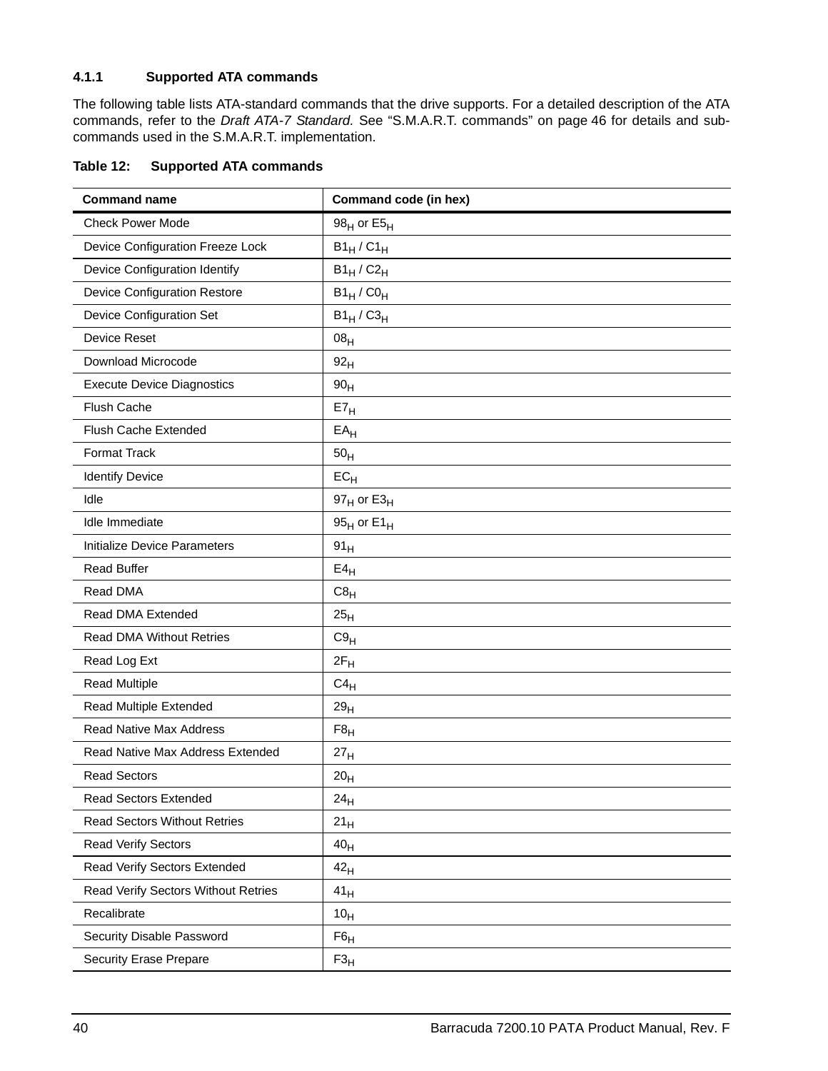### 4.1.1 Supported ATA commands

The following table lists ATA-standard commands that the drive supports. For a detailed description of the ATA commands, refer to the *Draft ATA-7 Standard.* See “S.M.A.R.T. commands” on page 46 for details and sub-commands used in the S.M.A.R.T. implementation.

**Table 12: Supported ATA commands**

| Command name | Command code (in hex) |
|---|---|
| Check Power Mode | $98_H$ or $E5_H$ |
| Device Configuration Freeze Lock | $B1_H$ / $C1_H$ |
| Device Configuration Identify | $B1_H$ / $C2_H$ |
| Device Configuration Restore | $B1_H$ / $C0_H$ |
| Device Configuration Set | $B1_H$ / $C3_H$ |
| Device Reset | $08_H$ |
| Download Microcode | $92_H$ |
| Execute Device Diagnostics | $90_H$ |
| Flush Cache | $E7_H$ |
| Flush Cache Extended | $EA_H$ |
| Format Track | $50_H$ |
| Identify Device | $EC_H$ |
| Idle | $97_H$ or $E3_H$ |
| Idle Immediate | $95_H$ or $E1_H$ |
| Initialize Device Parameters | $91_H$ |
| Read Buffer | $E4_H$ |
| Read DMA | $C8_H$ |
| Read DMA Extended | $25_H$ |
| Read DMA Without Retries | $C9_H$ |
| Read Log Ext | $2F_H$ |
| Read Multiple | $C4_H$ |
| Read Multiple Extended | $29_H$ |
| Read Native Max Address | $F8_H$ |
| Read Native Max Address Extended | $27_H$ |
| Read Sectors | $20_H$ |
| Read Sectors Extended | $24_H$ |
| Read Sectors Without Retries | $21_H$ |
| Read Verify Sectors | $40_H$ |
| Read Verify Sectors Extended | $42_H$ |
| Read Verify Sectors Without Retries | $41_H$ |
| Recalibrate | $10_H$ |
| Security Disable Password | $F6_H$ |
| Security Erase Prepare | $F3_H$ |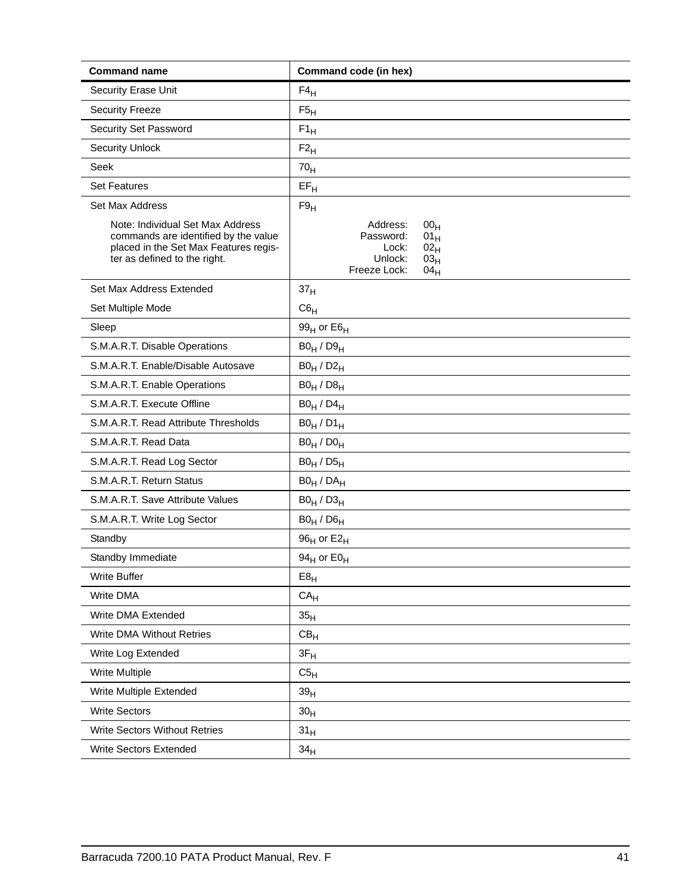| Command name | Command code (in hex) |
| --- | --- |
| Security Erase Unit | $F4_H$ |
| Security Freeze | $F5_H$ |
| Security Set Password | $F1_H$ |
| Security Unlock | $F2_H$ |
| Seek | $70_H$ |
| Set Features | $EF_H$ |
| Set Max Address | $F9_H$ |
| Note: Individual Set Max Address commands are identified by the value placed in the Set Max Features register as defined to the right. | Address: $00_H$<br>Password: $01_H$<br>Lock: $02_H$<br>Unlock: $03_H$<br>Freeze Lock: $04_H$ |
| Set Max Address Extended | $37_H$ |
| Set Multiple Mode | $C6_H$ |
| Sleep | $99_H$ or $E6_H$ |
| S.M.A.R.T. Disable Operations | $B0_H$ / $D9_H$ |
| S.M.A.R.T. Enable/Disable Autosave | $B0_H$ / $D2_H$ |
| S.M.A.R.T. Enable Operations | $B0_H$ / $D8_H$ |
| S.M.A.R.T. Execute Offline | $B0_H$ / $D4_H$ |
| S.M.A.R.T. Read Attribute Thresholds | $B0_H$ / $D1_H$ |
| S.M.A.R.T. Read Data | $B0_H$ / $D0_H$ |
| S.M.A.R.T. Read Log Sector | $B0_H$ / $D5_H$ |
| S.M.A.R.T. Return Status | $B0_H$ / $DA_H$ |
| S.M.A.R.T. Save Attribute Values | $B0_H$ / $D3_H$ |
| S.M.A.R.T. Write Log Sector | $B0_H$ / $D6_H$ |
| Standby | $96_H$ or $E2_H$ |
| Standby Immediate | $94_H$ or $E0_H$ |
| Write Buffer | $E8_H$ |
| Write DMA | $CA_H$ |
| Write DMA Extended | $35_H$ |
| Write DMA Without Retries | $CB_H$ |
| Write Log Extended | $3F_H$ |
| Write Multiple | $C5_H$ |
| Write Multiple Extended | $39_H$ |
| Write Sectors | $30_H$ |
| Write Sectors Without Retries | $31_H$ |
| Write Sectors Extended | $34_H$ |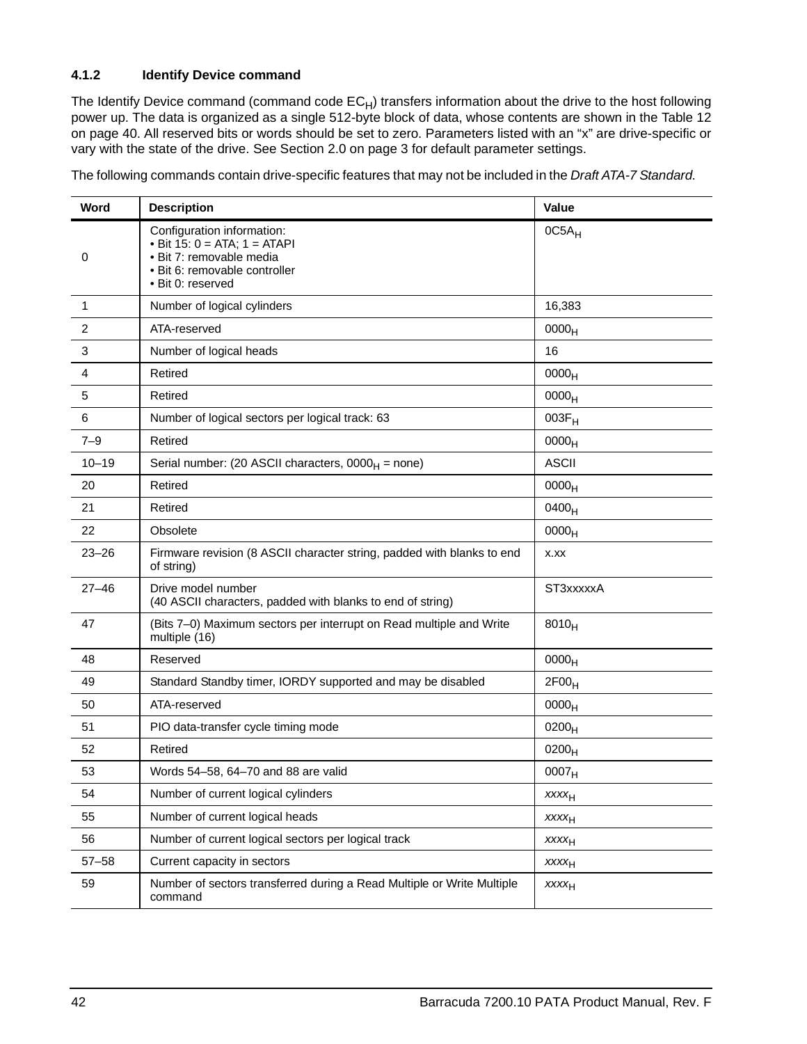### 4.1.2 Identify Device command

The Identify Device command (command code $EC_H$) transfers information about the drive to the host following power up. The data is organized as a single 512-byte block of data, whose contents are shown in the Table 12 on page 40. All reserved bits or words should be set to zero. Parameters listed with an "x" are drive-specific or vary with the state of the drive. See Section 2.0 on page 3 for default parameter settings.

The following commands contain drive-specific features that may not be included in the *Draft ATA-7 Standard.*

| Word | Description | Value |
|---|---|---|
| 0 | Configuration information:<br>• Bit 15: 0 = ATA; 1 = ATAPI<br>• Bit 7: removable media<br>• Bit 6: removable controller<br>• Bit 0: reserved | $0C5A_H$ |
| 1 | Number of logical cylinders | 16,383 |
| 2 | ATA-reserved | $0000_H$ |
| 3 | Number of logical heads | 16 |
| 4 | Retired | $0000_H$ |
| 5 | Retired | $0000_H$ |
| 6 | Number of logical sectors per logical track: 63 | $003F_H$ |
| 7–9 | Retired | $0000_H$ |
| 10–19 | Serial number: (20 ASCII characters, $0000_H$ = none) | ASCII |
| 20 | Retired | $0000_H$ |
| 21 | Retired | $0400_H$ |
| 22 | Obsolete | $0000_H$ |
| 23–26 | Firmware revision (8 ASCII character string, padded with blanks to end of string) | x.xx |
| 27–46 | Drive model number<br>(40 ASCII characters, padded with blanks to end of string) | ST3xxxxxA |
| 47 | (Bits 7–0) Maximum sectors per interrupt on Read multiple and Write multiple (16) | $8010_H$ |
| 48 | Reserved | $0000_H$ |
| 49 | Standard Standby timer, IORDY supported and may be disabled | $2F00_H$ |
| 50 | ATA-reserved | $0000_H$ |
| 51 | PIO data-transfer cycle timing mode | $0200_H$ |
| 52 | Retired | $0200_H$ |
| 53 | Words 54–58, 64–70 and 88 are valid | $0007_H$ |
| 54 | Number of current logical cylinders | *xxxx*$_H$ |
| 55 | Number of current logical heads | *xxxx*$_H$ |
| 56 | Number of current logical sectors per logical track | *xxxx*$_H$ |
| 57–58 | Current capacity in sectors | *xxxx*$_H$ |
| 59 | Number of sectors transferred during a Read Multiple or Write Multiple command | *xxxx*$_H$ |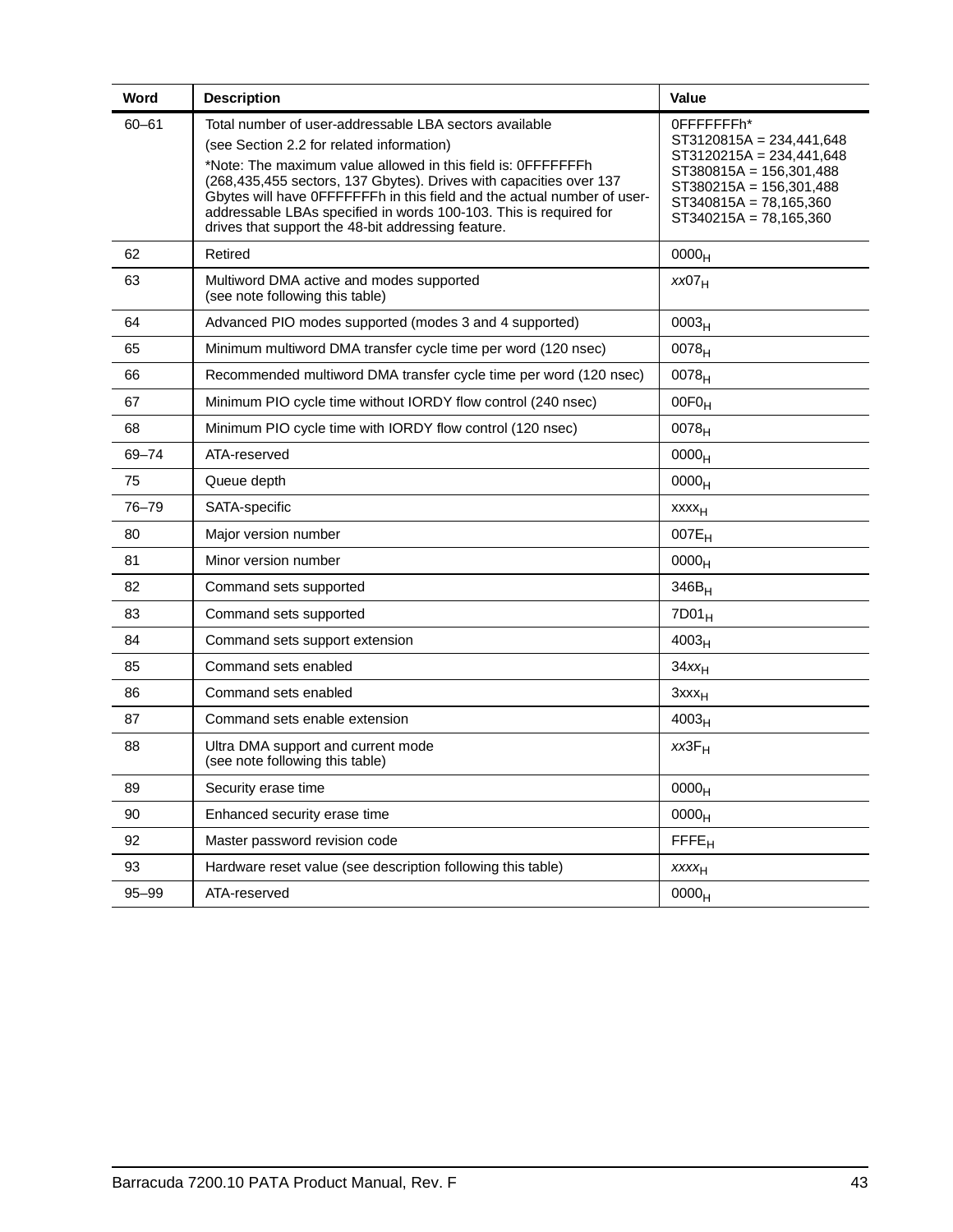| Word | Description | Value |
|---|---|---|
| 60–61 | Total number of user-addressable LBA sectors available<br>(see Section 2.2 for related information)<br>*Note: The maximum value allowed in this field is: 0FFFFFFFh (268,435,455 sectors, 137 Gbytes). Drives with capacities over 137 Gbytes will have 0FFFFFFFh in this field and the actual number of user-addressable LBAs specified in words 100-103. This is required for drives that support the 48-bit addressing feature. | 0FFFFFFFh*<br>ST3120815A = 234,441,648<br>ST3120215A = 234,441,648<br>ST380815A = 156,301,488<br>ST380215A = 156,301,488<br>ST340815A = 78,165,360<br>ST340215A = 78,165,360 |
| 62 | Retired | $0000_H$ |
| 63 | Multiword DMA active and modes supported<br>(see note following this table) | *xx*$07_H$ |
| 64 | Advanced PIO modes supported (modes 3 and 4 supported) | $0003_H$ |
| 65 | Minimum multiword DMA transfer cycle time per word (120 nsec) | $0078_H$ |
| 66 | Recommended multiword DMA transfer cycle time per word (120 nsec) | $0078_H$ |
| 67 | Minimum PIO cycle time without IORDY flow control (240 nsec) | $00F0_H$ |
| 68 | Minimum PIO cycle time with IORDY flow control (120 nsec) | $0078_H$ |
| 69–74 | ATA-reserved | $0000_H$ |
| 75 | Queue depth | $0000_H$ |
| 76–79 | SATA-specific | $xxxx_H$ |
| 80 | Major version number | $007E_H$ |
| 81 | Minor version number | $0000_H$ |
| 82 | Command sets supported | $346B_H$ |
| 83 | Command sets supported | $7D01_H$ |
| 84 | Command sets support extension | $4003_H$ |
| 85 | Command sets enabled | 34*xx*$_H$ |
| 86 | Command sets enabled | $3xxx_H$ |
| 87 | Command sets enable extension | $4003_H$ |
| 88 | Ultra DMA support and current mode<br>(see note following this table) | *xx*$3F_H$ |
| 89 | Security erase time | $0000_H$ |
| 90 | Enhanced security erase time | $0000_H$ |
| 92 | Master password revision code | $FFFE_H$ |
| 93 | Hardware reset value (see description following this table) | *xxxx*$_H$ |
| 95–99 | ATA-reserved | $0000_H$ |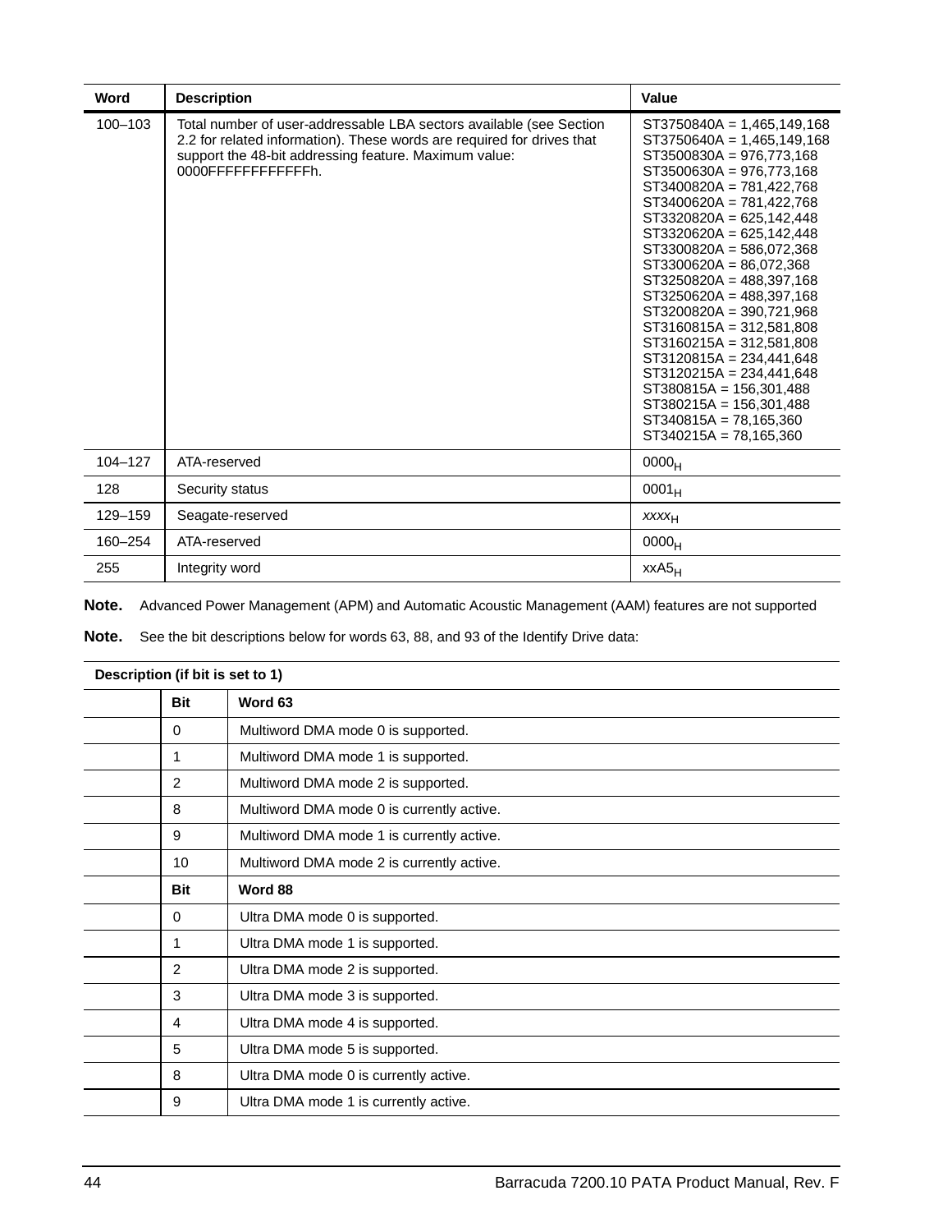| Word | Description | Value |
|---|---|---|
| 100–103 | Total number of user-addressable LBA sectors available (see Section 2.2 for related information). These words are required for drives that support the 48-bit addressing feature. Maximum value: 0000FFFFFFFFFFFFh. | ST3750840A = 1,465,149,168<br>ST3750640A = 1,465,149,168<br>ST3500830A = 976,773,168<br>ST3500630A = 976,773,168<br>ST3400820A = 781,422,768<br>ST3400620A = 781,422,768<br>ST3320820A = 625,142,448<br>ST3320620A = 625,142,448<br>ST3300820A = 586,072,368<br>ST3300620A = 86,072,368<br>ST3250820A = 488,397,168<br>ST3250620A = 488,397,168<br>ST3200820A = 390,721,968<br>ST3160815A = 312,581,808<br>ST3160215A = 312,581,808<br>ST3120815A = 234,441,648<br>ST3120215A = 234,441,648<br>ST380815A = 156,301,488<br>ST380215A = 156,301,488<br>ST340815A = 78,165,360<br>ST340215A = 78,165,360 |
| 104–127 | ATA-reserved | $0000_H$ |
| 128 | Security status | $0001_H$ |
| 129–159 | Seagate-reserved | $xxxx_H$ |
| 160–254 | ATA-reserved | $0000_H$ |
| 255 | Integrity word | $xxA5_H$ |

**Note.** Advanced Power Management (APM) and Automatic Acoustic Management (AAM) features are not supported

**Note.** See the bit descriptions below for words 63, 88, and 93 of the Identify Drive data:

| Description (if bit is set to 1) | | |
|---|---|---|
| | **Bit** | **Word 63** |
| | 0 | Multiword DMA mode 0 is supported. |
| | 1 | Multiword DMA mode 1 is supported. |
| | 2 | Multiword DMA mode 2 is supported. |
| | 8 | Multiword DMA mode 0 is currently active. |
| | 9 | Multiword DMA mode 1 is currently active. |
| | 10 | Multiword DMA mode 2 is currently active. |
| | **Bit** | **Word 88** |
| | 0 | Ultra DMA mode 0 is supported. |
| | 1 | Ultra DMA mode 1 is supported. |
| | 2 | Ultra DMA mode 2 is supported. |
| | 3 | Ultra DMA mode 3 is supported. |
| | 4 | Ultra DMA mode 4 is supported. |
| | 5 | Ultra DMA mode 5 is supported. |
| | 8 | Ultra DMA mode 0 is currently active. |
| | 9 | Ultra DMA mode 1 is currently active. |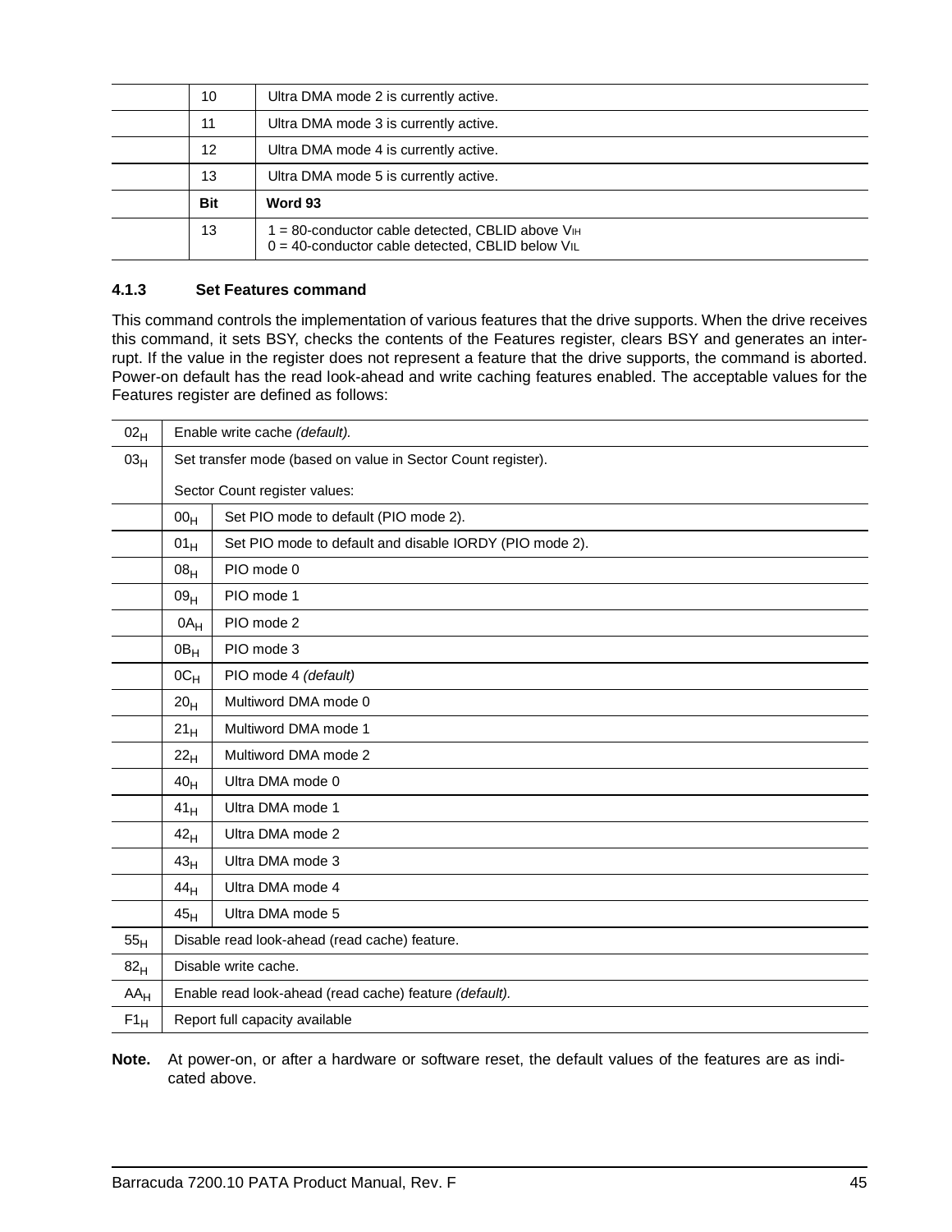| | Bit | Word 88 |
|---|---|---|
| | 10 | Ultra DMA mode 2 is currently active. |
| | 11 | Ultra DMA mode 3 is currently active. |
| | 12 | Ultra DMA mode 4 is currently active. |
| | 13 | Ultra DMA mode 5 is currently active. |
| | **Bit** | **Word 93** |
| | 13 | 1 = 80-conductor cable detected, CBLID above $V_{IH}$<br>0 = 40-conductor cable detected, CBLID below $V_{IL}$ |

### 4.1.3 Set Features command

This command controls the implementation of various features that the drive supports. When the drive receives this command, it sets BSY, checks the contents of the Features register, clears BSY and generates an interrupt. If the value in the register does not represent a feature that the drive supports, the command is aborted. Power-on default has the read look-ahead and write caching features enabled. The acceptable values for the Features register are defined as follows:

| Value | | Description |
|---|---|---|
| $02_H$ | Enable write cache *(default).* | |
| $03_H$ | Set transfer mode (based on value in Sector Count register).<br><br>Sector Count register values: | |
| | $00_H$ | Set PIO mode to default (PIO mode 2). |
| | $01_H$ | Set PIO mode to default and disable IORDY (PIO mode 2). |
| | $08_H$ | PIO mode 0 |
| | $09_H$ | PIO mode 1 |
| | $0A_H$ | PIO mode 2 |
| | $0B_H$ | PIO mode 3 |
| | $0C_H$ | PIO mode 4 *(default)* |
| | $20_H$ | Multiword DMA mode 0 |
| | $21_H$ | Multiword DMA mode 1 |
| | $22_H$ | Multiword DMA mode 2 |
| | $40_H$ | Ultra DMA mode 0 |
| | $41_H$ | Ultra DMA mode 1 |
| | $42_H$ | Ultra DMA mode 2 |
| | $43_H$ | Ultra DMA mode 3 |
| | $44_H$ | Ultra DMA mode 4 |
| | $45_H$ | Ultra DMA mode 5 |
| $55_H$ | Disable read look-ahead (read cache) feature. | |
| $82_H$ | Disable write cache. | |
| $AA_H$ | Enable read look-ahead (read cache) feature *(default).* | |
| $F1_H$ | Report full capacity available | |

**Note.** At power-on, or after a hardware or software reset, the default values of the features are as indicated above.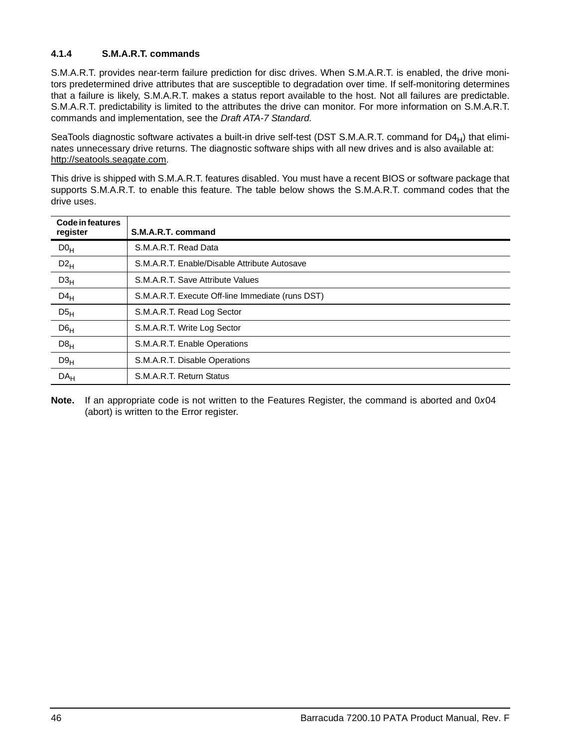### 4.1.4 S.M.A.R.T. commands

S.M.A.R.T. provides near-term failure prediction for disc drives. When S.M.A.R.T. is enabled, the drive monitors predetermined drive attributes that are susceptible to degradation over time. If self-monitoring determines that a failure is likely, S.M.A.R.T. makes a status report available to the host. Not all failures are predictable. S.M.A.R.T. predictability is limited to the attributes the drive can monitor. For more information on S.M.A.R.T. commands and implementation, see the *Draft ATA-7 Standard.*

SeaTools diagnostic software activates a built-in drive self-test (DST S.M.A.R.T. command for $D4_H$) that eliminates unnecessary drive returns. The diagnostic software ships with all new drives and is also available at: http://seatools.seagate.com.

This drive is shipped with S.M.A.R.T. features disabled. You must have a recent BIOS or software package that supports S.M.A.R.T. to enable this feature. The table below shows the S.M.A.R.T. command codes that the drive uses.

| Code in features register | S.M.A.R.T. command |
|---|---|
| $D0_H$ | S.M.A.R.T. Read Data |
| $D2_H$ | S.M.A.R.T. Enable/Disable Attribute Autosave |
| $D3_H$ | S.M.A.R.T. Save Attribute Values |
| $D4_H$ | S.M.A.R.T. Execute Off-line Immediate (runs DST) |
| $D5_H$ | S.M.A.R.T. Read Log Sector |
| $D6_H$ | S.M.A.R.T. Write Log Sector |
| $D8_H$ | S.M.A.R.T. Enable Operations |
| $D9_H$ | S.M.A.R.T. Disable Operations |
| $DA_H$ | S.M.A.R.T. Return Status |

**Note.** If an appropriate code is not written to the Features Register, the command is aborted and 0x04 (abort) is written to the Error register.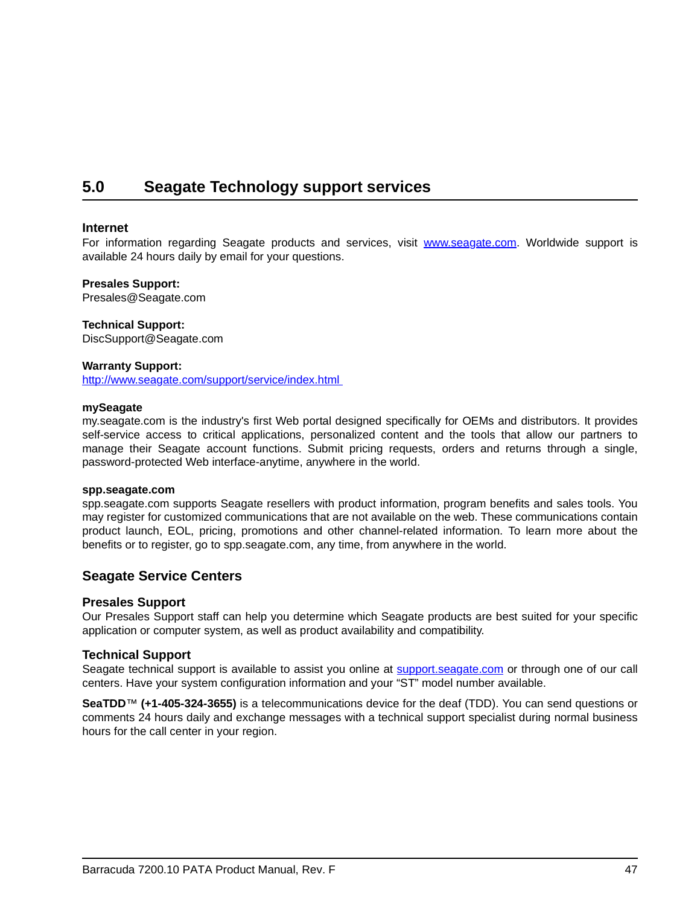# 5.0 Seagate Technology support services

### Internet

For information regarding Seagate products and services, visit [www.seagate.com](http://www.seagate.com). Worldwide support is available 24 hours daily by email for your questions.

**Presales Support:**
Presales@Seagate.com

**Technical Support:**
DiscSupport@Seagate.com

**Warranty Support:**
[http://www.seagate.com/support/service/index.html](http://www.seagate.com/support/service/index.html)

**mySeagate**
my.seagate.com is the industry's first Web portal designed specifically for OEMs and distributors. It provides self-service access to critical applications, personalized content and the tools that allow our partners to manage their Seagate account functions. Submit pricing requests, orders and returns through a single, password-protected Web interface-anytime, anywhere in the world.

**spp.seagate.com**
spp.seagate.com supports Seagate resellers with product information, program benefits and sales tools. You may register for customized communications that are not available on the web. These communications contain product launch, EOL, pricing, promotions and other channel-related information. To learn more about the benefits or to register, go to spp.seagate.com, any time, from anywhere in the world.

## Seagate Service Centers

### Presales Support

Our Presales Support staff can help you determine which Seagate products are best suited for your specific application or computer system, as well as product availability and compatibility.

### Technical Support

Seagate technical support is available to assist you online at [support.seagate.com](http://support.seagate.com) or through one of our call centers. Have your system configuration information and your “ST” model number available.

**SeaTDD**™ **(+1-405-324-3655)** is a telecommunications device for the deaf (TDD). You can send questions or comments 24 hours daily and exchange messages with a technical support specialist during normal business hours for the call center in your region.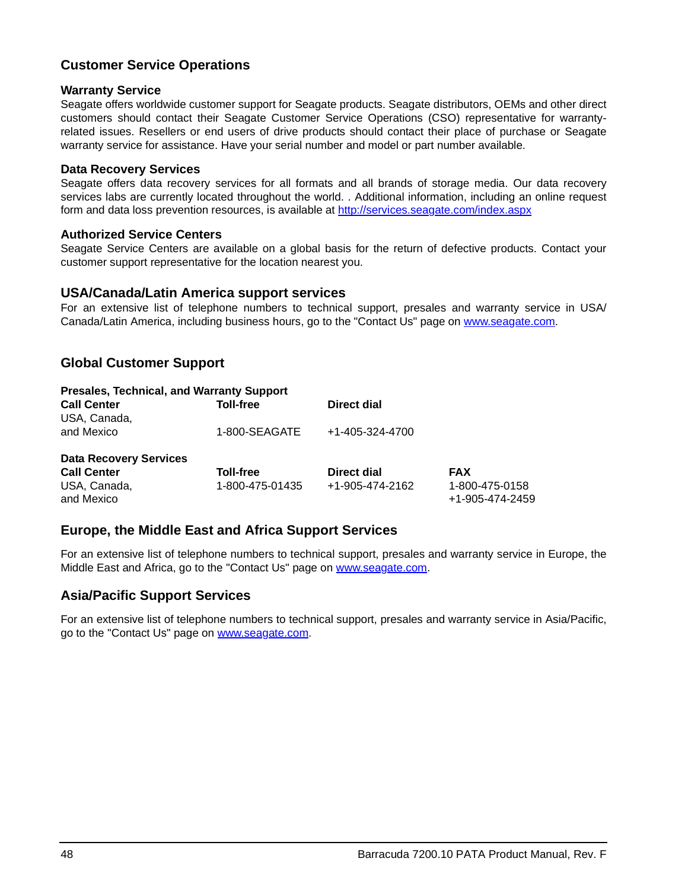## Customer Service Operations

### Warranty Service

Seagate offers worldwide customer support for Seagate products. Seagate distributors, OEMs and other direct customers should contact their Seagate Customer Service Operations (CSO) representative for warranty-related issues. Resellers or end users of drive products should contact their place of purchase or Seagate warranty service for assistance. Have your serial number and model or part number available.

### Data Recovery Services

Seagate offers data recovery services for all formats and all brands of storage media. Our data recovery services labs are currently located throughout the world. . Additional information, including an online request form and data loss prevention resources, is available at http://services.seagate.com/index.aspx

### Authorized Service Centers

Seagate Service Centers are available on a global basis for the return of defective products. Contact your customer support representative for the location nearest you.

## USA/Canada/Latin America support services

For an extensive list of telephone numbers to technical support, presales and warranty service in USA/ Canada/Latin America, including business hours, go to the "Contact Us" page on www.seagate.com.

## Global Customer Support

**Presales, Technical, and Warranty Support**

| Call Center | Toll-free | Direct dial |
|---|---|---|
| USA, Canada, and Mexico | 1-800-SEAGATE | +1-405-324-4700 |

**Data Recovery Services**

| Call Center | Toll-free | Direct dial | FAX |
|---|---|---|---|
| USA, Canada, and Mexico | 1-800-475-01435 | +1-905-474-2162 | 1-800-475-0158<br>+1-905-474-2459 |

## Europe, the Middle East and Africa Support Services

For an extensive list of telephone numbers to technical support, presales and warranty service in Europe, the Middle East and Africa, go to the "Contact Us" page on www.seagate.com.

## Asia/Pacific Support Services

For an extensive list of telephone numbers to technical support, presales and warranty service in Asia/Pacific, go to the "Contact Us" page on www.seagate.com.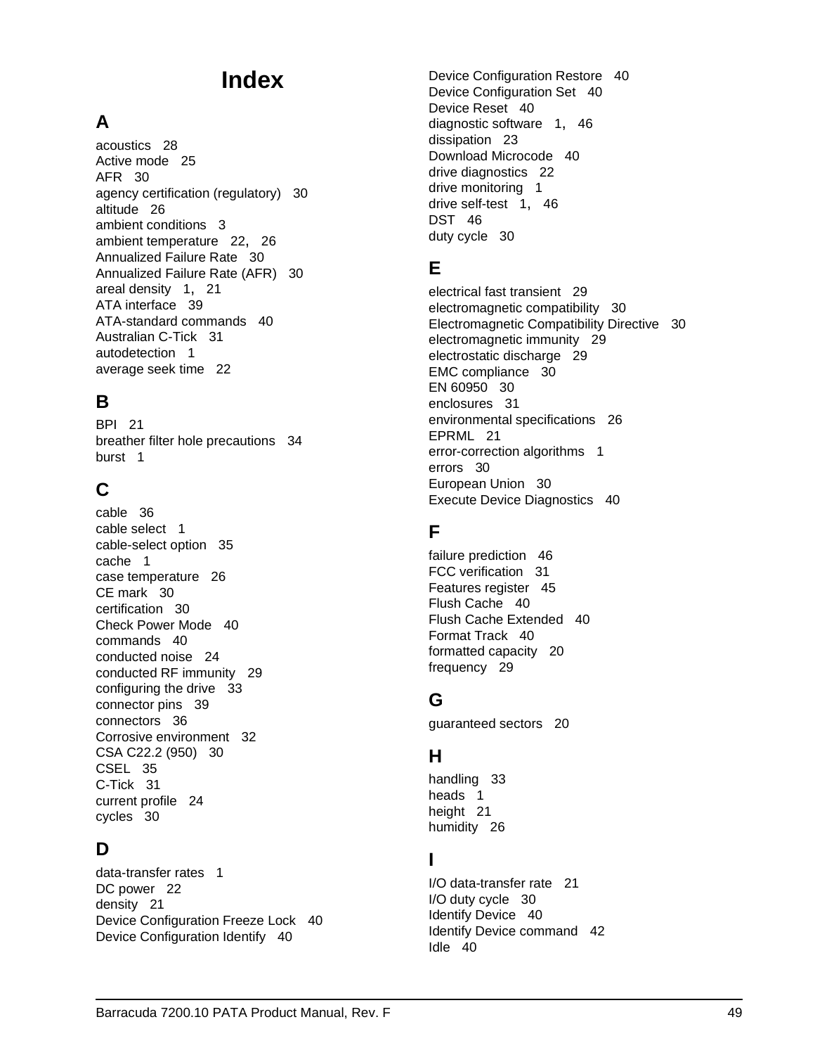# Index

## A

acoustics 28
Active mode 25
AFR 30
agency certification (regulatory) 30
altitude 26
ambient conditions 3
ambient temperature 22, 26
Annualized Failure Rate 30
Annualized Failure Rate (AFR) 30
areal density 1, 21
ATA interface 39
ATA-standard commands 40
Australian C-Tick 31
autodetection 1
average seek time 22

## B

BPI 21
breather filter hole precautions 34
burst 1

## C

cable 36
cable select 1
cable-select option 35
cache 1
case temperature 26
CE mark 30
certification 30
Check Power Mode 40
commands 40
conducted noise 24
conducted RF immunity 29
configuring the drive 33
connector pins 39
connectors 36
Corrosive environment 32
CSA C22.2 (950) 30
CSEL 35
C-Tick 31
current profile 24
cycles 30

## D

data-transfer rates 1
DC power 22
density 21
Device Configuration Freeze Lock 40
Device Configuration Identify 40
Device Configuration Restore 40
Device Configuration Set 40
Device Reset 40
diagnostic software 1, 46
dissipation 23
Download Microcode 40
drive diagnostics 22
drive monitoring 1
drive self-test 1, 46
DST 46
duty cycle 30

## E

electrical fast transient 29
electromagnetic compatibility 30
Electromagnetic Compatibility Directive 30
electromagnetic immunity 29
electrostatic discharge 29
EMC compliance 30
EN 60950 30
enclosures 31
environmental specifications 26
EPRML 21
error-correction algorithms 1
errors 30
European Union 30
Execute Device Diagnostics 40

## F

failure prediction 46
FCC verification 31
Features register 45
Flush Cache 40
Flush Cache Extended 40
Format Track 40
formatted capacity 20
frequency 29

## G

guaranteed sectors 20

## H

handling 33
heads 1
height 21
humidity 26

## I

I/O data-transfer rate 21
I/O duty cycle 30
Identify Device 40
Identify Device command 42
Idle 40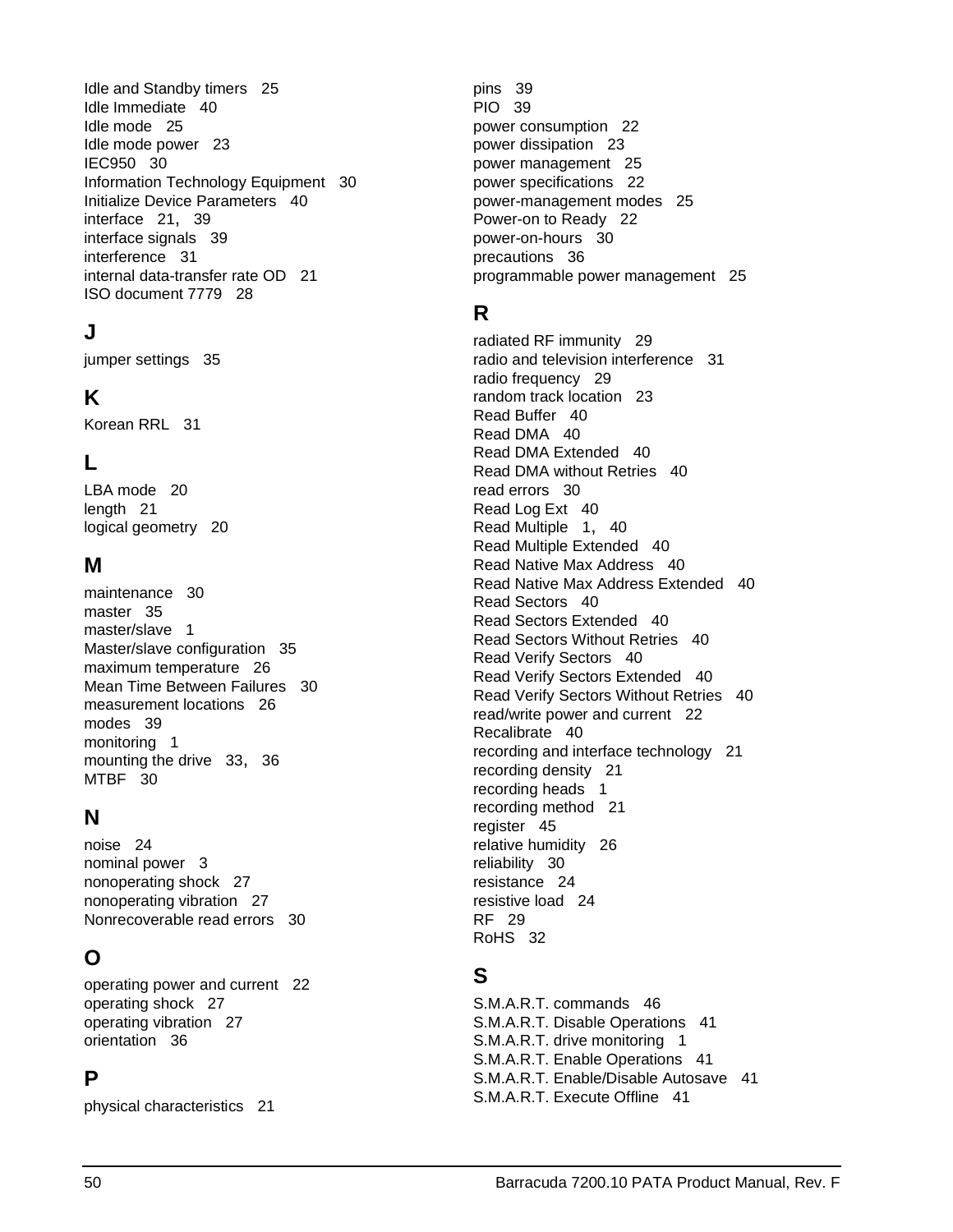Idle and Standby timers 25
Idle Immediate 40
Idle mode 25
Idle mode power 23
IEC950 30
Information Technology Equipment 30
Initialize Device Parameters 40
interface 21, 39
interface signals 39
interference 31
internal data-transfer rate OD 21
ISO document 7779 28

## J

jumper settings 35

## K

Korean RRL 31

## L

LBA mode 20
length 21
logical geometry 20

## M

maintenance 30
master 35
master/slave 1
Master/slave configuration 35
maximum temperature 26
Mean Time Between Failures 30
measurement locations 26
modes 39
monitoring 1
mounting the drive 33, 36
MTBF 30

## N

noise 24
nominal power 3
nonoperating shock 27
nonoperating vibration 27
Nonrecoverable read errors 30

## O

operating power and current 22
operating shock 27
operating vibration 27
orientation 36

## P

physical characteristics 21
pins 39
PIO 39
power consumption 22
power dissipation 23
power management 25
power specifications 22
power-management modes 25
Power-on to Ready 22
power-on-hours 30
precautions 36
programmable power management 25

## R

radiated RF immunity 29
radio and television interference 31
radio frequency 29
random track location 23
Read Buffer 40
Read DMA 40
Read DMA Extended 40
Read DMA without Retries 40
read errors 30
Read Log Ext 40
Read Multiple 1, 40
Read Multiple Extended 40
Read Native Max Address 40
Read Native Max Address Extended 40
Read Sectors 40
Read Sectors Extended 40
Read Sectors Without Retries 40
Read Verify Sectors 40
Read Verify Sectors Extended 40
Read Verify Sectors Without Retries 40
read/write power and current 22
Recalibrate 40
recording and interface technology 21
recording density 21
recording heads 1
recording method 21
register 45
relative humidity 26
reliability 30
resistance 24
resistive load 24
RF 29
RoHS 32

## S

S.M.A.R.T. commands 46
S.M.A.R.T. Disable Operations 41
S.M.A.R.T. drive monitoring 1
S.M.A.R.T. Enable Operations 41
S.M.A.R.T. Enable/Disable Autosave 41
S.M.A.R.T. Execute Offline 41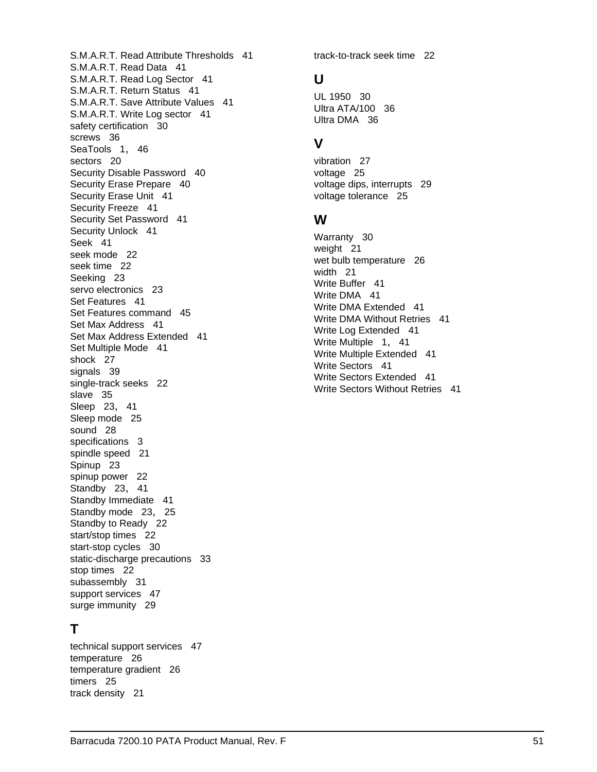S.M.A.R.T. Read Attribute Thresholds 41
S.M.A.R.T. Read Data 41
S.M.A.R.T. Read Log Sector 41
S.M.A.R.T. Return Status 41
S.M.A.R.T. Save Attribute Values 41
S.M.A.R.T. Write Log sector 41
safety certification 30
screws 36
SeaTools 1, 46
sectors 20
Security Disable Password 40
Security Erase Prepare 40
Security Erase Unit 41
Security Freeze 41
Security Set Password 41
Security Unlock 41
Seek 41
seek mode 22
seek time 22
Seeking 23
servo electronics 23
Set Features 41
Set Features command 45
Set Max Address 41
Set Max Address Extended 41
Set Multiple Mode 41
shock 27
signals 39
single-track seeks 22
slave 35
Sleep 23, 41
Sleep mode 25
sound 28
specifications 3
spindle speed 21
Spinup 23
spinup power 22
Standby 23, 41
Standby Immediate 41
Standby mode 23, 25
Standby to Ready 22
start/stop times 22
start-stop cycles 30
static-discharge precautions 33
stop times 22
subassembly 31
support services 47
surge immunity 29

## T

technical support services 47
temperature 26
temperature gradient 26
timers 25
track density 21
track-to-track seek time 22

## U

UL 1950 30
Ultra ATA/100 36
Ultra DMA 36

## V

vibration 27
voltage 25
voltage dips, interrupts 29
voltage tolerance 25

## W

Warranty 30
weight 21
wet bulb temperature 26
width 21
Write Buffer 41
Write DMA 41
Write DMA Extended 41
Write DMA Without Retries 41
Write Log Extended 41
Write Multiple 1, 41
Write Multiple Extended 41
Write Sectors 41
Write Sectors Extended 41
Write Sectors Without Retries 41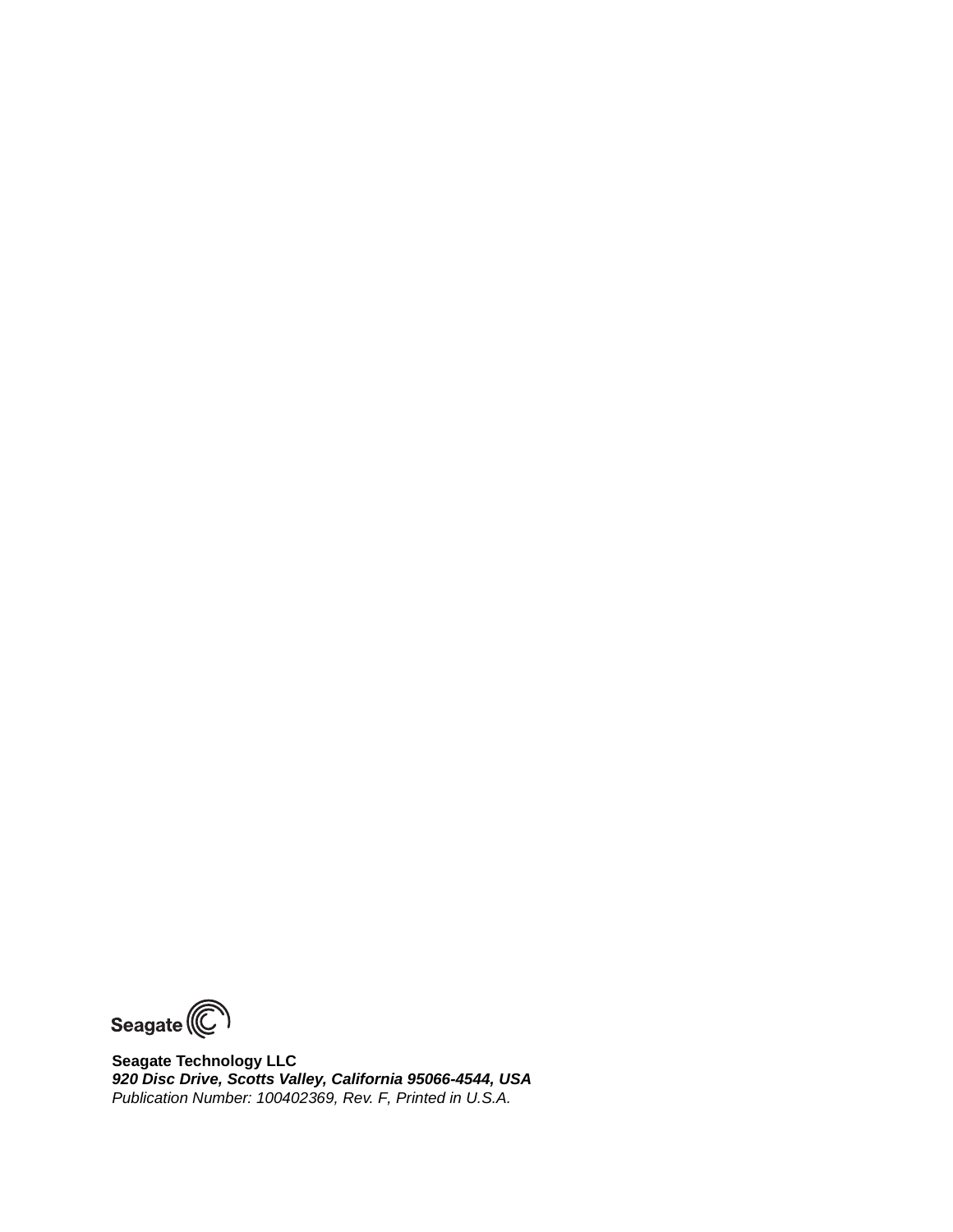Seagate

**Seagate Technology LLC**
***920 Disc Drive, Scotts Valley, California 95066-4544, USA***
*Publication Number: 100402369, Rev. F, Printed in U.S.A.*